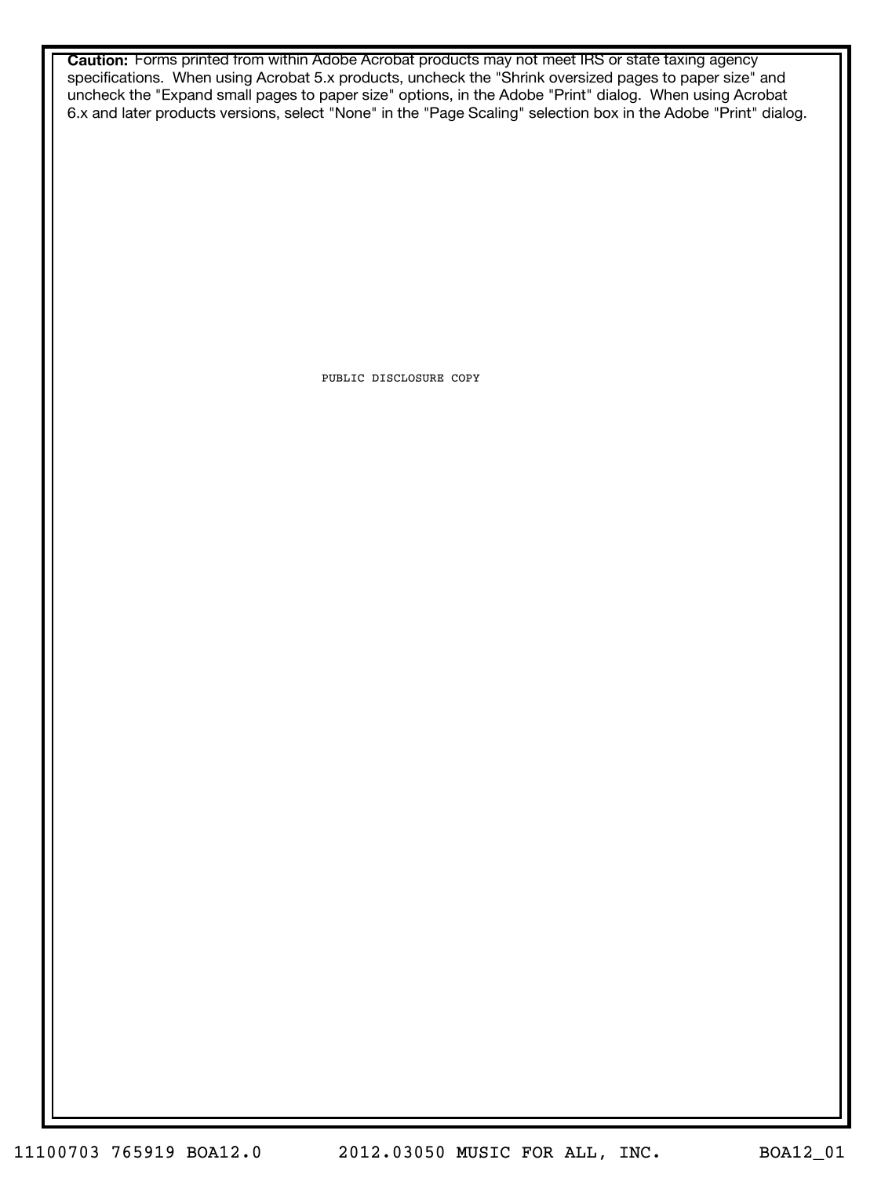**Caution:** Forms printed from within Adobe Acrobat products may not meet IRS or state taxing agency specifications. When using Acrobat 5.x products, uncheck the "Shrink oversized pages to paper size" and uncheck the "Expand small pages to paper size" options, in the Adobe "Print" dialog. When using Acrobat 6.x and later products versions, select "None" in the "Page Scaling" selection box in the Adobe "Print" dialog.

PUBLIC DISCLOSURE COPY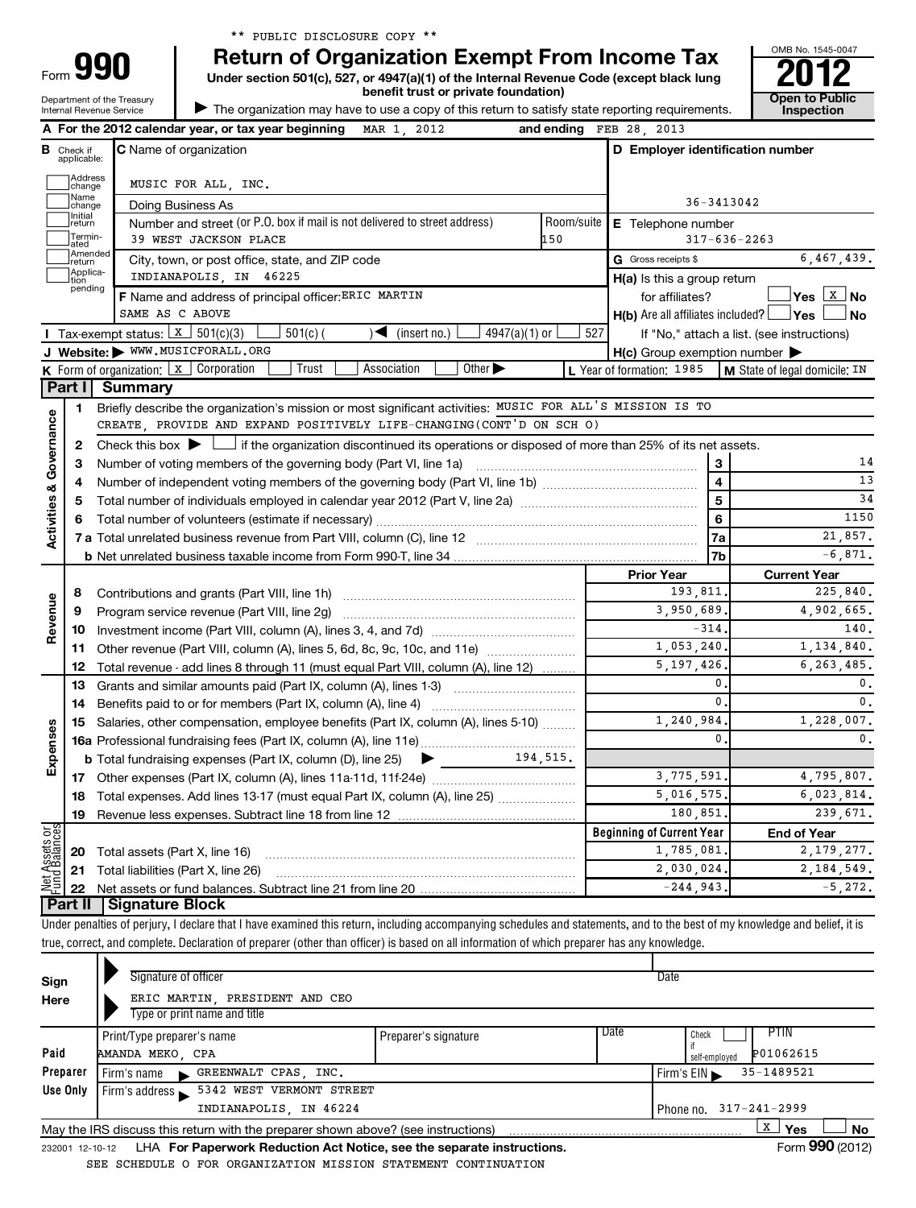\*\* PUBLIC DISCLOSURE COPY \*\*

# Form 990 — Return of Organization Exempt From Income Tax — 2012

Under section 501(c), 527, or 4947(a)(1) of the Internal Revenue Code (except black lung benefit trust or private foundation)

Department of the Treasury, Internal Revenue Service

The organization may have to use a copy of this return to satisfy state reporting requirements.

OMB No. 1545-0047 — Open to Public Inspection

**A** For the 2012 calendar year, or tax year beginning MAR 1, 2012 and ending FEB 28, 2013

**B** Check if applicable: Address change / Name change / Initial return / Terminated / Amended return / Application pending

**C** Name of organization: MUSIC FOR ALL, INC.

Doing Business As

Number and street (or P.O. box if mail is not delivered to street address): 39 WEST JACKSON PLACE — Room/suite: 150

City, town, or post office, state, and ZIP code: INDIANAPOLIS, IN 46225

**D** Employer identification number: 36-3413042

**E** Telephone number: 317-636-2263

**G** Gross receipts $ 6,467,439.

**F** Name and address of principal officer: ERIC MARTIN, SAME AS C ABOVE

**H(a)** Is this a group return for affiliates? Yes [ ] No [X]

**H(b)** Are all affiliates included? Yes [ ] No [ ] — If "No," attach a list. (see instructions)

**H(c)** Group exemption number

**I** Tax-exempt status: [X] 501(c)(3) [ ] 501(c) ( ) (insert no.) [ ] 4947(a)(1) or [ ] 527

**J** Website: WWW.MUSICFORALL.ORG

**K** Form of organization: [X] Corporation [ ] Trust [ ] Association [ ] Other

**L** Year of formation: 1985 **M** State of legal domicile: IN

## Part I Summary

**Activities & Governance**

1. Briefly describe the organization's mission or most significant activities: MUSIC FOR ALL'S MISSION IS TO CREATE, PROVIDE AND EXPAND POSITIVELY LIFE-CHANGING(CONT'D ON SCH O)
2. Check this box [ ] if the organization discontinued its operations or disposed of more than 25% of its net assets.

| Line | Description | | Value |
|---|---|---|---|
| 3 | Number of voting members of the governing body (Part VI, line 1a) | 3 | 14 |
| 4 | Number of independent voting members of the governing body (Part VI, line 1b) | 4 | 13 |
| 5 | Total number of individuals employed in calendar year 2012 (Part V, line 2a) | 5 | 34 |
| 6 | Total number of volunteers (estimate if necessary) | 6 | 1150 |
| 7a | Total unrelated business revenue from Part VIII, column (C), line 12 | 7a | 21,857. |
| 7b | Net unrelated business taxable income from Form 990-T, line 34 | 7b | -6,871. |

| | Line | Description | Prior Year | Current Year |
|---|---|---|---|---|
| Revenue | 8 | Contributions and grants (Part VIII, line 1h) | 193,811. | 225,840. |
| | 9 | Program service revenue (Part VIII, line 2g) | 3,950,689. | 4,902,665. |
| | 10 | Investment income (Part VIII, column (A), lines 3, 4, and 7d) | -314. | 140. |
| | 11 | Other revenue (Part VIII, column (A), lines 5, 6d, 8c, 9c, 10c, and 11e) | 1,053,240. | 1,134,840. |
| | 12 | Total revenue - add lines 8 through 11 (must equal Part VIII, column (A), line 12) | 5,197,426. | 6,263,485. |
| Expenses | 13 | Grants and similar amounts paid (Part IX, column (A), lines 1-3) | 0. | 0. |
| | 14 | Benefits paid to or for members (Part IX, column (A), line 4) | 0. | 0. |
| | 15 | Salaries, other compensation, employee benefits (Part IX, column (A), lines 5-10) | 1,240,984. | 1,228,007. |
| | 16a | Professional fundraising fees (Part IX, column (A), line 11e) | 0. | 0. |
| | b | Total fundraising expenses (Part IX, column (D), line 25) 194,515. | | |
| | 17 | Other expenses (Part IX, column (A), lines 11a-11d, 11f-24e) | 3,775,591. | 4,795,807. |
| | 18 | Total expenses. Add lines 13-17 (must equal Part IX, column (A), line 25) | 5,016,575. | 6,023,814. |
| | 19 | Revenue less expenses. Subtract line 18 from line 12 | 180,851. | 239,671. |
| | | | **Beginning of Current Year** | **End of Year** |
| Net Assets or Fund Balances | 20 | Total assets (Part X, line 16) | 1,785,081. | 2,179,277. |
| | 21 | Total liabilities (Part X, line 26) | 2,030,024. | 2,184,549. |
| | 22 | Net assets or fund balances. Subtract line 21 from line 20 | -244,943. | -5,272. |

## Part II Signature Block

Under penalties of perjury, I declare that I have examined this return, including accompanying schedules and statements, and to the best of my knowledge and belief, it is true, correct, and complete. Declaration of preparer (other than officer) is based on all information of which preparer has any knowledge.

**Sign Here**

Signature of officer — Date

ERIC MARTIN, PRESIDENT AND CEO

Type or print name and title

**Paid Preparer Use Only**

| Print/Type preparer's name | Preparer's signature | Date | Check if self-employed | PTIN |
|---|---|---|---|---|
| AMANDA MEKO, CPA | | | [ ] | P01062615 |

Firm's name: GREENWALT CPAS, INC. — Firm's EIN: 35-1489521

Firm's address: 5342 WEST VERMONT STREET, INDIANAPOLIS, IN 46224 — Phone no. 317-241-2999

May the IRS discuss this return with the preparer shown above? (see instructions) [X] Yes [ ] No

232001 12-10-12 LHA For Paperwork Reduction Act Notice, see the separate instructions. Form 990 (2012)

SEE SCHEDULE O FOR ORGANIZATION MISSION STATEMENT CONTINUATION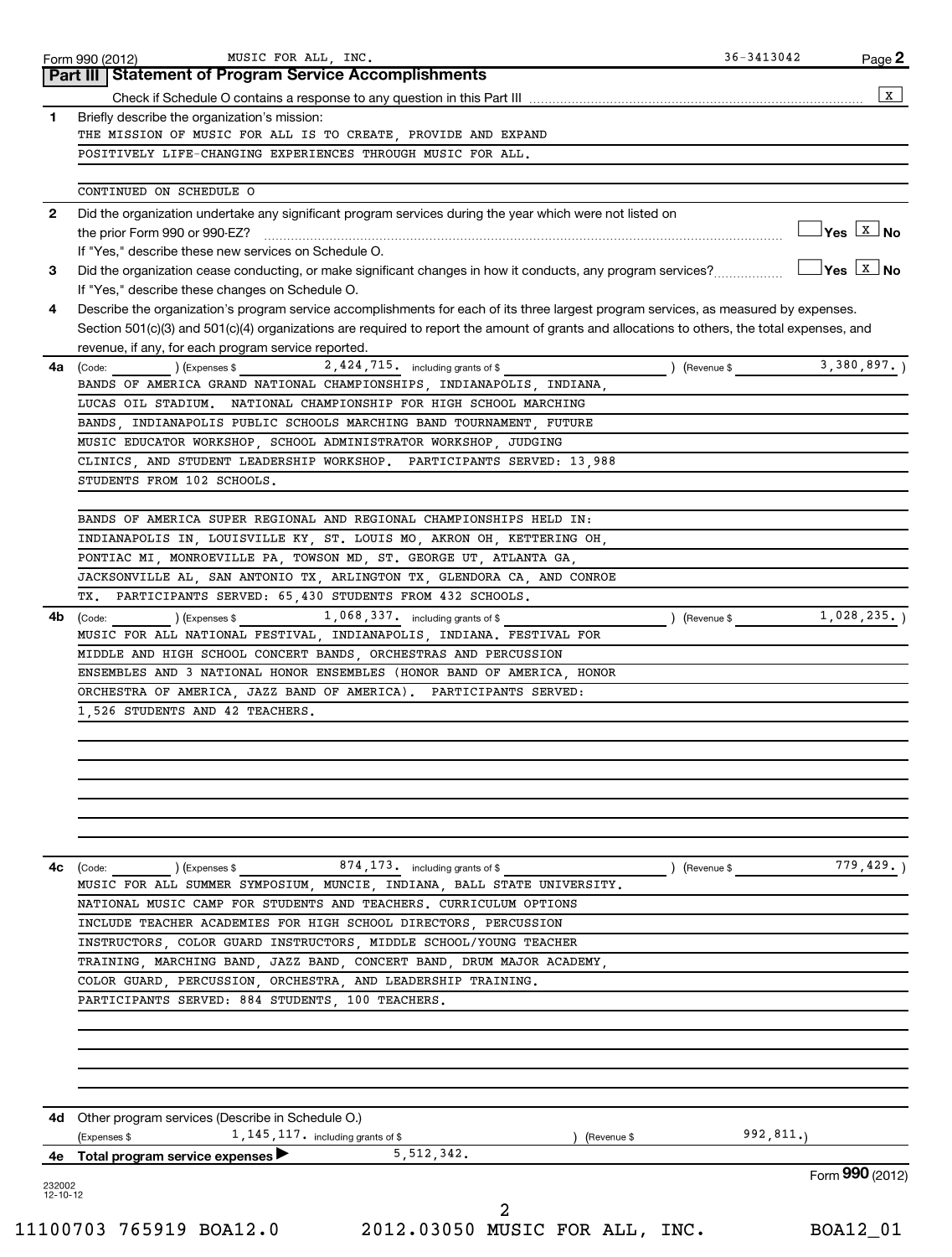Form 990 (2012) MUSIC FOR ALL, INC. 36-3413042 Page 2

## Part III | Statement of Program Service Accomplishments

Check if Schedule O contains a response to any question in this Part III ..... [X]

**1** Briefly describe the organization's mission:

THE MISSION OF MUSIC FOR ALL IS TO CREATE, PROVIDE AND EXPAND POSITIVELY LIFE-CHANGING EXPERIENCES THROUGH MUSIC FOR ALL.

CONTINUED ON SCHEDULE O

**2** Did the organization undertake any significant program services during the year which were not listed on the prior Form 990 or 990-EZ? ..... [ ] Yes [X] No

If "Yes," describe these new services on Schedule O.

**3** Did the organization cease conducting, or make significant changes in how it conducts, any program services? ..... [ ] Yes [X] No

If "Yes," describe these changes on Schedule O.

**4** Describe the organization's program service accomplishments for each of its three largest program services, as measured by expenses. Section 501(c)(3) and 501(c)(4) organizations are required to report the amount of grants and allocations to others, the total expenses, and revenue, if any, for each program service reported.

**4a** (Code: ) (Expenses $ 2,424,715. including grants of $ ) (Revenue $ 3,380,897. )

BANDS OF AMERICA GRAND NATIONAL CHAMPIONSHIPS, INDIANAPOLIS, INDIANA, LUCAS OIL STADIUM. NATIONAL CHAMPIONSHIP FOR HIGH SCHOOL MARCHING BANDS, INDIANAPOLIS PUBLIC SCHOOLS MARCHING BAND TOURNAMENT, FUTURE MUSIC EDUCATOR WORKSHOP, SCHOOL ADMINISTRATOR WORKSHOP, JUDGING CLINICS, AND STUDENT LEADERSHIP WORKSHOP. PARTICIPANTS SERVED: 13,988 STUDENTS FROM 102 SCHOOLS.

BANDS OF AMERICA SUPER REGIONAL AND REGIONAL CHAMPIONSHIPS HELD IN: INDIANAPOLIS IN, LOUISVILLE KY, ST. LOUIS MO, AKRON OH, KETTERING OH, PONTIAC MI, MONROEVILLE PA, TOWSON MD, ST. GEORGE UT, ATLANTA GA, JACKSONVILLE AL, SAN ANTONIO TX, ARLINGTON TX, GLENDORA CA, AND CONROE TX. PARTICIPANTS SERVED: 65,430 STUDENTS FROM 432 SCHOOLS.

**4b** (Code: ) (Expenses $ 1,068,337. including grants of $ ) (Revenue $ 1,028,235. )

MUSIC FOR ALL NATIONAL FESTIVAL, INDIANAPOLIS, INDIANA. FESTIVAL FOR MIDDLE AND HIGH SCHOOL CONCERT BANDS, ORCHESTRAS AND PERCUSSION ENSEMBLES AND 3 NATIONAL HONOR ENSEMBLES (HONOR BAND OF AMERICA, HONOR ORCHESTRA OF AMERICA, JAZZ BAND OF AMERICA). PARTICIPANTS SERVED: 1,526 STUDENTS AND 42 TEACHERS.

**4c** (Code: ) (Expenses $ 874,173. including grants of $ ) (Revenue $ 779,429. )

MUSIC FOR ALL SUMMER SYMPOSIUM, MUNCIE, INDIANA, BALL STATE UNIVERSITY. NATIONAL MUSIC CAMP FOR STUDENTS AND TEACHERS. CURRICULUM OPTIONS INCLUDE TEACHER ACADEMIES FOR HIGH SCHOOL DIRECTORS, PERCUSSION INSTRUCTORS, COLOR GUARD INSTRUCTORS, MIDDLE SCHOOL/YOUNG TEACHER TRAINING, MARCHING BAND, JAZZ BAND, CONCERT BAND, DRUM MAJOR ACADEMY, COLOR GUARD, PERCUSSION, ORCHESTRA, AND LEADERSHIP TRAINING. PARTICIPANTS SERVED: 884 STUDENTS, 100 TEACHERS.

**4d** Other program services (Describe in Schedule O.)

(Expenses $ 1,145,117. including grants of $ ) (Revenue $ 992,811.)

**4e** Total program service expenses ▶ 5,512,342.

Form **990** (2012)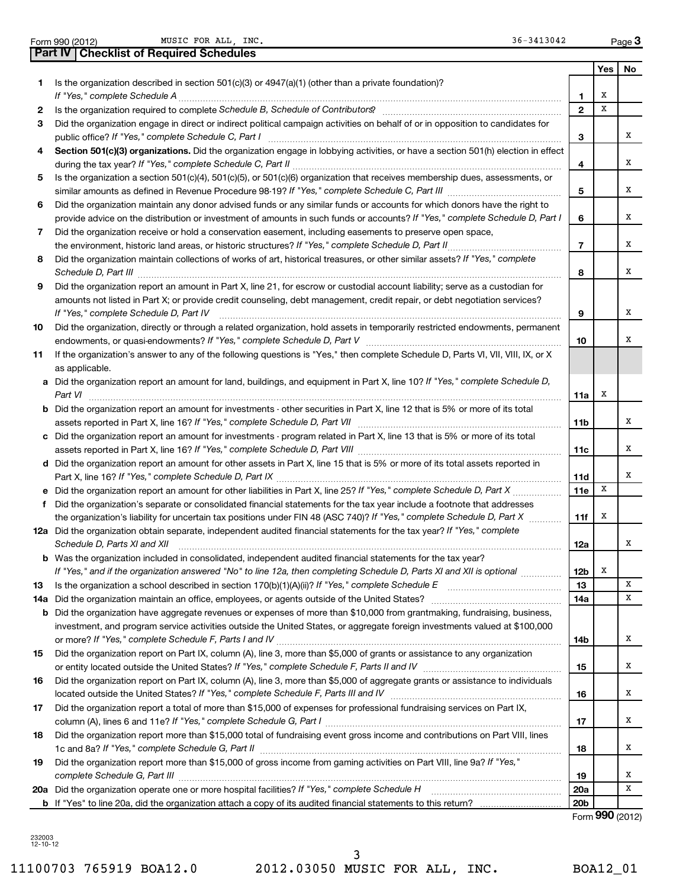Form 990 (2012) MUSIC FOR ALL, INC. 36-3413042 Page 3

## Part IV Checklist of Required Schedules

| | | | Yes | No |
|---|---|---|---|---|
| 1 | Is the organization described in section 501(c)(3) or 4947(a)(1) (other than a private foundation)? *If "Yes," complete Schedule A* | 1 | X | |
| 2 | Is the organization required to complete *Schedule B, Schedule of Contributors*? | 2 | X | |
| 3 | Did the organization engage in direct or indirect political campaign activities on behalf of or in opposition to candidates for public office? *If "Yes," complete Schedule C, Part I* | 3 | | X |
| 4 | **Section 501(c)(3) organizations.** Did the organization engage in lobbying activities, or have a section 501(h) election in effect during the tax year? *If "Yes," complete Schedule C, Part II* | 4 | | X |
| 5 | Is the organization a section 501(c)(4), 501(c)(5), or 501(c)(6) organization that receives membership dues, assessments, or similar amounts as defined in Revenue Procedure 98-19? *If "Yes," complete Schedule C, Part III* | 5 | | X |
| 6 | Did the organization maintain any donor advised funds or any similar funds or accounts for which donors have the right to provide advice on the distribution or investment of amounts in such funds or accounts? *If "Yes," complete Schedule D, Part I* | 6 | | X |
| 7 | Did the organization receive or hold a conservation easement, including easements to preserve open space, the environment, historic land areas, or historic structures? *If "Yes," complete Schedule D, Part II* | 7 | | X |
| 8 | Did the organization maintain collections of works of art, historical treasures, or other similar assets? *If "Yes," complete Schedule D, Part III* | 8 | | X |
| 9 | Did the organization report an amount in Part X, line 21, for escrow or custodial account liability; serve as a custodian for amounts not listed in Part X; or provide credit counseling, debt management, credit repair, or debt negotiation services? *If "Yes," complete Schedule D, Part IV* | 9 | | X |
| 10 | Did the organization, directly or through a related organization, hold assets in temporarily restricted endowments, permanent endowments, or quasi-endowments? *If "Yes," complete Schedule D, Part V* | 10 | | X |
| 11 | If the organization's answer to any of the following questions is "Yes," then complete Schedule D, Parts VI, VII, VIII, IX, or X as applicable. | | | |
| a | Did the organization report an amount for land, buildings, and equipment in Part X, line 10? *If "Yes," complete Schedule D, Part VI* | 11a | X | |
| b | Did the organization report an amount for investments - other securities in Part X, line 12 that is 5% or more of its total assets reported in Part X, line 16? *If "Yes," complete Schedule D, Part VII* | 11b | | X |
| c | Did the organization report an amount for investments - program related in Part X, line 13 that is 5% or more of its total assets reported in Part X, line 16? *If "Yes," complete Schedule D, Part VIII* | 11c | | X |
| d | Did the organization report an amount for other assets in Part X, line 15 that is 5% or more of its total assets reported in Part X, line 16? *If "Yes," complete Schedule D, Part IX* | 11d | | X |
| e | Did the organization report an amount for other liabilities in Part X, line 25? *If "Yes," complete Schedule D, Part X* | 11e | X | |
| f | Did the organization's separate or consolidated financial statements for the tax year include a footnote that addresses the organization's liability for uncertain tax positions under FIN 48 (ASC 740)? *If "Yes," complete Schedule D, Part X* | 11f | X | |
| 12a | Did the organization obtain separate, independent audited financial statements for the tax year? *If "Yes," complete Schedule D, Parts XI and XII* | 12a | | X |
| b | Was the organization included in consolidated, independent audited financial statements for the tax year? *If "Yes," and if the organization answered "No" to line 12a, then completing Schedule D, Parts XI and XII is optional* | 12b | X | |
| 13 | Is the organization a school described in section 170(b)(1)(A)(ii)? *If "Yes," complete Schedule E* | 13 | | X |
| 14a | Did the organization maintain an office, employees, or agents outside of the United States? | 14a | | X |
| b | Did the organization have aggregate revenues or expenses of more than $10,000 from grantmaking, fundraising, business, investment, and program service activities outside the United States, or aggregate foreign investments valued at $100,000 or more? *If "Yes," complete Schedule F, Parts I and IV* | 14b | | X |
| 15 | Did the organization report on Part IX, column (A), line 3, more than $5,000 of grants or assistance to any organization or entity located outside the United States? *If "Yes," complete Schedule F, Parts II and IV* | 15 | | X |
| 16 | Did the organization report on Part IX, column (A), line 3, more than $5,000 of aggregate grants or assistance to individuals located outside the United States? *If "Yes," complete Schedule F, Parts III and IV* | 16 | | X |
| 17 | Did the organization report a total of more than $15,000 of expenses for professional fundraising services on Part IX, column (A), lines 6 and 11e? *If "Yes," complete Schedule G, Part I* | 17 | | X |
| 18 | Did the organization report more than $15,000 total of fundraising event gross income and contributions on Part VIII, lines 1c and 8a? *If "Yes," complete Schedule G, Part II* | 18 | | X |
| 19 | Did the organization report more than $15,000 of gross income from gaming activities on Part VIII, line 9a? *If "Yes," complete Schedule G, Part III* | 19 | | X |
| 20a | Did the organization operate one or more hospital facilities? *If "Yes," complete Schedule H* | 20a | | X |
| b | If "Yes" to line 20a, did the organization attach a copy of its audited financial statements to this return? | 20b | | |

Form **990** (2012)

232003 12-10-12

11100703 765919 BOA12.0 2012.03050 MUSIC FOR ALL, INC. BOA12_01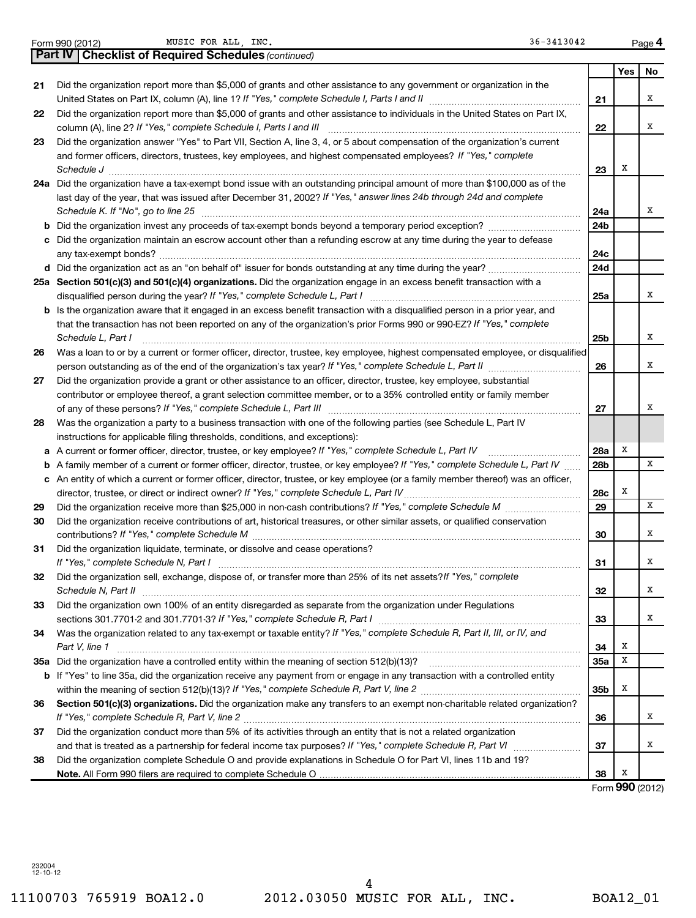Form 990 (2012) MUSIC FOR ALL, INC. 36-3413042 Page 4

**Part IV | Checklist of Required Schedules** *(continued)*

| | | | Yes | No |
|---|---|---|---|---|
| 21 | Did the organization report more than $5,000 of grants and other assistance to any government or organization in the United States on Part IX, column (A), line 1? *If "Yes," complete Schedule I, Parts I and II* | 21 | | X |
| 22 | Did the organization report more than $5,000 of grants and other assistance to individuals in the United States on Part IX, column (A), line 2? *If "Yes," complete Schedule I, Parts I and III* | 22 | | X |
| 23 | Did the organization answer "Yes" to Part VII, Section A, line 3, 4, or 5 about compensation of the organization's current and former officers, directors, trustees, key employees, and highest compensated employees? *If "Yes," complete Schedule J* | 23 | X | |
| 24a | Did the organization have a tax-exempt bond issue with an outstanding principal amount of more than $100,000 as of the last day of the year, that was issued after December 31, 2002? *If "Yes," answer lines 24b through 24d and complete Schedule K. If "No", go to line 25* | 24a | | X |
| b | Did the organization invest any proceeds of tax-exempt bonds beyond a temporary period exception? | 24b | | |
| c | Did the organization maintain an escrow account other than a refunding escrow at any time during the year to defease any tax-exempt bonds? | 24c | | |
| d | Did the organization act as an "on behalf of" issuer for bonds outstanding at any time during the year? | 24d | | |
| 25a | **Section 501(c)(3) and 501(c)(4) organizations.** Did the organization engage in an excess benefit transaction with a disqualified person during the year? *If "Yes," complete Schedule L, Part I* | 25a | | X |
| b | Is the organization aware that it engaged in an excess benefit transaction with a disqualified person in a prior year, and that the transaction has not been reported on any of the organization's prior Forms 990 or 990-EZ? *If "Yes," complete Schedule L, Part I* | 25b | | X |
| 26 | Was a loan to or by a current or former officer, director, trustee, key employee, highest compensated employee, or disqualified person outstanding as of the end of the organization's tax year? *If "Yes," complete Schedule L, Part II* | 26 | | X |
| 27 | Did the organization provide a grant or other assistance to an officer, director, trustee, key employee, substantial contributor or employee thereof, a grant selection committee member, or to a 35% controlled entity or family member of any of these persons? *If "Yes," complete Schedule L, Part III* | 27 | | X |
| 28 | Was the organization a party to a business transaction with one of the following parties (see Schedule L, Part IV instructions for applicable filing thresholds, conditions, and exceptions): | | | |
| a | A current or former officer, director, trustee, or key employee? *If "Yes," complete Schedule L, Part IV* | 28a | X | |
| b | A family member of a current or former officer, director, trustee, or key employee? *If "Yes," complete Schedule L, Part IV* | 28b | | X |
| c | An entity of which a current or former officer, director, trustee, or key employee (or a family member thereof) was an officer, director, trustee, or direct or indirect owner? *If "Yes," complete Schedule L, Part IV* | 28c | X | |
| 29 | Did the organization receive more than $25,000 in non-cash contributions? *If "Yes," complete Schedule M* | 29 | | X |
| 30 | Did the organization receive contributions of art, historical treasures, or other similar assets, or qualified conservation contributions? *If "Yes," complete Schedule M* | 30 | | X |
| 31 | Did the organization liquidate, terminate, or dissolve and cease operations? *If "Yes," complete Schedule N, Part I* | 31 | | X |
| 32 | Did the organization sell, exchange, dispose of, or transfer more than 25% of its net assets? *If "Yes," complete Schedule N, Part II* | 32 | | X |
| 33 | Did the organization own 100% of an entity disregarded as separate from the organization under Regulations sections 301.7701-2 and 301.7701-3? *If "Yes," complete Schedule R, Part I* | 33 | | X |
| 34 | Was the organization related to any tax-exempt or taxable entity? *If "Yes," complete Schedule R, Part II, III, or IV, and Part V, line 1* | 34 | X | |
| 35a | Did the organization have a controlled entity within the meaning of section 512(b)(13)? | 35a | X | |
| b | If "Yes" to line 35a, did the organization receive any payment from or engage in any transaction with a controlled entity within the meaning of section 512(b)(13)? *If "Yes," complete Schedule R, Part V, line 2* | 35b | X | |
| 36 | **Section 501(c)(3) organizations.** Did the organization make any transfers to an exempt non-charitable related organization? *If "Yes," complete Schedule R, Part V, line 2* | 36 | | X |
| 37 | Did the organization conduct more than 5% of its activities through an entity that is not a related organization and that is treated as a partnership for federal income tax purposes? *If "Yes," complete Schedule R, Part VI* | 37 | | X |
| 38 | Did the organization complete Schedule O and provide explanations in Schedule O for Part VI, lines 11b and 19? **Note.** All Form 990 filers are required to complete Schedule O | 38 | X | |

Form **990** (2012)

232004 12-10-12

11100703 765919 BOA12.0 2012.03050 MUSIC FOR ALL, INC. BOA12_01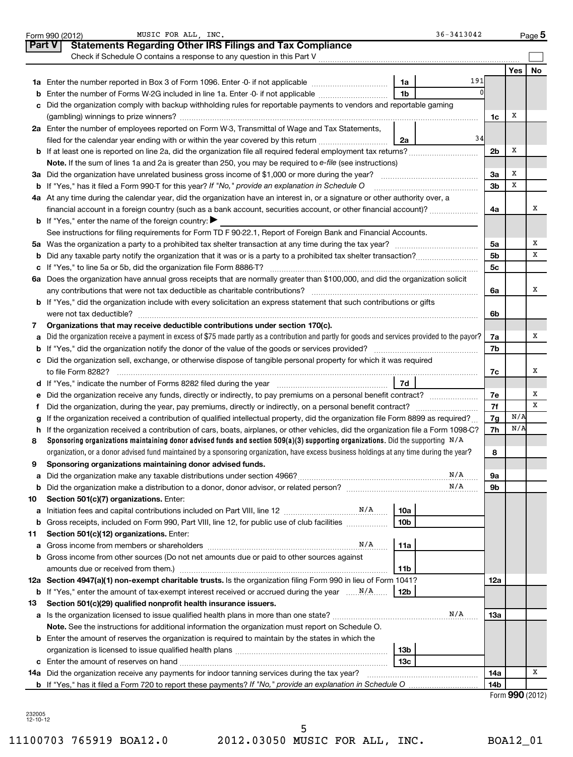Form 990 (2012) MUSIC FOR ALL, INC. 36-3413042 Page 5

## Part V Statements Regarding Other IRS Filings and Tax Compliance

Check if Schedule O contains a response to any question in this Part V

| | | | | | Yes | No |
|---|---|---|---|---|---|---|
| **1a** | Enter the number reported in Box 3 of Form 1096. Enter -0- if not applicable | 1a | 191 | | | |
| **b** | Enter the number of Forms W-2G included in line 1a. Enter -0- if not applicable | 1b | 0 | | | |
| **c** | Did the organization comply with backup withholding rules for reportable payments to vendors and reportable gaming (gambling) winnings to prize winners? | | | 1c | X | |
| **2a** | Enter the number of employees reported on Form W-3, Transmittal of Wage and Tax Statements, filed for the calendar year ending with or within the year covered by this return | 2a | 34 | | | |
| **b** | If at least one is reported on line 2a, did the organization file all required federal employment tax returns? | | | 2b | X | |
| | **Note.** If the sum of lines 1a and 2a is greater than 250, you may be required to *e-file* (see instructions) | | | | | |
| **3a** | Did the organization have unrelated business gross income of $1,000 or more during the year? | | | 3a | X | |
| **b** | If "Yes," has it filed a Form 990-T for this year? *If "No," provide an explanation in Schedule O* | | | 3b | X | |
| **4a** | At any time during the calendar year, did the organization have an interest in, or a signature or other authority over, a financial account in a foreign country (such as a bank account, securities account, or other financial account)? | | | 4a | | X |
| **b** | If "Yes," enter the name of the foreign country: ▶ | | | | | |
| | See instructions for filing requirements for Form TD F 90-22.1, Report of Foreign Bank and Financial Accounts. | | | | | |
| **5a** | Was the organization a party to a prohibited tax shelter transaction at any time during the tax year? | | | 5a | | X |
| **b** | Did any taxable party notify the organization that it was or is a party to a prohibited tax shelter transaction? | | | 5b | | X |
| **c** | If "Yes," to line 5a or 5b, did the organization file Form 8886-T? | | | 5c | | |
| **6a** | Does the organization have annual gross receipts that are normally greater than $100,000, and did the organization solicit any contributions that were not tax deductible as charitable contributions? | | | 6a | | X |
| **b** | If "Yes," did the organization include with every solicitation an express statement that such contributions or gifts were not tax deductible? | | | 6b | | |
| **7** | **Organizations that may receive deductible contributions under section 170(c).** | | | | | |
| **a** | Did the organization receive a payment in excess of $75 made partly as a contribution and partly for goods and services provided to the payor? | | | 7a | | X |
| **b** | If "Yes," did the organization notify the donor of the value of the goods or services provided? | | | 7b | | |
| **c** | Did the organization sell, exchange, or otherwise dispose of tangible personal property for which it was required to file Form 8282? | | | 7c | | X |
| **d** | If "Yes," indicate the number of Forms 8282 filed during the year | 7d | | | | |
| **e** | Did the organization receive any funds, directly or indirectly, to pay premiums on a personal benefit contract? | | | 7e | | X |
| **f** | Did the organization, during the year, pay premiums, directly or indirectly, on a personal benefit contract? | | | 7f | | X |
| **g** | If the organization received a contribution of qualified intellectual property, did the organization file Form 8899 as required? | | | 7g | N/A | |
| **h** | If the organization received a contribution of cars, boats, airplanes, or other vehicles, did the organization file a Form 1098-C? | | | 7h | N/A | |
| **8** | **Sponsoring organizations maintaining donor advised funds and section 509(a)(3) supporting organizations.** Did the supporting organization, or a donor advised fund maintained by a sponsoring organization, have excess business holdings at any time during the year? N/A | | | 8 | | |
| **9** | **Sponsoring organizations maintaining donor advised funds.** | | | | | |
| **a** | Did the organization make any taxable distributions under section 4966? N/A | | | 9a | | |
| **b** | Did the organization make a distribution to a donor, donor advisor, or related person? N/A | | | 9b | | |
| **10** | **Section 501(c)(7) organizations.** Enter: | | | | | |
| **a** | Initiation fees and capital contributions included on Part VIII, line 12 N/A | 10a | | | | |
| **b** | Gross receipts, included on Form 990, Part VIII, line 12, for public use of club facilities | 10b | | | | |
| **11** | **Section 501(c)(12) organizations.** Enter: | | | | | |
| **a** | Gross income from members or shareholders N/A | 11a | | | | |
| **b** | Gross income from other sources (Do not net amounts due or paid to other sources against amounts due or received from them.) | 11b | | | | |
| **12a** | **Section 4947(a)(1) non-exempt charitable trusts.** Is the organization filing Form 990 in lieu of Form 1041? | | | 12a | | |
| **b** | If "Yes," enter the amount of tax-exempt interest received or accrued during the year N/A | 12b | | | | |
| **13** | **Section 501(c)(29) qualified nonprofit health insurance issuers.** | | | | | |
| **a** | Is the organization licensed to issue qualified health plans in more than one state? N/A | | | 13a | | |
| | **Note.** See the instructions for additional information the organization must report on Schedule O. | | | | | |
| **b** | Enter the amount of reserves the organization is required to maintain by the states in which the organization is licensed to issue qualified health plans | 13b | | | | |
| **c** | Enter the amount of reserves on hand | 13c | | | | |
| **14a** | Did the organization receive any payments for indoor tanning services during the tax year? | | | 14a | | X |
| **b** | If "Yes," has it filed a Form 720 to report these payments? *If "No," provide an explanation in Schedule O* | | | 14b | | |

Form **990** (2012)

232005 12-10-12

11100703 765919 BOA12.0 2012.03050 MUSIC FOR ALL, INC. BOA12_01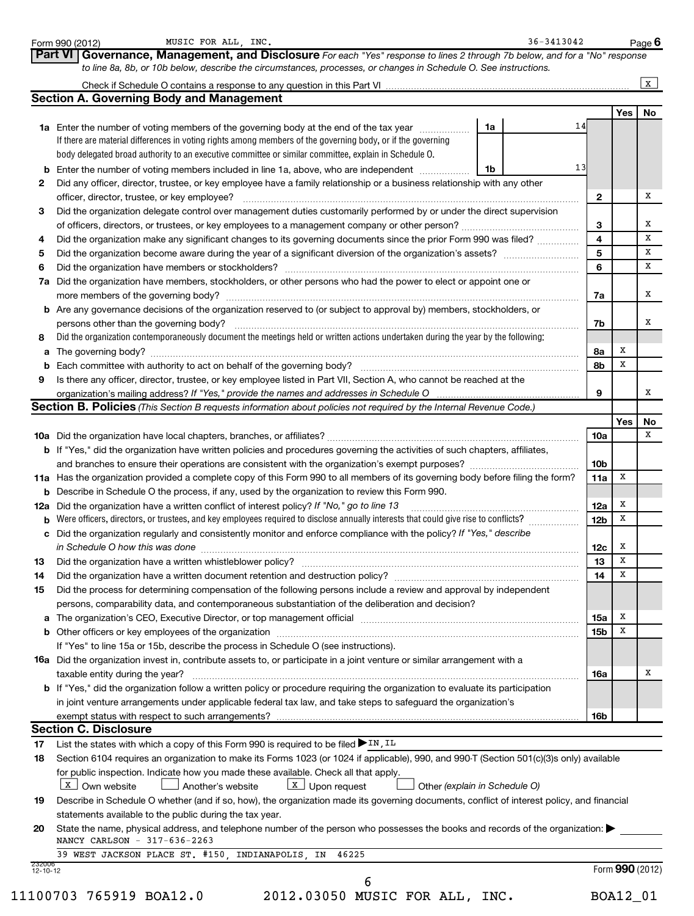Form 990 (2012) MUSIC FOR ALL, INC. 36-3413042 Page 6

**Part VI** **Governance, Management, and Disclosure** *For each "Yes" response to lines 2 through 7b below, and for a "No" response to line 8a, 8b, or 10b below, describe the circumstances, processes, or changes in Schedule O. See instructions.*

Check if Schedule O contains a response to any question in this Part VI .......... [X]

## Section A. Governing Body and Management

| | | | | Yes | No |
|---|---|---|---|---|---|
| **1a** | Enter the number of voting members of the governing body at the end of the tax year .......... **1a** 14 If there are material differences in voting rights among members of the governing body, or if the governing body delegated broad authority to an executive committee or similar committee, explain in Schedule O. | | | | |
| **b** | Enter the number of voting members included in line 1a, above, who are independent .......... **1b** 13 | | | | |
| **2** | Did any officer, director, trustee, or key employee have a family relationship or a business relationship with any other officer, director, trustee, or key employee? | **2** | | | X |
| **3** | Did the organization delegate control over management duties customarily performed by or under the direct supervision of officers, directors, or trustees, or key employees to a management company or other person? | **3** | | | X |
| **4** | Did the organization make any significant changes to its governing documents since the prior Form 990 was filed? | **4** | | | X |
| **5** | Did the organization become aware during the year of a significant diversion of the organization's assets? | **5** | | | X |
| **6** | Did the organization have members or stockholders? | **6** | | | X |
| **7a** | Did the organization have members, stockholders, or other persons who had the power to elect or appoint one or more members of the governing body? | **7a** | | | X |
| **b** | Are any governance decisions of the organization reserved to (or subject to approval by) members, stockholders, or persons other than the governing body? | **7b** | | | X |
| **8** | Did the organization contemporaneously document the meetings held or written actions undertaken during the year by the following: | | | | |
| **a** | The governing body? | **8a** | | X | |
| **b** | Each committee with authority to act on behalf of the governing body? | **8b** | | X | |
| **9** | Is there any officer, director, trustee, or key employee listed in Part VII, Section A, who cannot be reached at the organization's mailing address? *If "Yes," provide the names and addresses in Schedule O* | **9** | | | X |

## Section B. Policies *(This Section B requests information about policies not required by the Internal Revenue Code.)*

| | | | Yes | No |
|---|---|---|---|---|
| **10a** | Did the organization have local chapters, branches, or affiliates? | **10a** | | X |
| **b** | If "Yes," did the organization have written policies and procedures governing the activities of such chapters, affiliates, and branches to ensure their operations are consistent with the organization's exempt purposes? | **10b** | | |
| **11a** | Has the organization provided a complete copy of this Form 990 to all members of its governing body before filing the form? | **11a** | X | |
| **b** | Describe in Schedule O the process, if any, used by the organization to review this Form 990. | | | |
| **12a** | Did the organization have a written conflict of interest policy? *If "No," go to line 13* | **12a** | X | |
| **b** | Were officers, directors, or trustees, and key employees required to disclose annually interests that could give rise to conflicts? | **12b** | X | |
| **c** | Did the organization regularly and consistently monitor and enforce compliance with the policy? *If "Yes," describe in Schedule O how this was done* | **12c** | X | |
| **13** | Did the organization have a written whistleblower policy? | **13** | X | |
| **14** | Did the organization have a written document retention and destruction policy? | **14** | X | |
| **15** | Did the process for determining compensation of the following persons include a review and approval by independent persons, comparability data, and contemporaneous substantiation of the deliberation and decision? | | | |
| **a** | The organization's CEO, Executive Director, or top management official | **15a** | X | |
| **b** | Other officers or key employees of the organization | **15b** | X | |
| | If "Yes" to line 15a or 15b, describe the process in Schedule O (see instructions). | | | |
| **16a** | Did the organization invest in, contribute assets to, or participate in a joint venture or similar arrangement with a taxable entity during the year? | **16a** | | X |
| **b** | If "Yes," did the organization follow a written policy or procedure requiring the organization to evaluate its participation in joint venture arrangements under applicable federal tax law, and take steps to safeguard the organization's exempt status with respect to such arrangements? | **16b** | | |

## Section C. Disclosure

**17** List the states with which a copy of this Form 990 is required to be filed ▶ IN, IL

**18** Section 6104 requires an organization to make its Forms 1023 (or 1024 if applicable), 990, and 990-T (Section 501(c)(3)s only) available for public inspection. Indicate how you made these available. Check all that apply.

[X] Own website [ ] Another's website [X] Upon request [ ] Other *(explain in Schedule O)*

**19** Describe in Schedule O whether (and if so, how), the organization made its governing documents, conflict of interest policy, and financial statements available to the public during the tax year.

**20** State the name, physical address, and telephone number of the person who possesses the books and records of the organization: ▶
NANCY CARLSON - 317-636-2263
39 WEST JACKSON PLACE ST. #150, INDIANAPOLIS, IN 46225

232006 12-10-12 Form **990** (2012)

11100703 765919 BOA12.0 2012.03050 MUSIC FOR ALL, INC. BOA12_01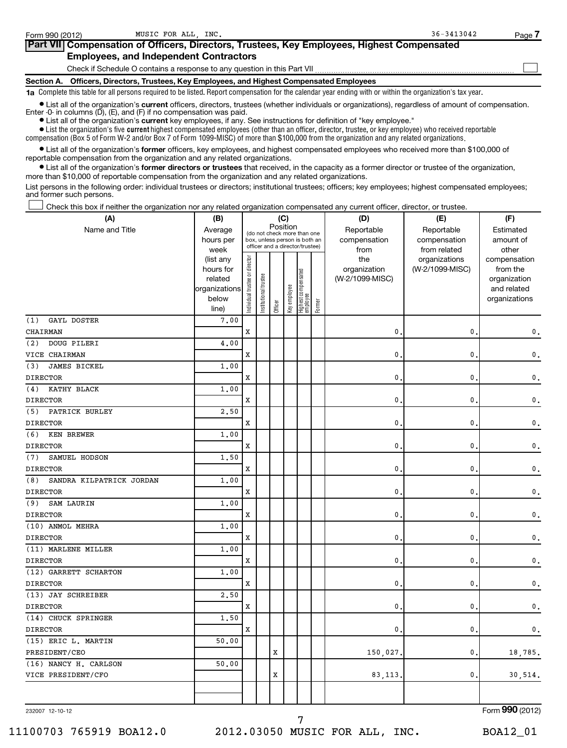Form 990 (2012) MUSIC FOR ALL, INC. 36-3413042 Page 7

## Part VII Compensation of Officers, Directors, Trustees, Key Employees, Highest Compensated Employees, and Independent Contractors

Check if Schedule O contains a response to any question in this Part VII ☐

### Section A. Officers, Directors, Trustees, Key Employees, and Highest Compensated Employees

**1a** Complete this table for all persons required to be listed. Report compensation for the calendar year ending with or within the organization's tax year.

- List all of the organization's **current** officers, directors, trustees (whether individuals or organizations), regardless of amount of compensation. Enter -0- in columns (D), (E), and (F) if no compensation was paid.
- List all of the organization's **current** key employees, if any. See instructions for definition of "key employee."
- List the organization's five **current** highest compensated employees (other than an officer, director, trustee, or key employee) who received reportable compensation (Box 5 of Form W-2 and/or Box 7 of Form 1099-MISC) of more than $100,000 from the organization and any related organizations.
- List all of the organization's **former** officers, key employees, and highest compensated employees who received more than $100,000 of reportable compensation from the organization and any related organizations.
- List all of the organization's **former directors or trustees** that received, in the capacity as a former director or trustee of the organization, more than $10,000 of reportable compensation from the organization and any related organizations.

List persons in the following order: individual trustees or directors; institutional trustees; officers; key employees; highest compensated employees; and former such persons.

☐ Check this box if neither the organization nor any related organization compensated any current officer, director, or trustee.

| (A) Name and Title | (B) Average hours per week (list any hours for related organizations below line) | (C) Position: Individual trustee or director | Institutional trustee | Officer | Key employee | Highest compensated employee | Former | (D) Reportable compensation from the organization (W-2/1099-MISC) | (E) Reportable compensation from related organizations (W-2/1099-MISC) | (F) Estimated amount of other compensation from the organization and related organizations |
|---|---|---|---|---|---|---|---|---|---|---|
| (1) GAYL DOSTER<br>CHAIRMAN | 7.00 | X | | | | | | 0. | 0. | 0. |
| (2) DOUG PILERI<br>VICE CHAIRMAN | 4.00 | X | | | | | | 0. | 0. | 0. |
| (3) JAMES BICKEL<br>DIRECTOR | 1.00 | X | | | | | | 0. | 0. | 0. |
| (4) KATHY BLACK<br>DIRECTOR | 1.00 | X | | | | | | 0. | 0. | 0. |
| (5) PATRICK BURLEY<br>DIRECTOR | 2.50 | X | | | | | | 0. | 0. | 0. |
| (6) KEN BREWER<br>DIRECTOR | 1.00 | X | | | | | | 0. | 0. | 0. |
| (7) SAMUEL HODSON<br>DIRECTOR | 1.50 | X | | | | | | 0. | 0. | 0. |
| (8) SANDRA KILPATRICK JORDAN<br>DIRECTOR | 1.00 | X | | | | | | 0. | 0. | 0. |
| (9) SAM LAURIN<br>DIRECTOR | 1.00 | X | | | | | | 0. | 0. | 0. |
| (10) ANMOL MEHRA<br>DIRECTOR | 1.00 | X | | | | | | 0. | 0. | 0. |
| (11) MARLENE MILLER<br>DIRECTOR | 1.00 | X | | | | | | 0. | 0. | 0. |
| (12) GARRETT SCHARTON<br>DIRECTOR | 1.00 | X | | | | | | 0. | 0. | 0. |
| (13) JAY SCHREIBER<br>DIRECTOR | 2.50 | X | | | | | | 0. | 0. | 0. |
| (14) CHUCK SPRINGER<br>DIRECTOR | 1.50 | X | | | | | | 0. | 0. | 0. |
| (15) ERIC L. MARTIN<br>PRESIDENT/CEO | 50.00 | | | X | | | | 150,027. | 0. | 18,785. |
| (16) NANCY H. CARLSON<br>VICE PRESIDENT/CFO | 50.00 | | | X | | | | 83,113. | 0. | 30,514. |
| | | | | | | | | | | |

232007 12-10-12 Form **990** (2012)

11100703 765919 BOA12.0 2012.03050 MUSIC FOR ALL, INC. BOA12_01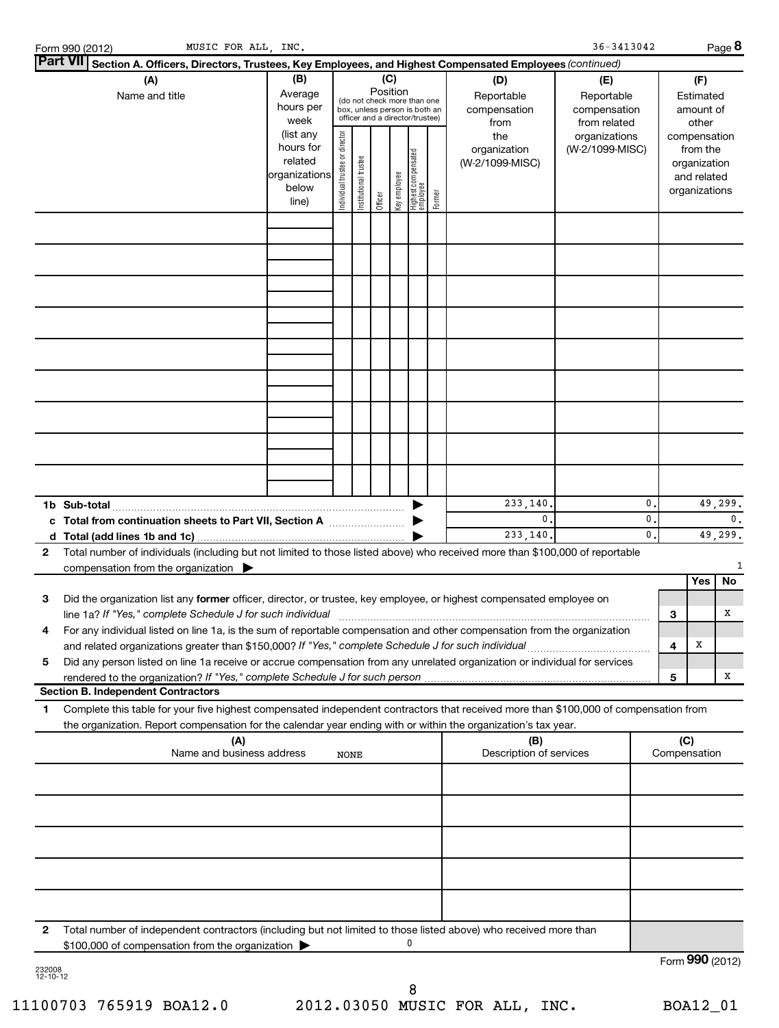Form 990 (2012) MUSIC FOR ALL, INC. 36-3413042 Page **8**

**Part VII** **Section A. Officers, Directors, Trustees, Key Employees, and Highest Compensated Employees** *(continued)*

| (A) Name and title | (B) Average hours per week (list any hours for related organizations below line) | (C) Position (do not check more than one box, unless person is both an officer and a director/trustee) Individual trustee or director | Institutional trustee | Officer | Key employee | Highest compensated employee | Former | (D) Reportable compensation from the organization (W-2/1099-MISC) | (E) Reportable compensation from related organizations (W-2/1099-MISC) | (F) Estimated amount of other compensation from the organization and related organizations |
|---|---|---|---|---|---|---|---|---|---|---|
| | | | | | | | | | | |
| | | | | | | | | | | |
| | | | | | | | | | | |
| | | | | | | | | | | |
| | | | | | | | | | | |
| | | | | | | | | | | |
| | | | | | | | | | | |
| | | | | | | | | | | |
| | | | | | | | | | | |
| **1b Sub-total** | | | | | | | ▶ | 233,140. | 0. | 49,299. |
| **c Total from continuation sheets to Part VII, Section A** | | | | | | | ▶ | 0. | 0. | 0. |
| **d Total (add lines 1b and 1c)** | | | | | | | ▶ | 233,140. | 0. | 49,299. |

**2** Total number of individuals (including but not limited to those listed above) who received more than $100,000 of reportable compensation from the organization ▶ 1

| | | | Yes | No |
|---|---|---|---|---|
| **3** | Did the organization list any **former** officer, director, or trustee, key employee, or highest compensated employee on line 1a? *If "Yes," complete Schedule J for such individual* | 3 | | X |
| **4** | For any individual listed on line 1a, is the sum of reportable compensation and other compensation from the organization and related organizations greater than $150,000? *If "Yes," complete Schedule J for such individual* | 4 | X | |
| **5** | Did any person listed on line 1a receive or accrue compensation from any unrelated organization or individual for services rendered to the organization? *If "Yes," complete Schedule J for such person* | 5 | | X |

**Section B. Independent Contractors**

**1** Complete this table for your five highest compensated independent contractors that received more than $100,000 of compensation from the organization. Report compensation for the calendar year ending with or within the organization's tax year.

| (A) Name and business address | (B) Description of services | (C) Compensation |
|---|---|---|
| NONE | | |
| | | |
| | | |
| | | |
| | | |

**2** Total number of independent contractors (including but not limited to those listed above) who received more than $100,000 of compensation from the organization ▶ 0

Form **990** (2012)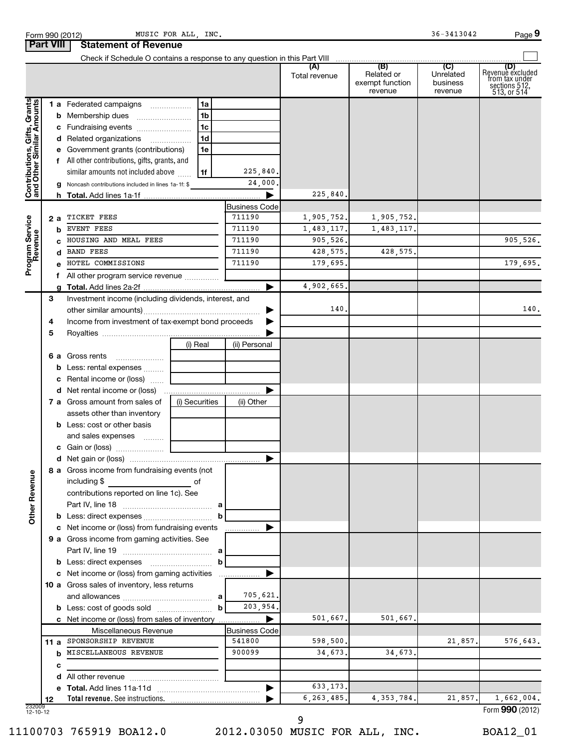Form 990 (2012) MUSIC FOR ALL, INC. 36-3413042 Page 9

## Part VIII Statement of Revenue

Check if Schedule O contains a response to any question in this Part VIII ☐

| | | | | (A) Total revenue | (B) Related or exempt function revenue | (C) Unrelated business revenue | (D) Revenue excluded from tax under sections 512, 513, or 514 |
|---|---|---|---|---|---|---|---|
| **Contributions, Gifts, Grants and Other Similar Amounts** | 1 a Federated campaigns | 1a | | | | | |
| | b Membership dues | 1b | | | | | |
| | c Fundraising events | 1c | | | | | |
| | d Related organizations | 1d | | | | | |
| | e Government grants (contributions) | 1e | | | | | |
| | f All other contributions, gifts, grants, and similar amounts not included above | 1f | 225,840. | | | | |
| | g Noncash contributions included in lines 1a-1f: $ | | 24,000. | | | | |
| | h **Total.** Add lines 1a-1f | | ▶ | 225,840. | | | |
| **Program Service Revenue** | | | Business Code | | | | |
| | 2 a TICKET FEES | | 711190 | 1,905,752. | 1,905,752. | | |
| | b EVENT FEES | | 711190 | 1,483,117. | 1,483,117. | | |
| | c HOUSING AND MEAL FEES | | 711190 | 905,526. | | | 905,526. |
| | d BAND FEES | | 711190 | 428,575. | 428,575. | | |
| | e HOTEL COMMISSIONS | | 711190 | 179,695. | | | 179,695. |
| | f All other program service revenue | | | | | | |
| | g **Total.** Add lines 2a-2f | | ▶ | 4,902,665. | | | |
| **Other Revenue** | 3 Investment income (including dividends, interest, and other similar amounts) | | ▶ | 140. | | | 140. |
| | 4 Income from investment of tax-exempt bond proceeds | | ▶ | | | | |
| | 5 Royalties | | ▶ | | | | |
| | | (i) Real | (ii) Personal | | | | |
| | 6 a Gross rents | | | | | | |
| | b Less: rental expenses | | | | | | |
| | c Rental income or (loss) | | | | | | |
| | d Net rental income or (loss) | | ▶ | | | | |
| | 7 a Gross amount from sales of assets other than inventory | (i) Securities | (ii) Other | | | | |
| | b Less: cost or other basis and sales expenses | | | | | | |
| | c Gain or (loss) | | | | | | |
| | d Net gain or (loss) | | ▶ | | | | |
| | 8 a Gross income from fundraising events (not including $ ____ of contributions reported on line 1c). See Part IV, line 18 | a | | | | | |
| | b Less: direct expenses | b | | | | | |
| | c Net income or (loss) from fundraising events | | ▶ | | | | |
| | 9 a Gross income from gaming activities. See Part IV, line 19 | a | | | | | |
| | b Less: direct expenses | b | | | | | |
| | c Net income or (loss) from gaming activities | | ▶ | | | | |
| | 10 a Gross sales of inventory, less returns and allowances | a | 705,621. | | | | |
| | b Less: cost of goods sold | b | 203,954. | | | | |
| | c Net income or (loss) from sales of inventory | | ▶ | 501,667. | 501,667. | | |
| | Miscellaneous Revenue | | Business Code | | | | |
| | 11 a SPONSORSHIP REVENUE | | 541800 | 598,500. | | 21,857. | 576,643. |
| | b MISCELLANEOUS REVENUE | | 900099 | 34,673. | 34,673. | | |
| | c | | | | | | |
| | d All other revenue | | | | | | |
| | e **Total.** Add lines 11a-11d | | ▶ | 633,173. | | | |
| | 12 **Total revenue.** See instructions. | | ▶ | 6,263,485. | 4,353,784. | 21,857. | 1,662,004. |

Form **990** (2012)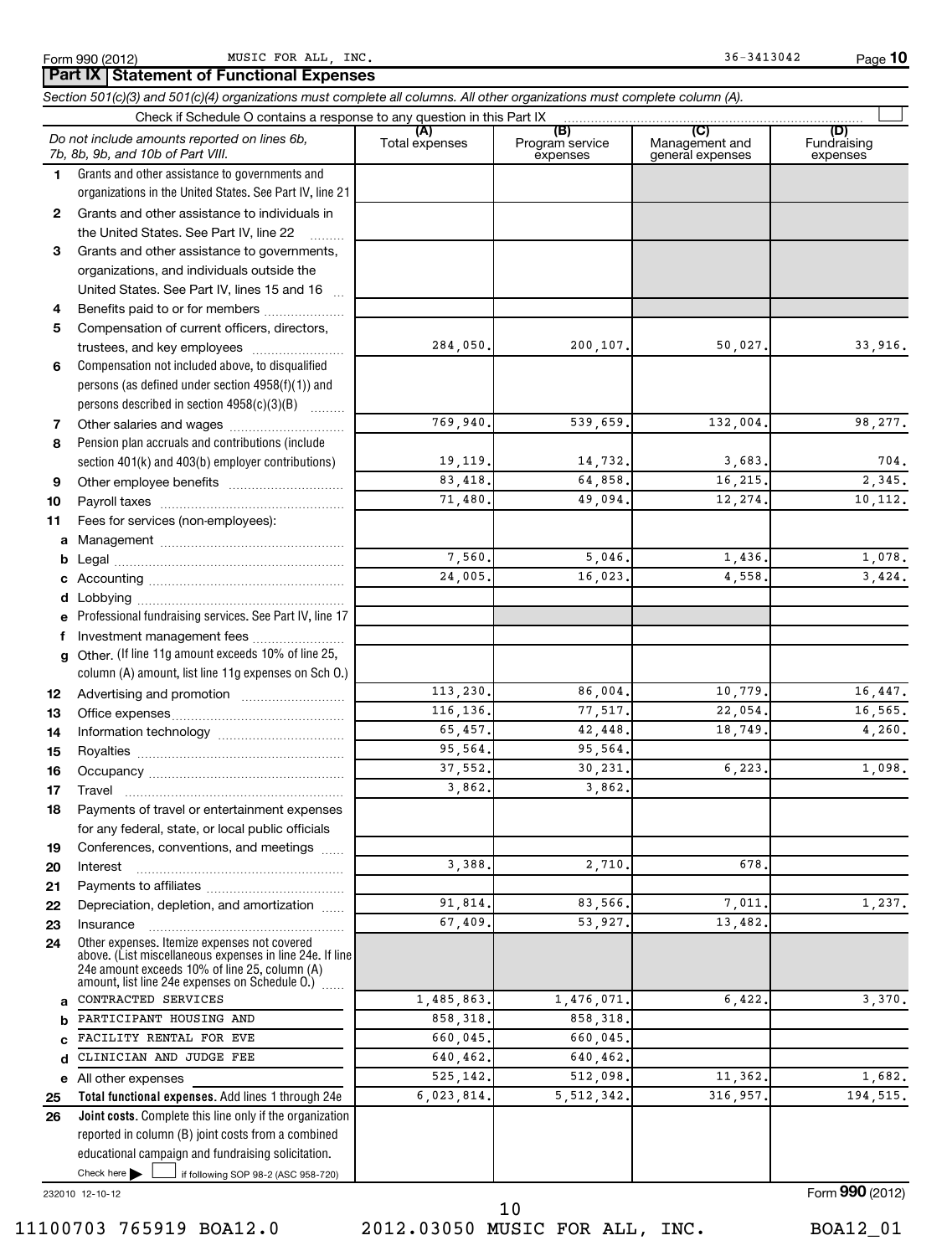Form 990 (2012) MUSIC FOR ALL, INC. 36-3413042

## Part IX Statement of Functional Expenses

*Section 501(c)(3) and 501(c)(4) organizations must complete all columns. All other organizations must complete column (A).*

Check if Schedule O contains a response to any question in this Part IX ☐

| | *Do not include amounts reported on lines 6b, 7b, 8b, 9b, and 10b of Part VIII.* | (A) Total expenses | (B) Program service expenses | (C) Management and general expenses | (D) Fundraising expenses |
|---|---|---|---|---|---|
| 1 | Grants and other assistance to governments and organizations in the United States. See Part IV, line 21 | | | | |
| 2 | Grants and other assistance to individuals in the United States. See Part IV, line 22 | | | | |
| 3 | Grants and other assistance to governments, organizations, and individuals outside the United States. See Part IV, lines 15 and 16 | | | | |
| 4 | Benefits paid to or for members | | | | |
| 5 | Compensation of current officers, directors, trustees, and key employees | 284,050. | 200,107. | 50,027. | 33,916. |
| 6 | Compensation not included above, to disqualified persons (as defined under section 4958(f)(1)) and persons described in section 4958(c)(3)(B) | | | | |
| 7 | Other salaries and wages | 769,940. | 539,659. | 132,004. | 98,277. |
| 8 | Pension plan accruals and contributions (include section 401(k) and 403(b) employer contributions) | 19,119. | 14,732. | 3,683. | 704. |
| 9 | Other employee benefits | 83,418. | 64,858. | 16,215. | 2,345. |
| 10 | Payroll taxes | 71,480. | 49,094. | 12,274. | 10,112. |
| 11 | Fees for services (non-employees): | | | | |
| a | Management | | | | |
| b | Legal | 7,560. | 5,046. | 1,436. | 1,078. |
| c | Accounting | 24,005. | 16,023. | 4,558. | 3,424. |
| d | Lobbying | | | | |
| e | Professional fundraising services. See Part IV, line 17 | | | | |
| f | Investment management fees | | | | |
| g | Other. (If line 11g amount exceeds 10% of line 25, column (A) amount, list line 11g expenses on Sch O.) | | | | |
| 12 | Advertising and promotion | 113,230. | 86,004. | 10,779. | 16,447. |
| 13 | Office expenses | 116,136. | 77,517. | 22,054. | 16,565. |
| 14 | Information technology | 65,457. | 42,448. | 18,749. | 4,260. |
| 15 | Royalties | 95,564. | 95,564. | | |
| 16 | Occupancy | 37,552. | 30,231. | 6,223. | 1,098. |
| 17 | Travel | 3,862. | 3,862. | | |
| 18 | Payments of travel or entertainment expenses for any federal, state, or local public officials | | | | |
| 19 | Conferences, conventions, and meetings | | | | |
| 20 | Interest | 3,388. | 2,710. | 678. | |
| 21 | Payments to affiliates | | | | |
| 22 | Depreciation, depletion, and amortization | 91,814. | 83,566. | 7,011. | 1,237. |
| 23 | Insurance | 67,409. | 53,927. | 13,482. | |
| 24 | Other expenses. Itemize expenses not covered above. (List miscellaneous expenses in line 24e. If line 24e amount exceeds 10% of line 25, column (A) amount, list line 24e expenses on Schedule O.) | | | | |
| a | CONTRACTED SERVICES | 1,485,863. | 1,476,071. | 6,422. | 3,370. |
| b | PARTICIPANT HOUSING AND | 858,318. | 858,318. | | |
| c | FACILITY RENTAL FOR EVE | 660,045. | 660,045. | | |
| d | CLINICIAN AND JUDGE FEE | 640,462. | 640,462. | | |
| e | All other expenses | 525,142. | 512,098. | 11,362. | 1,682. |
| 25 | **Total functional expenses.** Add lines 1 through 24e | 6,023,814. | 5,512,342. | 316,957. | 194,515. |
| 26 | **Joint costs.** Complete this line only if the organization reported in column (B) joint costs from a combined educational campaign and fundraising solicitation. Check here ☐ if following SOP 98-2 (ASC 958-720) | | | | |

232010 12-10-12

Form **990** (2012)

11100703 765919 BOA12.0 2012.03050 MUSIC FOR ALL, INC. BOA12_01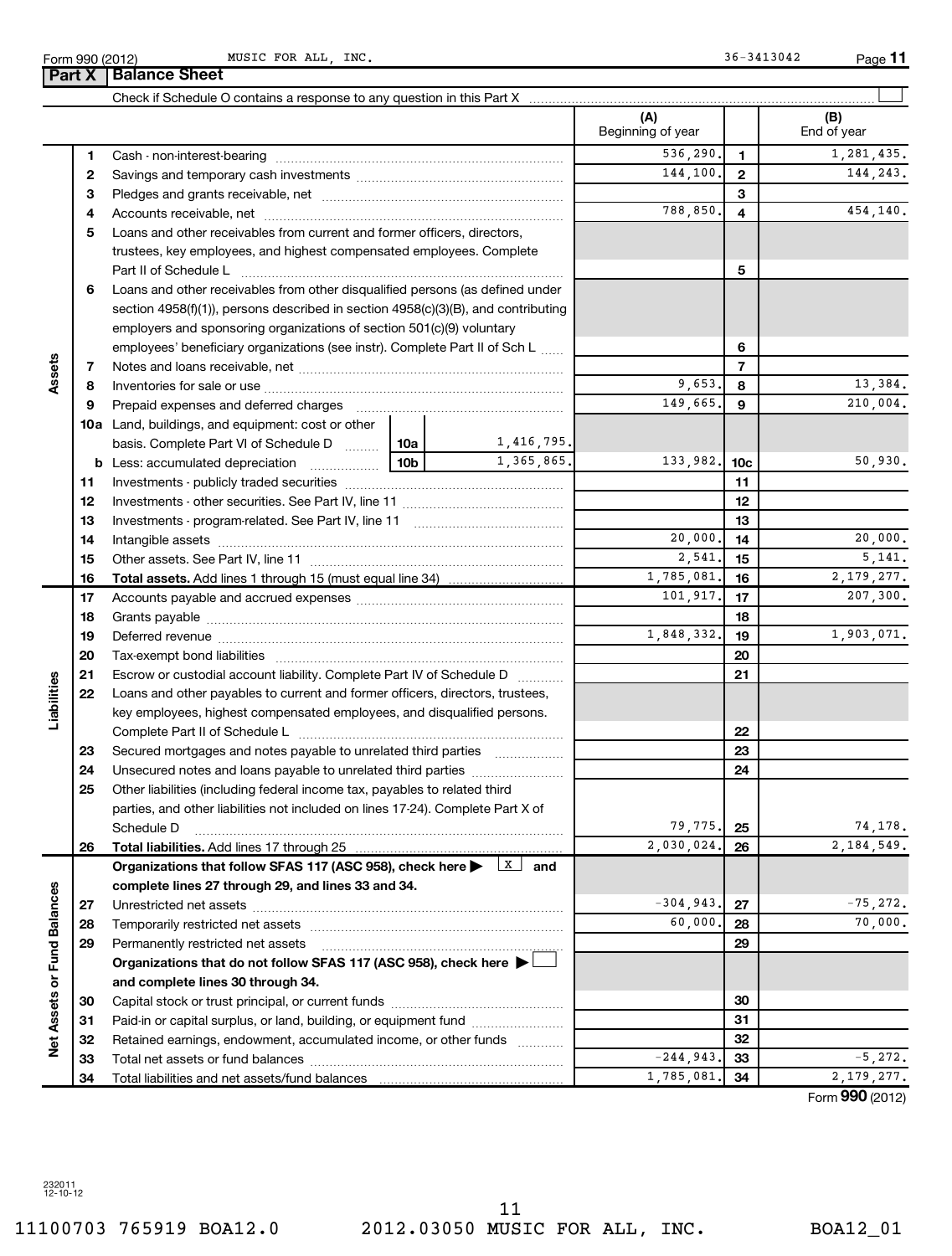Form 990 (2012) MUSIC FOR ALL, INC. 36-3413042 Page **11**

## Part X Balance Sheet

Check if Schedule O contains a response to any question in this Part X ☐

| | | | | | (A) Beginning of year | | (B) End of year |
|---|---|---|---|---|---|---|---|
| **Assets** | **1** | Cash - non-interest-bearing | | | 536,290. | **1** | 1,281,435. |
| | **2** | Savings and temporary cash investments | | | 144,100. | **2** | 144,243. |
| | **3** | Pledges and grants receivable, net | | | | **3** | |
| | **4** | Accounts receivable, net | | | 788,850. | **4** | 454,140. |
| | **5** | Loans and other receivables from current and former officers, directors, trustees, key employees, and highest compensated employees. Complete Part II of Schedule L | | | | **5** | |
| | **6** | Loans and other receivables from other disqualified persons (as defined under section 4958(f)(1)), persons described in section 4958(c)(3)(B), and contributing employers and sponsoring organizations of section 501(c)(9) voluntary employees' beneficiary organizations (see instr). Complete Part II of Sch L | | | | **6** | |
| | **7** | Notes and loans receivable, net | | | | **7** | |
| | **8** | Inventories for sale or use | | | 9,653. | **8** | 13,384. |
| | **9** | Prepaid expenses and deferred charges | | | 149,665. | **9** | 210,004. |
| | **10a** | Land, buildings, and equipment: cost or other basis. Complete Part VI of Schedule D | **10a** | 1,416,795. | | | |
| | **b** | Less: accumulated depreciation | **10b** | 1,365,865. | 133,982. | **10c** | 50,930. |
| | **11** | Investments - publicly traded securities | | | | **11** | |
| | **12** | Investments - other securities. See Part IV, line 11 | | | | **12** | |
| | **13** | Investments - program-related. See Part IV, line 11 | | | | **13** | |
| | **14** | Intangible assets | | | 20,000. | **14** | 20,000. |
| | **15** | Other assets. See Part IV, line 11 | | | 2,541. | **15** | 5,141. |
| | **16** | **Total assets.** Add lines 1 through 15 (must equal line 34) | | | 1,785,081. | **16** | 2,179,277. |
| **Liabilities** | **17** | Accounts payable and accrued expenses | | | 101,917. | **17** | 207,300. |
| | **18** | Grants payable | | | | **18** | |
| | **19** | Deferred revenue | | | 1,848,332. | **19** | 1,903,071. |
| | **20** | Tax-exempt bond liabilities | | | | **20** | |
| | **21** | Escrow or custodial account liability. Complete Part IV of Schedule D | | | | **21** | |
| | **22** | Loans and other payables to current and former officers, directors, trustees, key employees, highest compensated employees, and disqualified persons. Complete Part II of Schedule L | | | | **22** | |
| | **23** | Secured mortgages and notes payable to unrelated third parties | | | | **23** | |
| | **24** | Unsecured notes and loans payable to unrelated third parties | | | | **24** | |
| | **25** | Other liabilities (including federal income tax, payables to related third parties, and other liabilities not included on lines 17-24). Complete Part X of Schedule D | | | 79,775. | **25** | 74,178. |
| | **26** | **Total liabilities.** Add lines 17 through 25 | | | 2,030,024. | **26** | 2,184,549. |
| **Net Assets or Fund Balances** | | **Organizations that follow SFAS 117 (ASC 958), check here ▶ ☒ and complete lines 27 through 29, and lines 33 and 34.** | | | | | |
| | **27** | Unrestricted net assets | | | -304,943. | **27** | -75,272. |
| | **28** | Temporarily restricted net assets | | | 60,000. | **28** | 70,000. |
| | **29** | Permanently restricted net assets | | | | **29** | |
| | | **Organizations that do not follow SFAS 117 (ASC 958), check here ▶ ☐ and complete lines 30 through 34.** | | | | | |
| | **30** | Capital stock or trust principal, or current funds | | | | **30** | |
| | **31** | Paid-in or capital surplus, or land, building, or equipment fund | | | | **31** | |
| | **32** | Retained earnings, endowment, accumulated income, or other funds | | | | **32** | |
| | **33** | Total net assets or fund balances | | | -244,943. | **33** | -5,272. |
| | **34** | Total liabilities and net assets/fund balances | | | 1,785,081. | **34** | 2,179,277. |

Form **990** (2012)

232011
12-10-12

11100703 765919 BOA12.0 2012.03050 MUSIC FOR ALL, INC. BOA12_01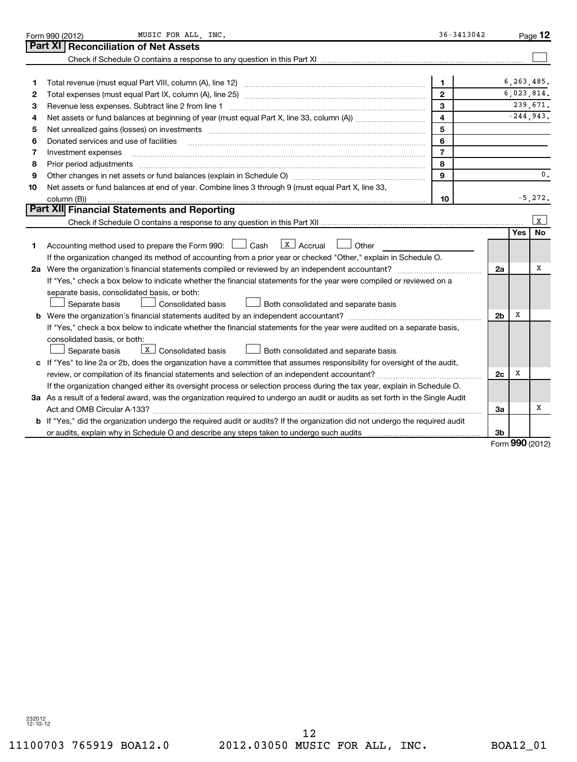Form 990 (2012) MUSIC FOR ALL, INC. 36-3413042 Page 12

## Part XI Reconciliation of Net Assets

Check if Schedule O contains a response to any question in this Part XI ☐

| | | | |
|---|---|---|---|
| 1 | Total revenue (must equal Part VIII, column (A), line 12) | 1 | 6,263,485. |
| 2 | Total expenses (must equal Part IX, column (A), line 25) | 2 | 6,023,814. |
| 3 | Revenue less expenses. Subtract line 2 from line 1 | 3 | 239,671. |
| 4 | Net assets or fund balances at beginning of year (must equal Part X, line 33, column (A)) | 4 | -244,943. |
| 5 | Net unrealized gains (losses) on investments | 5 | |
| 6 | Donated services and use of facilities | 6 | |
| 7 | Investment expenses | 7 | |
| 8 | Prior period adjustments | 8 | |
| 9 | Other changes in net assets or fund balances (explain in Schedule O) | 9 | 0. |
| 10 | Net assets or fund balances at end of year. Combine lines 3 through 9 (must equal Part X, line 33, column (B)) | 10 | -5,272. |

## Part XII Financial Statements and Reporting

Check if Schedule O contains a response to any question in this Part XII ☒

| | | | Yes | No |
|---|---|---|---|---|
| 1 | Accounting method used to prepare the Form 990: ☐ Cash ☒ Accrual ☐ Other<br>If the organization changed its method of accounting from a prior year or checked "Other," explain in Schedule O. | | | |
| 2a | Were the organization's financial statements compiled or reviewed by an independent accountant?<br>If "Yes," check a box below to indicate whether the financial statements for the year were compiled or reviewed on a separate basis, consolidated basis, or both:<br>☐ Separate basis ☐ Consolidated basis ☐ Both consolidated and separate basis | 2a | | X |
| b | Were the organization's financial statements audited by an independent accountant?<br>If "Yes," check a box below to indicate whether the financial statements for the year were audited on a separate basis, consolidated basis, or both:<br>☐ Separate basis ☒ Consolidated basis ☐ Both consolidated and separate basis | 2b | X | |
| c | If "Yes" to line 2a or 2b, does the organization have a committee that assumes responsibility for oversight of the audit, review, or compilation of its financial statements and selection of an independent accountant?<br>If the organization changed either its oversight process or selection process during the tax year, explain in Schedule O. | 2c | X | |
| 3a | As a result of a federal award, was the organization required to undergo an audit or audits as set forth in the Single Audit Act and OMB Circular A-133? | 3a | | X |
| b | If "Yes," did the organization undergo the required audit or audits? If the organization did not undergo the required audit or audits, explain why in Schedule O and describe any steps taken to undergo such audits | 3b | | |

Form **990** (2012)

232012 12-10-12

11100703 765919 BOA12.0 2012.03050 MUSIC FOR ALL, INC. BOA12_01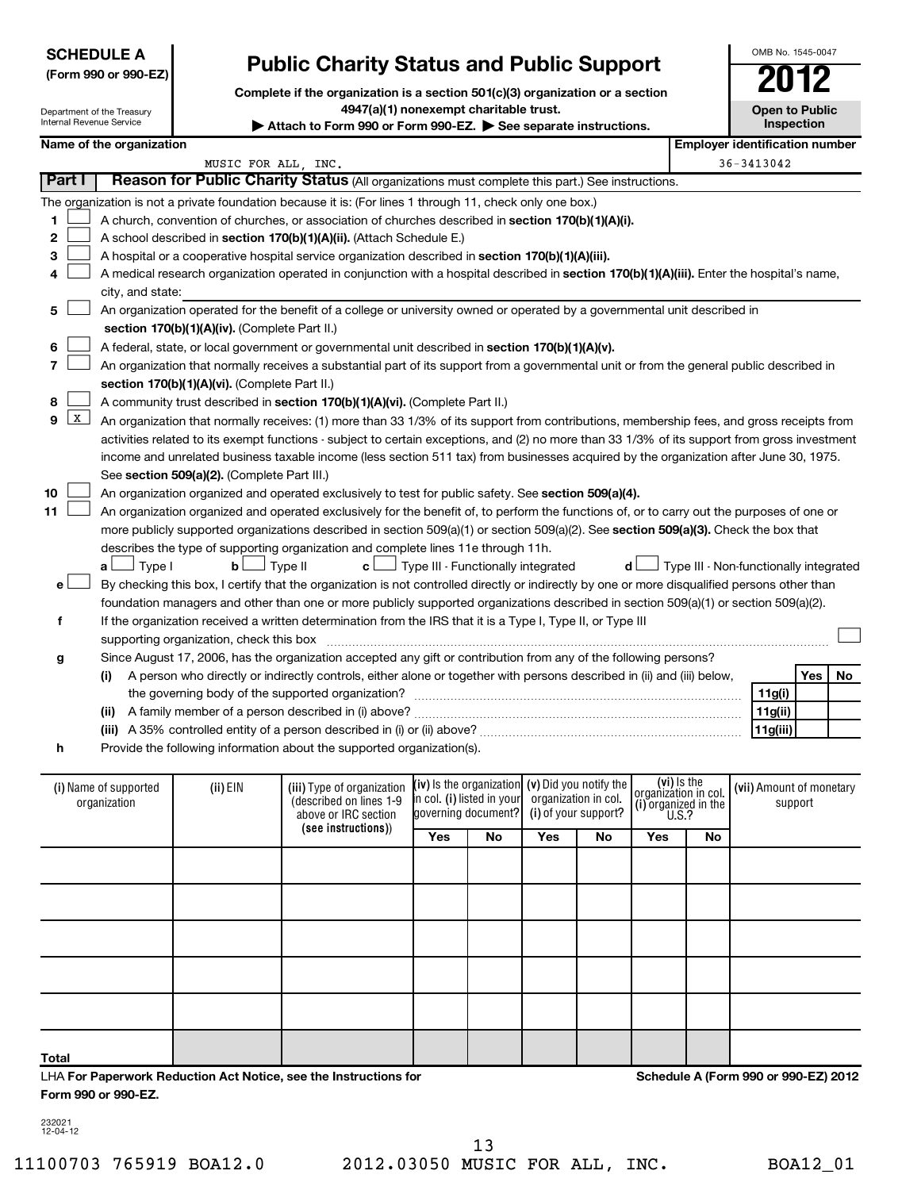**SCHEDULE A**
**(Form 990 or 990-EZ)**

Department of the Treasury
Internal Revenue Service

# Public Charity Status and Public Support

**Complete if the organization is a section 501(c)(3) organization or a section 4947(a)(1) nonexempt charitable trust.**
**▶ Attach to Form 990 or Form 990-EZ. ▶ See separate instructions.**

OMB No. 1545-0047
**2012**
**Open to Public Inspection**

**Name of the organization:** MUSIC FOR ALL, INC.
**Employer identification number:** 36-3413042

## Part I Reason for Public Charity Status (All organizations must complete this part.) See instructions.

The organization is not a private foundation because it is: (For lines 1 through 11, check only one box.)

1 ☐ A church, convention of churches, or association of churches described in **section 170(b)(1)(A)(i).**

2 ☐ A school described in **section 170(b)(1)(A)(ii).** (Attach Schedule E.)

3 ☐ A hospital or a cooperative hospital service organization described in **section 170(b)(1)(A)(iii).**

4 ☐ A medical research organization operated in conjunction with a hospital described in **section 170(b)(1)(A)(iii).** Enter the hospital's name, city, and state:

5 ☐ An organization operated for the benefit of a college or university owned or operated by a governmental unit described in **section 170(b)(1)(A)(iv).** (Complete Part II.)

6 ☐ A federal, state, or local government or governmental unit described in **section 170(b)(1)(A)(v).**

7 ☐ An organization that normally receives a substantial part of its support from a governmental unit or from the general public described in **section 170(b)(1)(A)(vi).** (Complete Part II.)

8 ☐ A community trust described in **section 170(b)(1)(A)(vi).** (Complete Part II.)

9 ☒ An organization that normally receives: (1) more than 33 1/3% of its support from contributions, membership fees, and gross receipts from activities related to its exempt functions - subject to certain exceptions, and (2) no more than 33 1/3% of its support from gross investment income and unrelated business taxable income (less section 511 tax) from businesses acquired by the organization after June 30, 1975. See **section 509(a)(2).** (Complete Part III.)

10 ☐ An organization organized and operated exclusively to test for public safety. See **section 509(a)(4).**

11 ☐ An organization organized and operated exclusively for the benefit of, to perform the functions of, or to carry out the purposes of one or more publicly supported organizations described in section 509(a)(1) or section 509(a)(2). See **section 509(a)(3).** Check the box that describes the type of supporting organization and complete lines 11e through 11h.

**a** ☐ Type I **b** ☐ Type II **c** ☐ Type III - Functionally integrated **d** ☐ Type III - Non-functionally integrated

**e** ☐ By checking this box, I certify that the organization is not controlled directly or indirectly by one or more disqualified persons other than foundation managers and other than one or more publicly supported organizations described in section 509(a)(1) or section 509(a)(2).

**f** If the organization received a written determination from the IRS that it is a Type I, Type II, or Type III supporting organization, check this box ☐

**g** Since August 17, 2006, has the organization accepted any gift or contribution from any of the following persons?

| | | Yes | No |
|---|---|---|---|
| **(i)** A person who directly or indirectly controls, either alone or together with persons described in (ii) and (iii) below, the governing body of the supported organization? | **11g(i)** | | |
| **(ii)** A family member of a person described in (i) above? | **11g(ii)** | | |
| **(iii)** A 35% controlled entity of a person described in (i) or (ii) above? | **11g(iii)** | | |

**h** Provide the following information about the supported organization(s).

| (i) Name of supported organization | (ii) EIN | (iii) Type of organization (described on lines 1-9 above or IRC section (see instructions)) | (iv) Is the organization in col. (i) listed in your governing document? | | (v) Did you notify the organization in col. (i) of your support? | | (vi) Is the organization in col. (i) organized in the U.S.? | | (vii) Amount of monetary support |
|---|---|---|---|---|---|---|---|---|---|
| | | | Yes | No | Yes | No | Yes | No | |
| | | | | | | | | | |
| | | | | | | | | | |
| | | | | | | | | | |
| | | | | | | | | | |
| | | | | | | | | | |
| **Total** | | | | | | | | | |

LHA **For Paperwork Reduction Act Notice, see the Instructions for Form 990 or 990-EZ.**

**Schedule A (Form 990 or 990-EZ) 2012**

232021
12-04-12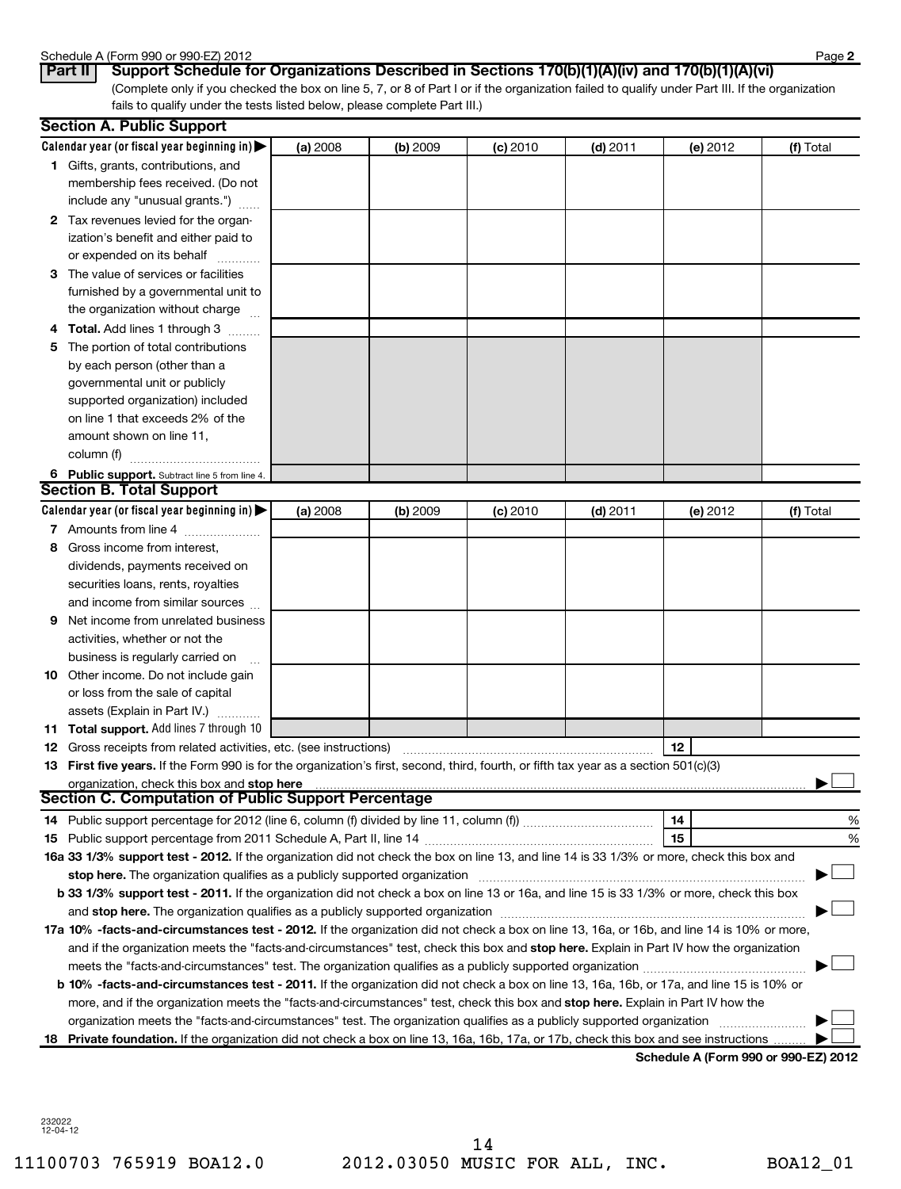## Part II Support Schedule for Organizations Described in Sections 170(b)(1)(A)(iv) and 170(b)(1)(A)(vi)

(Complete only if you checked the box on line 5, 7, or 8 of Part I or if the organization failed to qualify under Part III. If the organization fails to qualify under the tests listed below, please complete Part III.)

### Section A. Public Support

| Calendar year (or fiscal year beginning in) ▶ | (a) 2008 | (b) 2009 | (c) 2010 | (d) 2011 | (e) 2012 | (f) Total |
|---|---|---|---|---|---|---|
| **1** Gifts, grants, contributions, and membership fees received. (Do not include any "unusual grants.") | | | | | | |
| **2** Tax revenues levied for the organization's benefit and either paid to or expended on its behalf | | | | | | |
| **3** The value of services or facilities furnished by a governmental unit to the organization without charge | | | | | | |
| **4 Total.** Add lines 1 through 3 | | | | | | |
| **5** The portion of total contributions by each person (other than a governmental unit or publicly supported organization) included on line 1 that exceeds 2% of the amount shown on line 11, column (f) | | | | | | |
| **6 Public support.** Subtract line 5 from line 4. | | | | | | |

### Section B. Total Support

| Calendar year (or fiscal year beginning in) ▶ | (a) 2008 | (b) 2009 | (c) 2010 | (d) 2011 | (e) 2012 | (f) Total |
|---|---|---|---|---|---|---|
| **7** Amounts from line 4 | | | | | | |
| **8** Gross income from interest, dividends, payments received on securities loans, rents, royalties and income from similar sources | | | | | | |
| **9** Net income from unrelated business activities, whether or not the business is regularly carried on | | | | | | |
| **10** Other income. Do not include gain or loss from the sale of capital assets (Explain in Part IV.) | | | | | | |
| **11 Total support.** Add lines 7 through 10 | | | | | | |

**12** Gross receipts from related activities, etc. (see instructions) **12**

**13 First five years.** If the Form 990 is for the organization's first, second, third, fourth, or fifth tax year as a section 501(c)(3) organization, check this box and **stop here** ▶ ☐

### Section C. Computation of Public Support Percentage

**14** Public support percentage for 2012 (line 6, column (f) divided by line 11, column (f)) **14** %

**15** Public support percentage from 2011 Schedule A, Part II, line 14 **15** %

**16a 33 1/3% support test - 2012.** If the organization did not check the box on line 13, and line 14 is 33 1/3% or more, check this box and **stop here.** The organization qualifies as a publicly supported organization ▶ ☐

**b 33 1/3% support test - 2011.** If the organization did not check a box on line 13 or 16a, and line 15 is 33 1/3% or more, check this box and **stop here.** The organization qualifies as a publicly supported organization ▶ ☐

**17a 10% -facts-and-circumstances test - 2012.** If the organization did not check a box on line 13, 16a, or 16b, and line 14 is 10% or more, and if the organization meets the "facts-and-circumstances" test, check this box and **stop here.** Explain in Part IV how the organization meets the "facts-and-circumstances" test. The organization qualifies as a publicly supported organization ▶ ☐

**b 10% -facts-and-circumstances test - 2011.** If the organization did not check a box on line 13, 16a, 16b, or 17a, and line 15 is 10% or more, and if the organization meets the "facts-and-circumstances" test, check this box and **stop here.** Explain in Part IV how the organization meets the "facts-and-circumstances" test. The organization qualifies as a publicly supported organization ▶ ☐

**18 Private foundation.** If the organization did not check a box on line 13, 16a, 16b, 17a, or 17b, check this box and see instructions ▶ ☐

**Schedule A (Form 990 or 990-EZ) 2012**

232022 12-04-12

11100703 765919 BOA12.0 2012.03050 MUSIC FOR ALL, INC. BOA12_01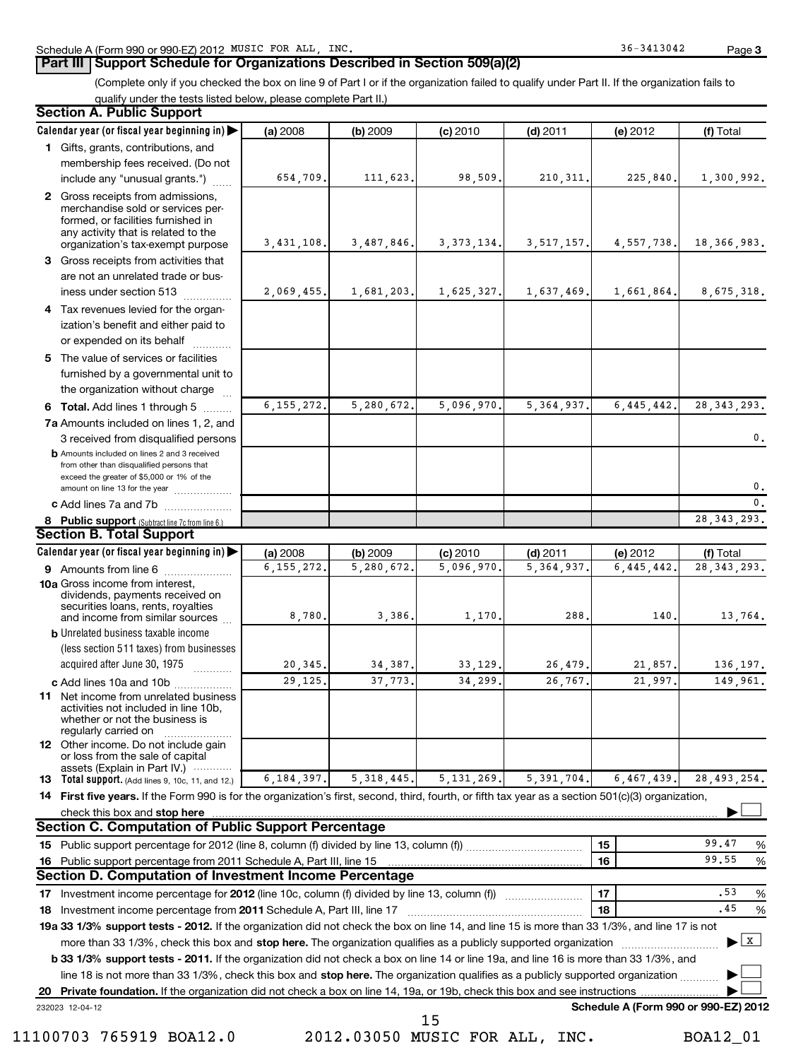Schedule A (Form 990 or 990-EZ) 2012 MUSIC FOR ALL, INC. 36-3413042 Page 3

## Part III Support Schedule for Organizations Described in Section 509(a)(2)

(Complete only if you checked the box on line 9 of Part I or if the organization failed to qualify under Part II. If the organization fails to qualify under the tests listed below, please complete Part II.)

### Section A. Public Support

| Calendar year (or fiscal year beginning in) ▶ | (a) 2008 | (b) 2009 | (c) 2010 | (d) 2011 | (e) 2012 | (f) Total |
|---|---|---|---|---|---|---|
| 1 Gifts, grants, contributions, and membership fees received. (Do not include any "unusual grants.") | 654,709. | 111,623. | 98,509. | 210,311. | 225,840. | 1,300,992. |
| 2 Gross receipts from admissions, merchandise sold or services performed, or facilities furnished in any activity that is related to the organization's tax-exempt purpose | 3,431,108. | 3,487,846. | 3,373,134. | 3,517,157. | 4,557,738. | 18,366,983. |
| 3 Gross receipts from activities that are not an unrelated trade or business under section 513 | 2,069,455. | 1,681,203. | 1,625,327. | 1,637,469. | 1,661,864. | 8,675,318. |
| 4 Tax revenues levied for the organization's benefit and either paid to or expended on its behalf | | | | | | |
| 5 The value of services or facilities furnished by a governmental unit to the organization without charge | | | | | | |
| 6 **Total.** Add lines 1 through 5 | 6,155,272. | 5,280,672. | 5,096,970. | 5,364,937. | 6,445,442. | 28,343,293. |
| 7a Amounts included on lines 1, 2, and 3 received from disqualified persons | | | | | | 0. |
| b Amounts included on lines 2 and 3 received from other than disqualified persons that exceed the greater of $5,000 or 1% of the amount on line 13 for the year | | | | | | 0. |
| c Add lines 7a and 7b | | | | | | 0. |
| 8 **Public support** (Subtract line 7c from line 6.) | | | | | | 28,343,293. |

### Section B. Total Support

| Calendar year (or fiscal year beginning in) ▶ | (a) 2008 | (b) 2009 | (c) 2010 | (d) 2011 | (e) 2012 | (f) Total |
|---|---|---|---|---|---|---|
| 9 Amounts from line 6 | 6,155,272. | 5,280,672. | 5,096,970. | 5,364,937. | 6,445,442. | 28,343,293. |
| 10a Gross income from interest, dividends, payments received on securities loans, rents, royalties and income from similar sources | 8,780. | 3,386. | 1,170. | 288. | 140. | 13,764. |
| b Unrelated business taxable income (less section 511 taxes) from businesses acquired after June 30, 1975 | 20,345. | 34,387. | 33,129. | 26,479. | 21,857. | 136,197. |
| c Add lines 10a and 10b | 29,125. | 37,773. | 34,299. | 26,767. | 21,997. | 149,961. |
| 11 Net income from unrelated business activities not included in line 10b, whether or not the business is regularly carried on | | | | | | |
| 12 Other income. Do not include gain or loss from the sale of capital assets (Explain in Part IV.) | | | | | | |
| 13 **Total support.** (Add lines 9, 10c, 11, and 12.) | 6,184,397. | 5,318,445. | 5,131,269. | 5,391,704. | 6,467,439. | 28,493,254. |

14 **First five years.** If the Form 990 is for the organization's first, second, third, fourth, or fifth tax year as a section 501(c)(3) organization, check this box and **stop here** ▶ ☐

### Section C. Computation of Public Support Percentage

| | | | |
|---|---|---|---|
| 15 | Public support percentage for 2012 (line 8, column (f) divided by line 13, column (f)) | 15 | 99.47 % |
| 16 | Public support percentage from 2011 Schedule A, Part III, line 15 | 16 | 99.55 % |

### Section D. Computation of Investment Income Percentage

| | | | |
|---|---|---|---|
| 17 | Investment income percentage for **2012** (line 10c, column (f) divided by line 13, column (f)) | 17 | .53 % |
| 18 | Investment income percentage from **2011** Schedule A, Part III, line 17 | 18 | .45 % |

**19a 33 1/3% support tests - 2012.** If the organization did not check the box on line 14, and line 15 is more than 33 1/3%, and line 17 is not more than 33 1/3%, check this box and **stop here.** The organization qualifies as a publicly supported organization ▶ ☒

**b 33 1/3% support tests - 2011.** If the organization did not check a box on line 14 or line 19a, and line 16 is more than 33 1/3%, and line 18 is not more than 33 1/3%, check this box and **stop here.** The organization qualifies as a publicly supported organization ▶ ☐

**20 Private foundation.** If the organization did not check a box on line 14, 19a, or 19b, check this box and see instructions ▶ ☐

232023 12-04-12 **Schedule A (Form 990 or 990-EZ) 2012**

11100703 765919 BOA12.0 2012.03050 MUSIC FOR ALL, INC. BOA12_01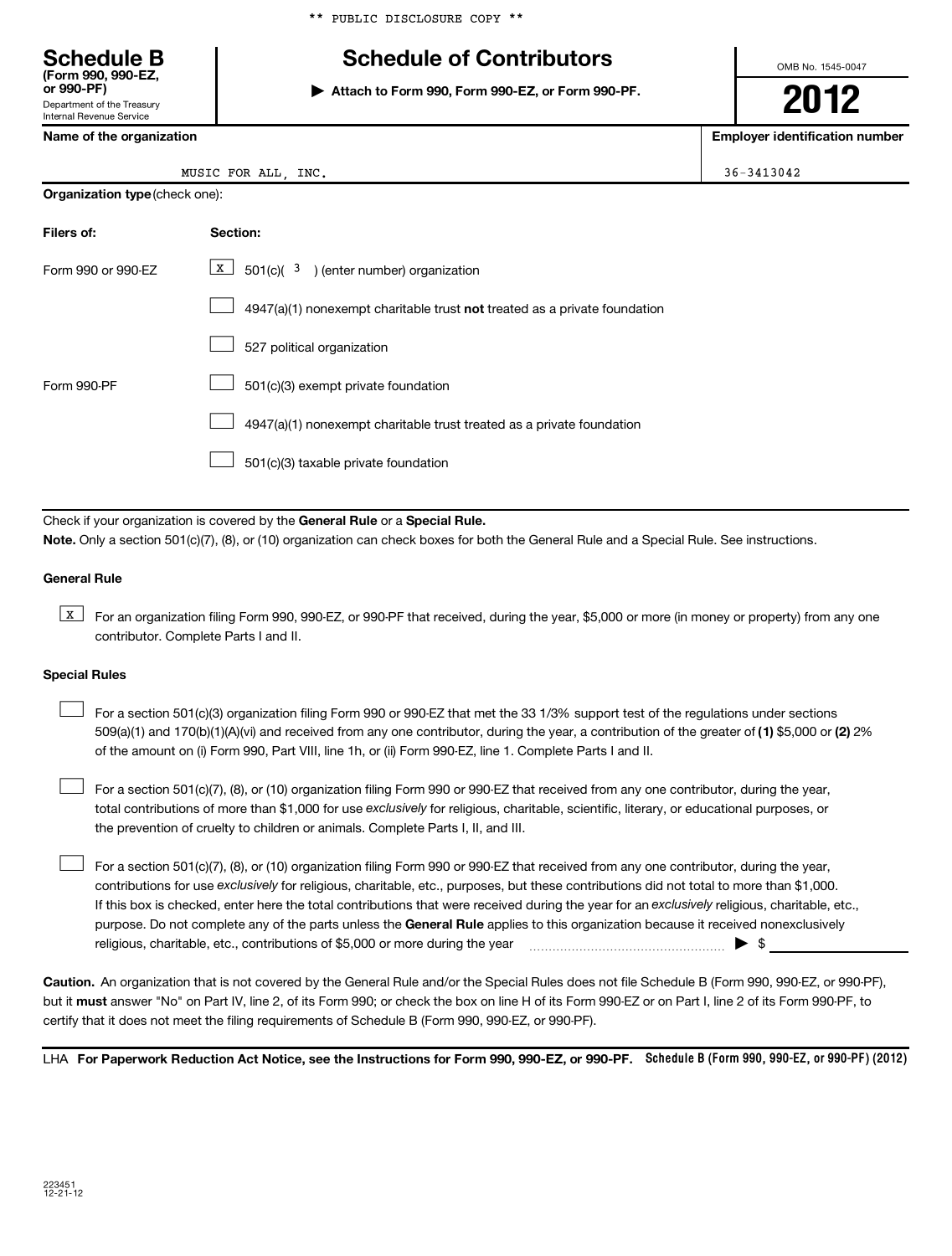** PUBLIC DISCLOSURE COPY **

# Schedule B

**(Form 990, 990-EZ, or 990-PF)**
Department of the Treasury
Internal Revenue Service

# Schedule of Contributors

▶ **Attach to Form 990, Form 990-EZ, or Form 990-PF.**

OMB No. 1545-0047

**2012**

| Name of the organization | Employer identification number |
|---|---|
| MUSIC FOR ALL, INC. | 36-3413042 |

**Organization type** (check one):

| Filers of: | Section: |
|---|---|
| Form 990 or 990-EZ | [X] 501(c)( 3 ) (enter number) organization |
| | [ ] 4947(a)(1) nonexempt charitable trust **not** treated as a private foundation |
| | [ ] 527 political organization |
| Form 990-PF | [ ] 501(c)(3) exempt private foundation |
| | [ ] 4947(a)(1) nonexempt charitable trust treated as a private foundation |
| | [ ] 501(c)(3) taxable private foundation |

Check if your organization is covered by the **General Rule** or a **Special Rule.**

**Note.** Only a section 501(c)(7), (8), or (10) organization can check boxes for both the General Rule and a Special Rule. See instructions.

**General Rule**

[X] For an organization filing Form 990, 990-EZ, or 990-PF that received, during the year, $5,000 or more (in money or property) from any one contributor. Complete Parts I and II.

**Special Rules**

[ ] For a section 501(c)(3) organization filing Form 990 or 990-EZ that met the 33 1/3% support test of the regulations under sections 509(a)(1) and 170(b)(1)(A)(vi) and received from any one contributor, during the year, a contribution of the greater of **(1)** $5,000 or **(2)** 2% of the amount on (i) Form 990, Part VIII, line 1h, or (ii) Form 990-EZ, line 1. Complete Parts I and II.

[ ] For a section 501(c)(7), (8), or (10) organization filing Form 990 or 990-EZ that received from any one contributor, during the year, total contributions of more than $1,000 for use *exclusively* for religious, charitable, scientific, literary, or educational purposes, or the prevention of cruelty to children or animals. Complete Parts I, II, and III.

[ ] For a section 501(c)(7), (8), or (10) organization filing Form 990 or 990-EZ that received from any one contributor, during the year, contributions for use *exclusively* for religious, charitable, etc., purposes, but these contributions did not total to more than $1,000. If this box is checked, enter here the total contributions that were received during the year for an *exclusively* religious, charitable, etc., purpose. Do not complete any of the parts unless the **General Rule** applies to this organization because it received nonexclusively religious, charitable, etc., contributions of $5,000 or more during the year ▶ $

**Caution.** An organization that is not covered by the General Rule and/or the Special Rules does not file Schedule B (Form 990, 990-EZ, or 990-PF), but it **must** answer "No" on Part IV, line 2, of its Form 990; or check the box on line H of its Form 990-EZ or on Part I, line 2 of its Form 990-PF, to certify that it does not meet the filing requirements of Schedule B (Form 990, 990-EZ, or 990-PF).

LHA **For Paperwork Reduction Act Notice, see the Instructions for Form 990, 990-EZ, or 990-PF.** **Schedule B (Form 990, 990-EZ, or 990-PF) (2012)**

223451
12-21-12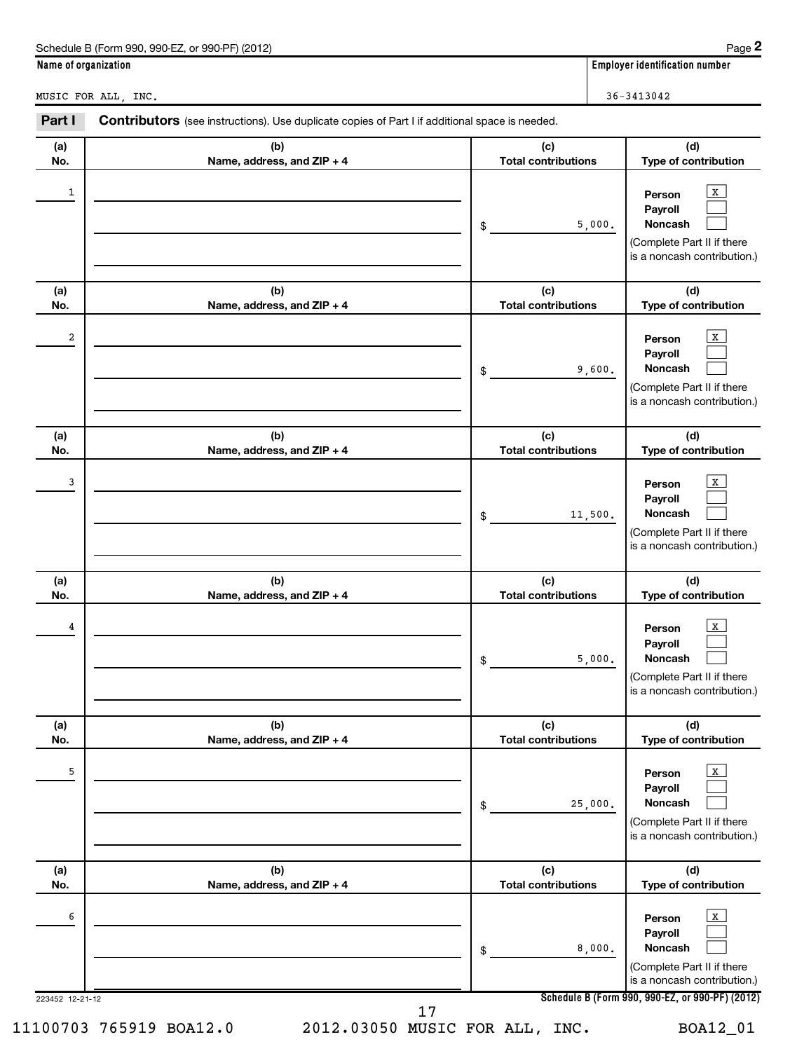Schedule B (Form 990, 990-EZ, or 990-PF) (2012)

**Name of organization**

MUSIC FOR ALL, INC.

**Employer identification number**

36-3413042

**Part I** **Contributors** (see instructions). Use duplicate copies of Part I if additional space is needed.

| (a) No. | (b) Name, address, and ZIP + 4 | (c) Total contributions | (d) Type of contribution |
|---|---|---|---|
| 1 | | $ 5,000. | Person [X] Payroll [ ] Noncash [ ] (Complete Part II if there is a noncash contribution.) |
| 2 | | $ 9,600. | Person [X] Payroll [ ] Noncash [ ] (Complete Part II if there is a noncash contribution.) |
| 3 | | $ 11,500. | Person [X] Payroll [ ] Noncash [ ] (Complete Part II if there is a noncash contribution.) |
| 4 | | $ 5,000. | Person [X] Payroll [ ] Noncash [ ] (Complete Part II if there is a noncash contribution.) |
| 5 | | $ 25,000. | Person [X] Payroll [ ] Noncash [ ] (Complete Part II if there is a noncash contribution.) |
| 6 | | $ 8,000. | Person [X] Payroll [ ] Noncash [ ] (Complete Part II if there is a noncash contribution.) |

223452 12-21-12

**Schedule B (Form 990, 990-EZ, or 990-PF) (2012)**

11100703 765919 BOA12.0 2012.03050 MUSIC FOR ALL, INC. BOA12_01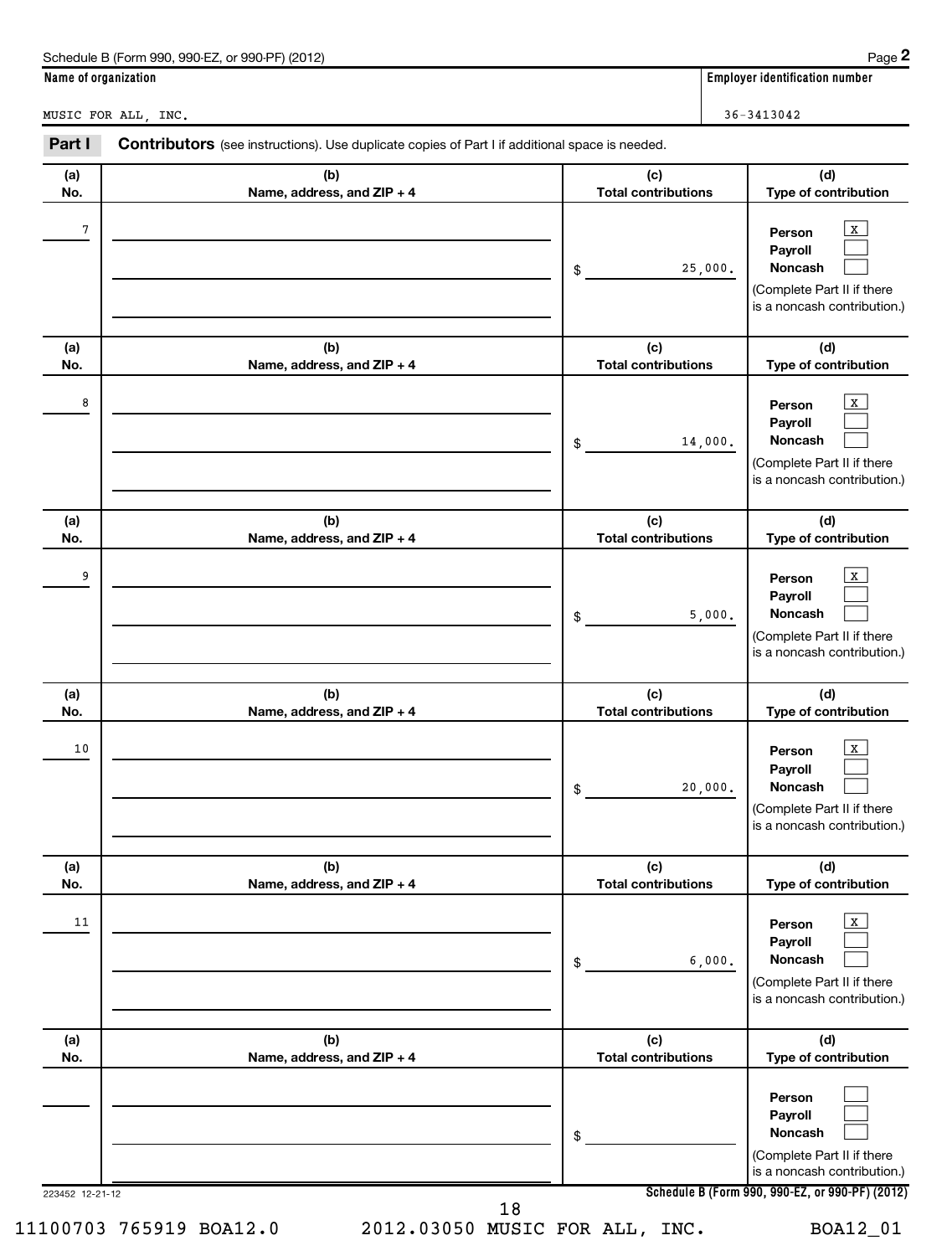Schedule B (Form 990, 990-EZ, or 990-PF) (2012) Page **2**

| Name of organization | Employer identification number |
| --- | --- |
| MUSIC FOR ALL, INC. | 36-3413042 |

**Part I** **Contributors** (see instructions). Use duplicate copies of Part I if additional space is needed.

| (a) No. | (b) Name, address, and ZIP + 4 | (c) Total contributions | (d) Type of contribution |
| --- | --- | --- | --- |
| 7 | | $ 25,000. | Person [X] Payroll [ ] Noncash [ ] (Complete Part II if there is a noncash contribution.) |
| 8 | | $ 14,000. | Person [X] Payroll [ ] Noncash [ ] (Complete Part II if there is a noncash contribution.) |
| 9 | | $ 5,000. | Person [X] Payroll [ ] Noncash [ ] (Complete Part II if there is a noncash contribution.) |
| 10 | | $ 20,000. | Person [X] Payroll [ ] Noncash [ ] (Complete Part II if there is a noncash contribution.) |
| 11 | | $ 6,000. | Person [X] Payroll [ ] Noncash [ ] (Complete Part II if there is a noncash contribution.) |
| | | $ | Person [ ] Payroll [ ] Noncash [ ] (Complete Part II if there is a noncash contribution.) |

223452 12-21-12

**Schedule B (Form 990, 990-EZ, or 990-PF) (2012)**

11100703 765919 BOA12.0 2012.03050 MUSIC FOR ALL, INC. BOA12_01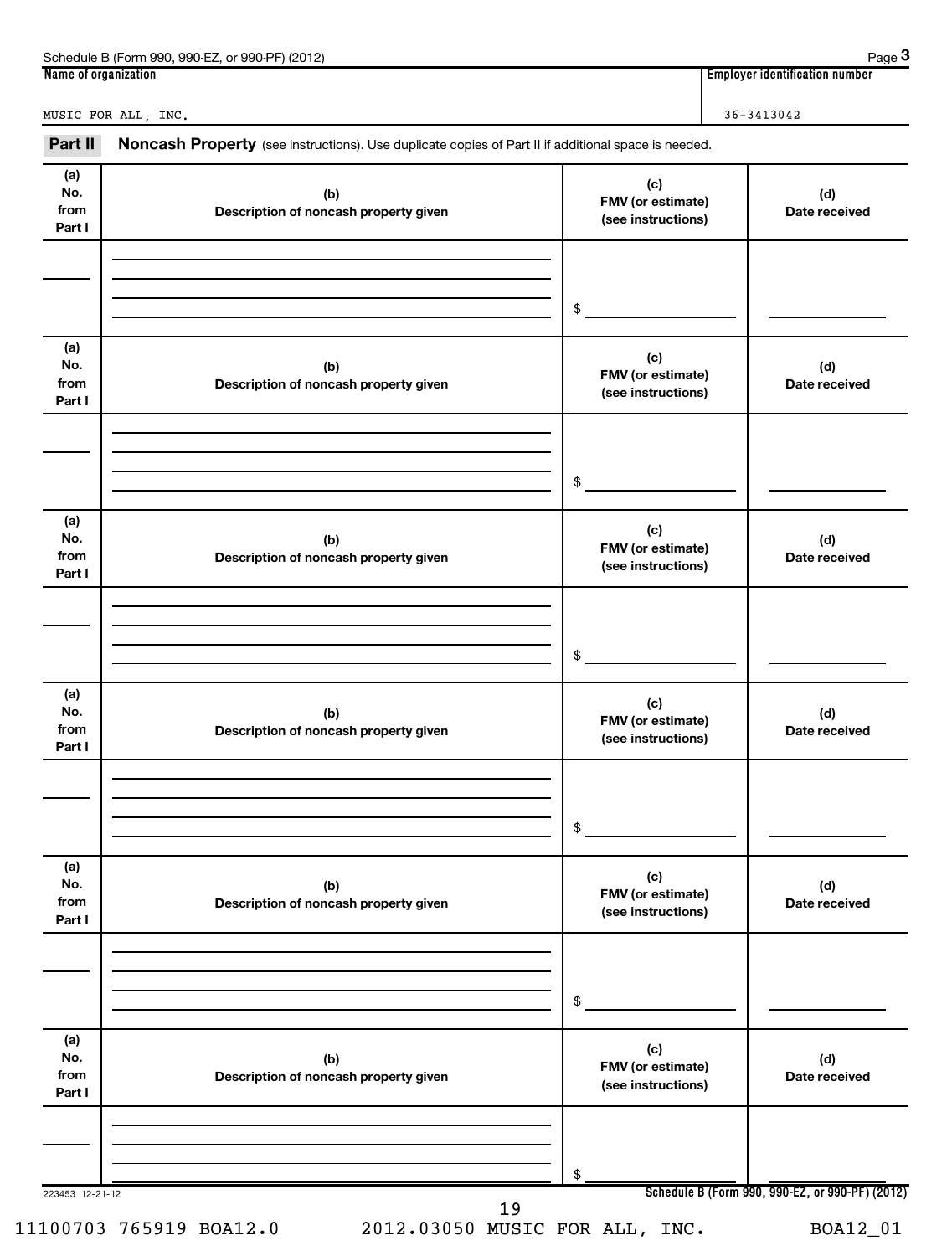Schedule B (Form 990, 990-EZ, or 990-PF) (2012) Page **3**

| Name of organization | Employer identification number |
|---|---|
| MUSIC FOR ALL, INC. | 36-3413042 |

**Part II** **Noncash Property** (see instructions). Use duplicate copies of Part II if additional space is needed.

| (a) No. from Part I | (b) Description of noncash property given | (c) FMV (or estimate) (see instructions) | (d) Date received |
|---|---|---|---|
| | | $ | |

| (a) No. from Part I | (b) Description of noncash property given | (c) FMV (or estimate) (see instructions) | (d) Date received |
|---|---|---|---|
| | | $ | |

| (a) No. from Part I | (b) Description of noncash property given | (c) FMV (or estimate) (see instructions) | (d) Date received |
|---|---|---|---|
| | | $ | |

| (a) No. from Part I | (b) Description of noncash property given | (c) FMV (or estimate) (see instructions) | (d) Date received |
|---|---|---|---|
| | | $ | |

| (a) No. from Part I | (b) Description of noncash property given | (c) FMV (or estimate) (see instructions) | (d) Date received |
|---|---|---|---|
| | | $ | |

| (a) No. from Part I | (b) Description of noncash property given | (c) FMV (or estimate) (see instructions) | (d) Date received |
|---|---|---|---|
| | | $ | |

223453 12-21-12 **Schedule B (Form 990, 990-EZ, or 990-PF) (2012)**

11100703 765919 BOA12.0 2012.03050 MUSIC FOR ALL, INC. BOA12_01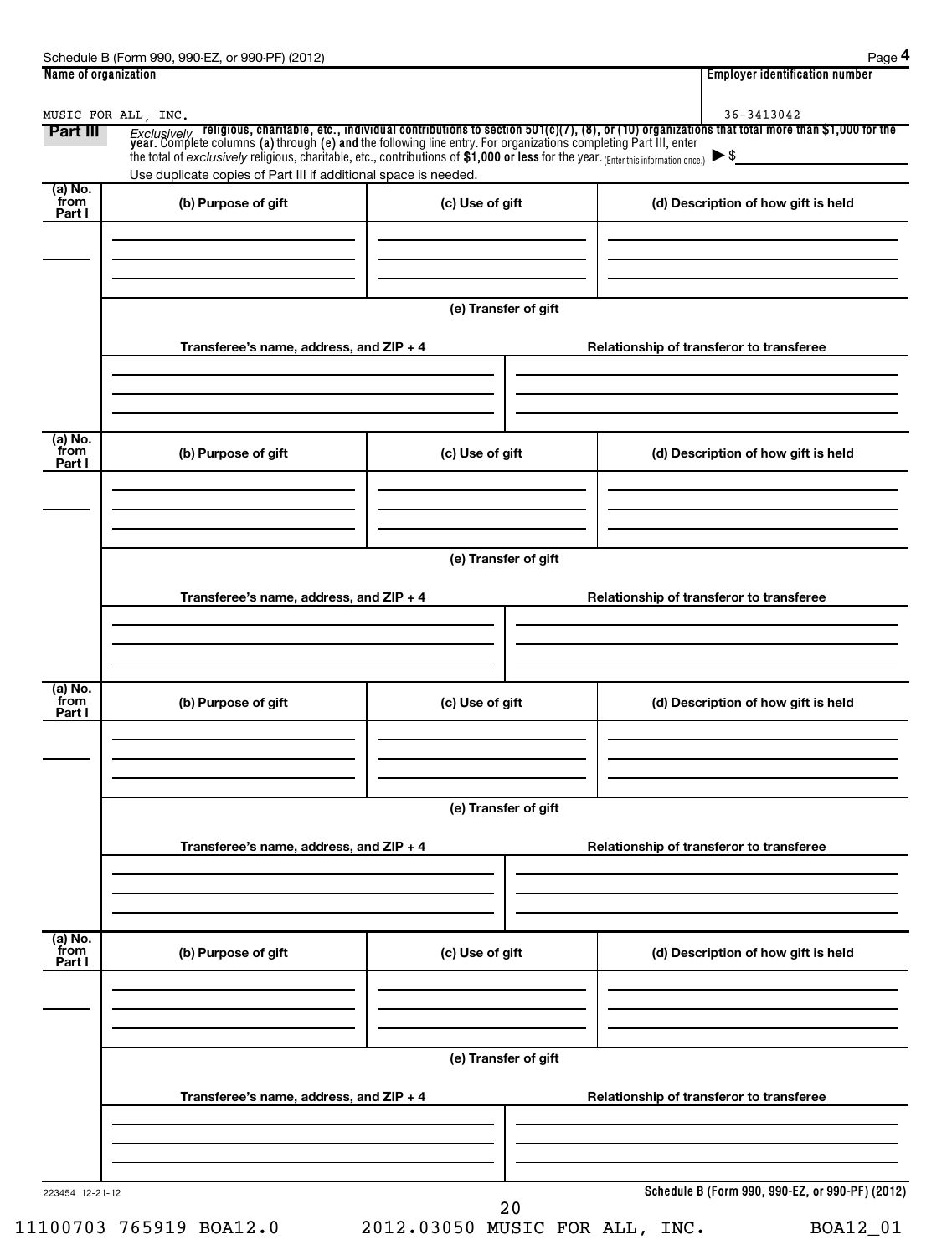Schedule B (Form 990, 990-EZ, or 990-PF) (2012) Page **4**

| Name of organization | Employer identification number |
| --- | --- |
| MUSIC FOR ALL, INC. | 36-3413042 |

**Part III** *Exclusively* **religious, charitable, etc., individual contributions to section 501(c)(7), (8), or (10) organizations that total more than $1,000 for the year.** Complete columns **(a)** through **(e)** and the following line entry. For organizations completing Part III, enter the total of *exclusively* religious, charitable, etc., contributions of **$1,000 or less** for the year. (Enter this information once.) ▶ $

Use duplicate copies of Part III if additional space is needed.

| (a) No. from Part I | (b) Purpose of gift | (c) Use of gift | (d) Description of how gift is held |
| --- | --- | --- | --- |
| | | | |

**(e) Transfer of gift**

| Transferee's name, address, and ZIP + 4 | Relationship of transferor to transferee |
| --- | --- |
| | |

| (a) No. from Part I | (b) Purpose of gift | (c) Use of gift | (d) Description of how gift is held |
| --- | --- | --- | --- |
| | | | |

**(e) Transfer of gift**

| Transferee's name, address, and ZIP + 4 | Relationship of transferor to transferee |
| --- | --- |
| | |

| (a) No. from Part I | (b) Purpose of gift | (c) Use of gift | (d) Description of how gift is held |
| --- | --- | --- | --- |
| | | | |

**(e) Transfer of gift**

| Transferee's name, address, and ZIP + 4 | Relationship of transferor to transferee |
| --- | --- |
| | |

| (a) No. from Part I | (b) Purpose of gift | (c) Use of gift | (d) Description of how gift is held |
| --- | --- | --- | --- |
| | | | |

**(e) Transfer of gift**

| Transferee's name, address, and ZIP + 4 | Relationship of transferor to transferee |
| --- | --- |
| | |

223454 12-21-12

**Schedule B (Form 990, 990-EZ, or 990-PF) (2012)**

11100703 765919 BOA12.0 2012.03050 MUSIC FOR ALL, INC. BOA12_01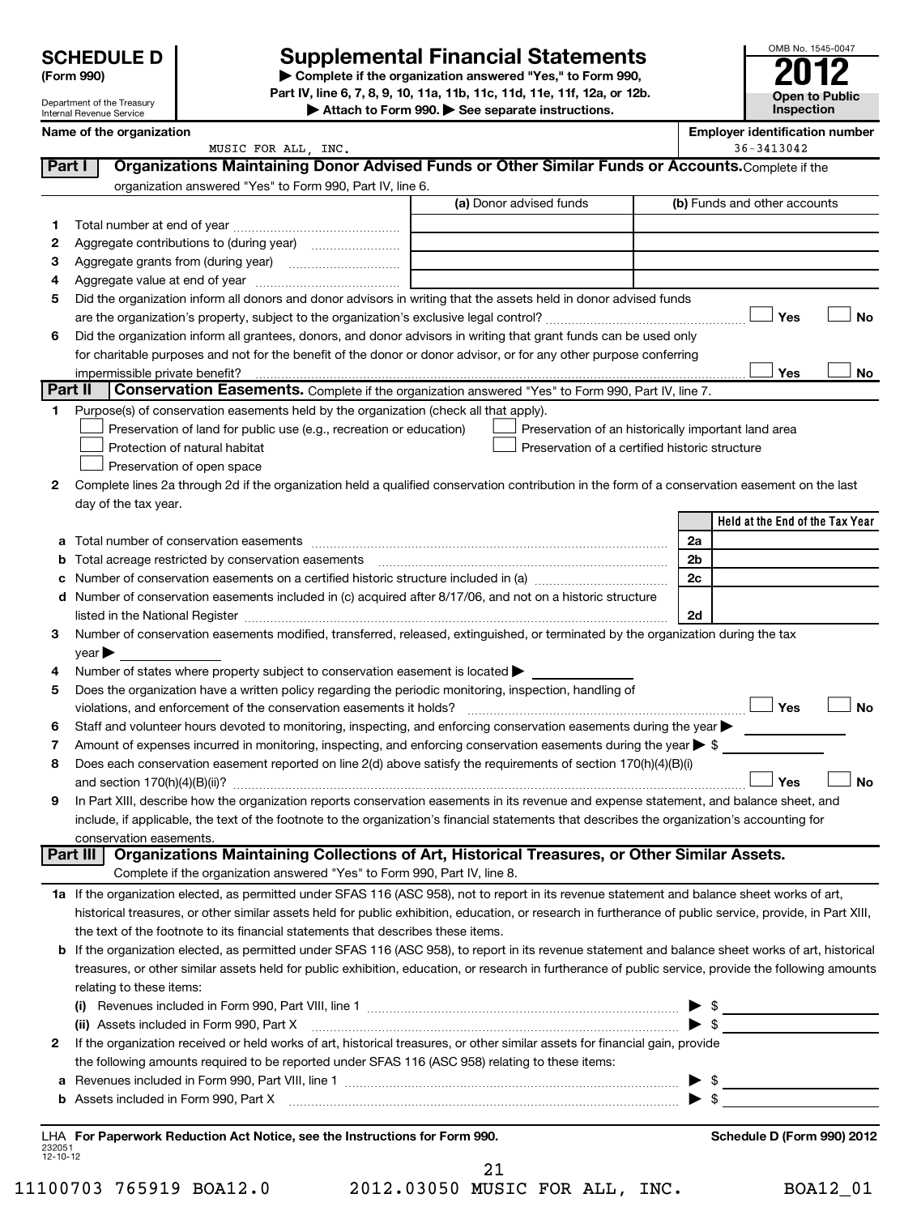# SCHEDULE D (Form 990)

Department of the Treasury
Internal Revenue Service

# Supplemental Financial Statements

▶ Complete if the organization answered "Yes," to Form 990, Part IV, line 6, 7, 8, 9, 10, 11a, 11b, 11c, 11d, 11e, 11f, 12a, or 12b.
▶ Attach to Form 990. ▶ See separate instructions.

OMB No. 1545-0047

**2012**

**Open to Public Inspection**

**Name of the organization:** MUSIC FOR ALL, INC.

**Employer identification number:** 36-3413042

## Part I — Organizations Maintaining Donor Advised Funds or Other Similar Funds or Accounts.

Complete if the organization answered "Yes" to Form 990, Part IV, line 6.

| | | (a) Donor advised funds | (b) Funds and other accounts |
|---|---|---|---|
| 1 | Total number at end of year | | |
| 2 | Aggregate contributions to (during year) | | |
| 3 | Aggregate grants from (during year) | | |
| 4 | Aggregate value at end of year | | |

5 Did the organization inform all donors and donor advisors in writing that the assets held in donor advised funds are the organization's property, subject to the organization's exclusive legal control? ☐ Yes ☐ No

6 Did the organization inform all grantees, donors, and donor advisors in writing that grant funds can be used only for charitable purposes and not for the benefit of the donor or donor advisor, or for any other purpose conferring impermissible private benefit? ☐ Yes ☐ No

## Part II — Conservation Easements.

Complete if the organization answered "Yes" to Form 990, Part IV, line 7.

1 Purpose(s) of conservation easements held by the organization (check all that apply).

- ☐ Preservation of land for public use (e.g., recreation or education)
- ☐ Protection of natural habitat
- ☐ Preservation of open space
- ☐ Preservation of an historically important land area
- ☐ Preservation of a certified historic structure

2 Complete lines 2a through 2d if the organization held a qualified conservation contribution in the form of a conservation easement on the last day of the tax year.

| | | | Held at the End of the Tax Year |
|---|---|---|---|
| a | Total number of conservation easements | 2a | |
| b | Total acreage restricted by conservation easements | 2b | |
| c | Number of conservation easements on a certified historic structure included in (a) | 2c | |
| d | Number of conservation easements included in (c) acquired after 8/17/06, and not on a historic structure listed in the National Register | 2d | |

3 Number of conservation easements modified, transferred, released, extinguished, or terminated by the organization during the tax year ▶

4 Number of states where property subject to conservation easement is located ▶

5 Does the organization have a written policy regarding the periodic monitoring, inspection, handling of violations, and enforcement of the conservation easements it holds? ☐ Yes ☐ No

6 Staff and volunteer hours devoted to monitoring, inspecting, and enforcing conservation easements during the year ▶

7 Amount of expenses incurred in monitoring, inspecting, and enforcing conservation easements during the year ▶ $

8 Does each conservation easement reported on line 2(d) above satisfy the requirements of section 170(h)(4)(B)(i) and section 170(h)(4)(B)(ii)? ☐ Yes ☐ No

9 In Part XIII, describe how the organization reports conservation easements in its revenue and expense statement, and balance sheet, and include, if applicable, the text of the footnote to the organization's financial statements that describes the organization's accounting for conservation easements.

## Part III — Organizations Maintaining Collections of Art, Historical Treasures, or Other Similar Assets.

Complete if the organization answered "Yes" to Form 990, Part IV, line 8.

**1a** If the organization elected, as permitted under SFAS 116 (ASC 958), not to report in its revenue statement and balance sheet works of art, historical treasures, or other similar assets held for public exhibition, education, or research in furtherance of public service, provide, in Part XIII, the text of the footnote to its financial statements that describes these items.

**b** If the organization elected, as permitted under SFAS 116 (ASC 958), to report in its revenue statement and balance sheet works of art, historical treasures, or other similar assets held for public exhibition, education, or research in furtherance of public service, provide the following amounts relating to these items:

(i) Revenues included in Form 990, Part VIII, line 1 ▶ $

(ii) Assets included in Form 990, Part X ▶ $

**2** If the organization received or held works of art, historical treasures, or other similar assets for financial gain, provide the following amounts required to be reported under SFAS 116 (ASC 958) relating to these items:

a Revenues included in Form 990, Part VIII, line 1 ▶ $

b Assets included in Form 990, Part X ▶ $

LHA For Paperwork Reduction Act Notice, see the Instructions for Form 990.

Schedule D (Form 990) 2012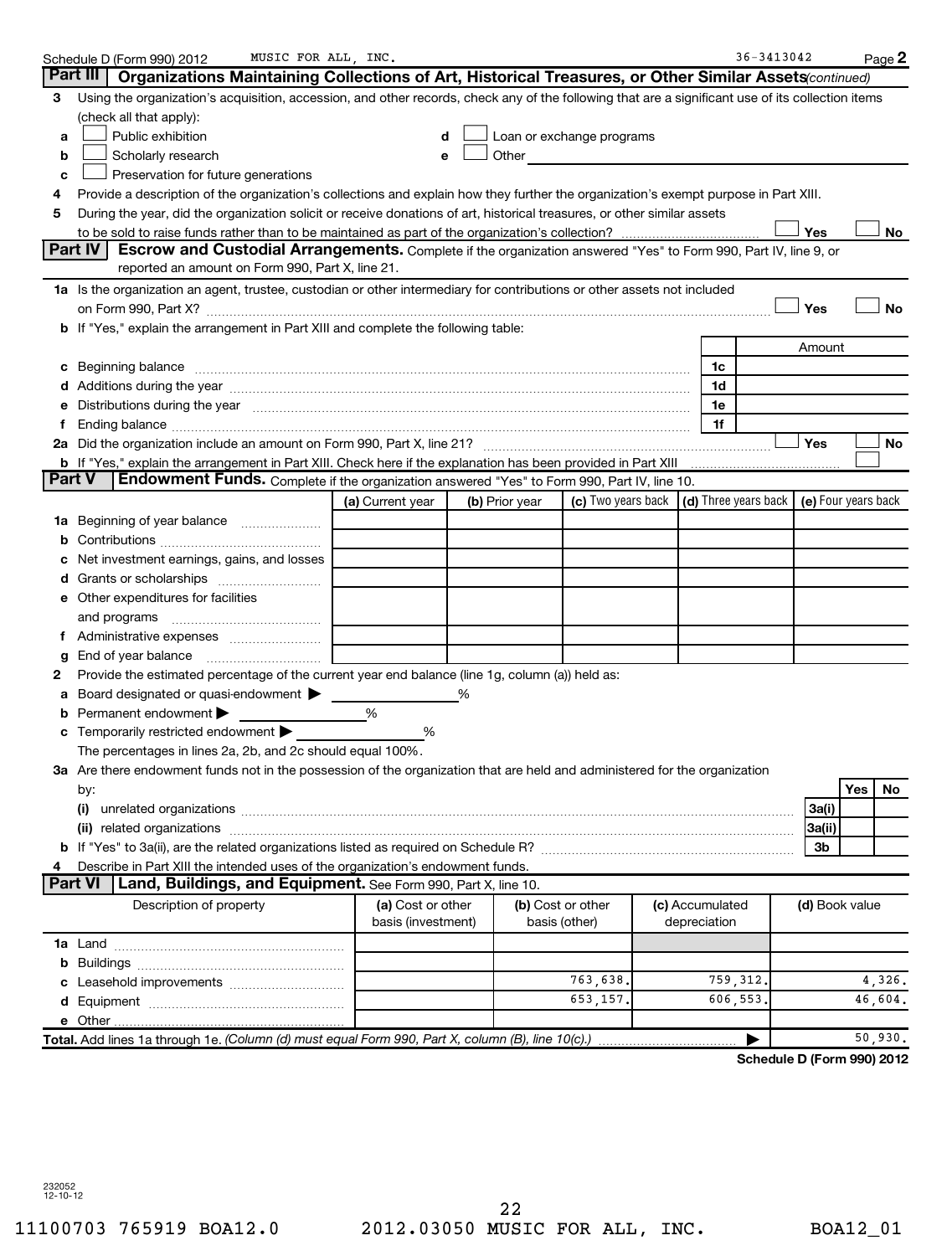Schedule D (Form 990) 2012 MUSIC FOR ALL, INC. 36-3413042 Page **2**

## Part III Organizations Maintaining Collections of Art, Historical Treasures, or Other Similar Assets *(continued)*

**3** Using the organization's acquisition, accession, and other records, check any of the following that are a significant use of its collection items (check all that apply):

- **a** ☐ Public exhibition
- **b** ☐ Scholarly research
- **c** ☐ Preservation for future generations
- **d** ☐ Loan or exchange programs
- **e** ☐ Other

**4** Provide a description of the organization's collections and explain how they further the organization's exempt purpose in Part XIII.

**5** During the year, did the organization solicit or receive donations of art, historical treasures, or other similar assets to be sold to raise funds rather than to be maintained as part of the organization's collection? ☐ Yes ☐ No

## Part IV Escrow and Custodial Arrangements.

Complete if the organization answered "Yes" to Form 990, Part IV, line 9, or reported an amount on Form 990, Part X, line 21.

**1a** Is the organization an agent, trustee, custodian or other intermediary for contributions or other assets not included on Form 990, Part X? ☐ Yes ☐ No

**b** If "Yes," explain the arrangement in Part XIII and complete the following table:

| | | Amount |
|---|---|---|
| **c** Beginning balance | 1c | |
| **d** Additions during the year | 1d | |
| **e** Distributions during the year | 1e | |
| **f** Ending balance | 1f | |

**2a** Did the organization include an amount on Form 990, Part X, line 21? ☐ Yes ☐ No

**b** If "Yes," explain the arrangement in Part XIII. Check here if the explanation has been provided in Part XIII ☐

## Part V Endowment Funds.

Complete if the organization answered "Yes" to Form 990, Part IV, line 10.

| | (a) Current year | (b) Prior year | (c) Two years back | (d) Three years back | (e) Four years back |
|---|---|---|---|---|---|
| **1a** Beginning of year balance | | | | | |
| **b** Contributions | | | | | |
| **c** Net investment earnings, gains, and losses | | | | | |
| **d** Grants or scholarships | | | | | |
| **e** Other expenditures for facilities and programs | | | | | |
| **f** Administrative expenses | | | | | |
| **g** End of year balance | | | | | |

**2** Provide the estimated percentage of the current year end balance (line 1g, column (a)) held as:

- **a** Board designated or quasi-endowment ▶ _____ %
- **b** Permanent endowment ▶ _____ %
- **c** Temporarily restricted endowment ▶ _____ %

The percentages in lines 2a, 2b, and 2c should equal 100%.

**3a** Are there endowment funds not in the possession of the organization that are held and administered for the organization by:

| | | Yes | No |
|---|---|---|---|
| **(i)** unrelated organizations | 3a(i) | | |
| **(ii)** related organizations | 3a(ii) | | |
| **b** If "Yes" to 3a(ii), are the related organizations listed as required on Schedule R? | 3b | | |

**4** Describe in Part XIII the intended uses of the organization's endowment funds.

## Part VI Land, Buildings, and Equipment.

See Form 990, Part X, line 10.

| Description of property | (a) Cost or other basis (investment) | (b) Cost or other basis (other) | (c) Accumulated depreciation | (d) Book value |
|---|---|---|---|---|
| **1a** Land | | | | |
| **b** Buildings | | | | |
| **c** Leasehold improvements | | 763,638. | 759,312. | 4,326. |
| **d** Equipment | | 653,157. | 606,553. | 46,604. |
| **e** Other | | | | |
| **Total.** Add lines 1a through 1e. *(Column (d) must equal Form 990, Part X, column (B), line 10(c).)* | | | ▶ | 50,930. |

**Schedule D (Form 990) 2012**

232052
12-10-12

11100703 765919 BOA12.0 2012.03050 MUSIC FOR ALL, INC. BOA12_01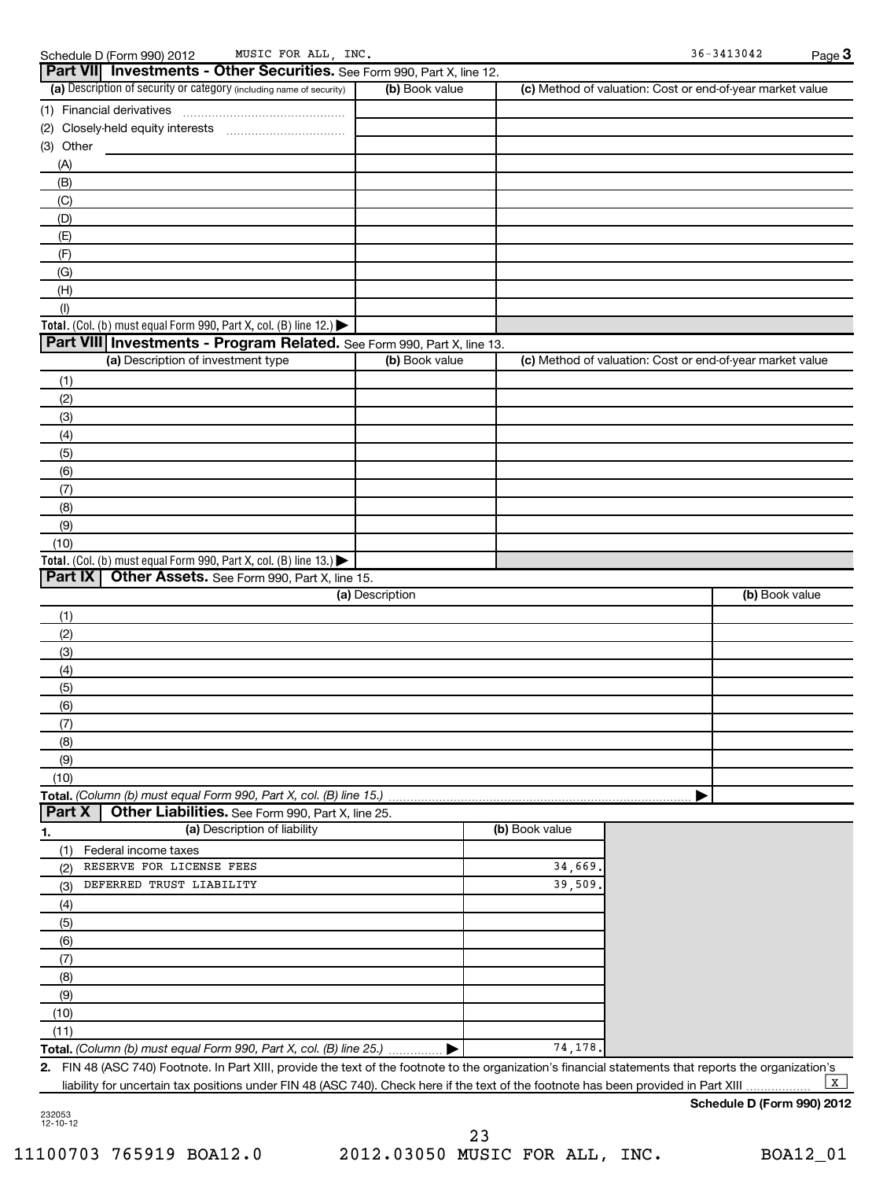Schedule D (Form 990) 2012 MUSIC FOR ALL, INC. 36-3413042 Page 3

## Part VII Investments - Other Securities. See Form 990, Part X, line 12.

| (a) Description of security or category (including name of security) | (b) Book value | (c) Method of valuation: Cost or end-of-year market value |
|---|---|---|
| (1) Financial derivatives | | |
| (2) Closely-held equity interests | | |
| (3) Other | | |
| (A) | | |
| (B) | | |
| (C) | | |
| (D) | | |
| (E) | | |
| (F) | | |
| (G) | | |
| (H) | | |
| (I) | | |
| **Total.** (Col. (b) must equal Form 990, Part X, col. (B) line 12.) ▶ | | |

## Part VIII Investments - Program Related. See Form 990, Part X, line 13.

| (a) Description of investment type | (b) Book value | (c) Method of valuation: Cost or end-of-year market value |
|---|---|---|
| (1) | | |
| (2) | | |
| (3) | | |
| (4) | | |
| (5) | | |
| (6) | | |
| (7) | | |
| (8) | | |
| (9) | | |
| (10) | | |
| **Total.** (Col. (b) must equal Form 990, Part X, col. (B) line 13.) ▶ | | |

## Part IX Other Assets. See Form 990, Part X, line 15.

| (a) Description | (b) Book value |
|---|---|
| (1) | |
| (2) | |
| (3) | |
| (4) | |
| (5) | |
| (6) | |
| (7) | |
| (8) | |
| (9) | |
| (10) | |
| **Total.** *(Column (b) must equal Form 990, Part X, col. (B) line 15.)* ▶ | |

## Part X Other Liabilities. See Form 990, Part X, line 25.

| 1. (a) Description of liability | (b) Book value |
|---|---|
| (1) Federal income taxes | |
| (2) RESERVE FOR LICENSE FEES | 34,669. |
| (3) DEFERRED TRUST LIABILITY | 39,509. |
| (4) | |
| (5) | |
| (6) | |
| (7) | |
| (8) | |
| (9) | |
| (10) | |
| (11) | |
| **Total.** *(Column (b) must equal Form 990, Part X, col. (B) line 25.)* ▶ | 74,178. |

**2.** FIN 48 (ASC 740) Footnote. In Part XIII, provide the text of the footnote to the organization's financial statements that reports the organization's liability for uncertain tax positions under FIN 48 (ASC 740). Check here if the text of the footnote has been provided in Part XIII [X]

**Schedule D (Form 990) 2012**

232053
12-10-12

11100703 765919 BOA12.0 2012.03050 MUSIC FOR ALL, INC. BOA12_01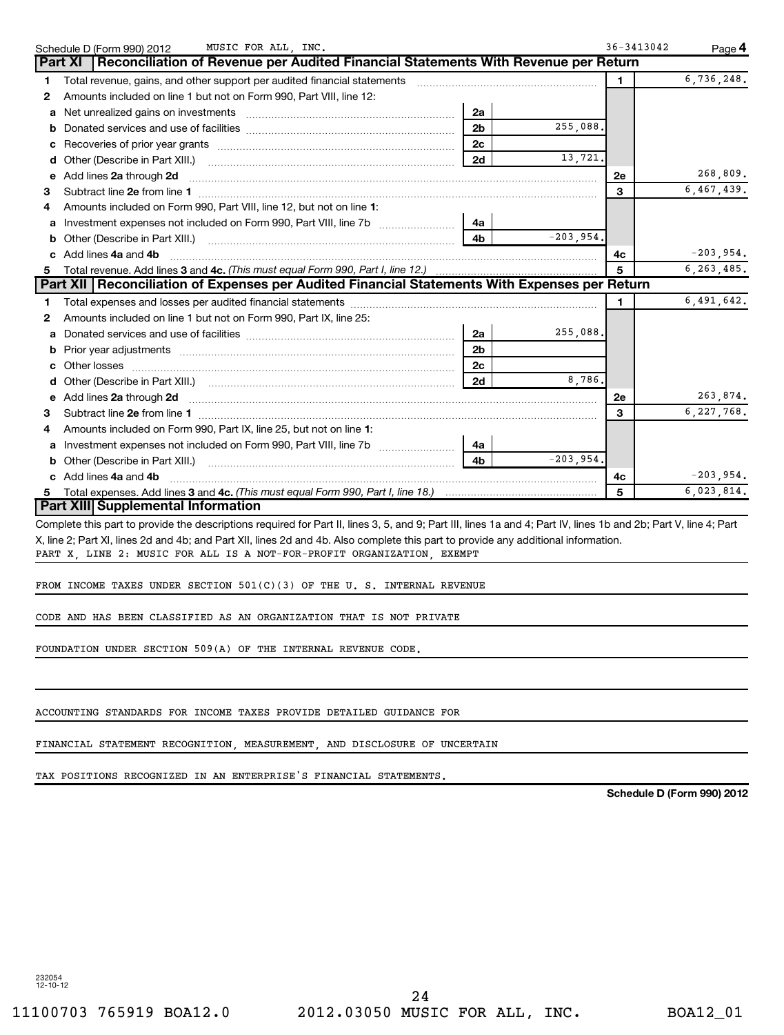Schedule D (Form 990) 2012 MUSIC FOR ALL, INC. 36-3413042 Page 4

## Part XI Reconciliation of Revenue per Audited Financial Statements With Revenue per Return

| | | | | | |
|---|---|---|---|---|---|
| 1 | Total revenue, gains, and other support per audited financial statements | | | 1 | 6,736,248. |
| 2 | Amounts included on line 1 but not on Form 990, Part VIII, line 12: | | | | |
| a | Net unrealized gains on investments | 2a | | | |
| b | Donated services and use of facilities | 2b | 255,088. | | |
| c | Recoveries of prior year grants | 2c | | | |
| d | Other (Describe in Part XIII.) | 2d | 13,721. | | |
| e | Add lines **2a** through **2d** | | | 2e | 268,809. |
| 3 | Subtract line **2e** from line **1** | | | 3 | 6,467,439. |
| 4 | Amounts included on Form 990, Part VIII, line 12, but not on line **1**: | | | | |
| a | Investment expenses not included on Form 990, Part VIII, line 7b | 4a | | | |
| b | Other (Describe in Part XIII.) | 4b | -203,954. | | |
| c | Add lines **4a** and **4b** | | | 4c | -203,954. |
| 5 | Total revenue. Add lines **3** and **4c.** *(This must equal Form 990, Part I, line 12.)* | | | 5 | 6,263,485. |

## Part XII Reconciliation of Expenses per Audited Financial Statements With Expenses per Return

| | | | | | |
|---|---|---|---|---|---|
| 1 | Total expenses and losses per audited financial statements | | | 1 | 6,491,642. |
| 2 | Amounts included on line 1 but not on Form 990, Part IX, line 25: | | | | |
| a | Donated services and use of facilities | 2a | 255,088. | | |
| b | Prior year adjustments | 2b | | | |
| c | Other losses | 2c | | | |
| d | Other (Describe in Part XIII.) | 2d | 8,786. | | |
| e | Add lines **2a** through **2d** | | | 2e | 263,874. |
| 3 | Subtract line **2e** from line **1** | | | 3 | 6,227,768. |
| 4 | Amounts included on Form 990, Part IX, line 25, but not on line **1**: | | | | |
| a | Investment expenses not included on Form 990, Part VIII, line 7b | 4a | | | |
| b | Other (Describe in Part XIII.) | 4b | -203,954. | | |
| c | Add lines **4a** and **4b** | | | 4c | -203,954. |
| 5 | Total expenses. Add lines **3** and **4c.** *(This must equal Form 990, Part I, line 18.)* | | | 5 | 6,023,814. |

## Part XIII Supplemental Information

Complete this part to provide the descriptions required for Part II, lines 3, 5, and 9; Part III, lines 1a and 4; Part IV, lines 1b and 2b; Part V, line 4; Part X, line 2; Part XI, lines 2d and 4b; and Part XII, lines 2d and 4b. Also complete this part to provide any additional information.

PART X, LINE 2: MUSIC FOR ALL IS A NOT-FOR-PROFIT ORGANIZATION, EXEMPT FROM INCOME TAXES UNDER SECTION 501(C)(3) OF THE U. S. INTERNAL REVENUE CODE AND HAS BEEN CLASSIFIED AS AN ORGANIZATION THAT IS NOT PRIVATE FOUNDATION UNDER SECTION 509(A) OF THE INTERNAL REVENUE CODE.

ACCOUNTING STANDARDS FOR INCOME TAXES PROVIDE DETAILED GUIDANCE FOR FINANCIAL STATEMENT RECOGNITION, MEASUREMENT, AND DISCLOSURE OF UNCERTAIN TAX POSITIONS RECOGNIZED IN AN ENTERPRISE'S FINANCIAL STATEMENTS.

**Schedule D (Form 990) 2012**

232054
12-10-12

11100703 765919 BOA12.0 2012.03050 MUSIC FOR ALL, INC. BOA12_01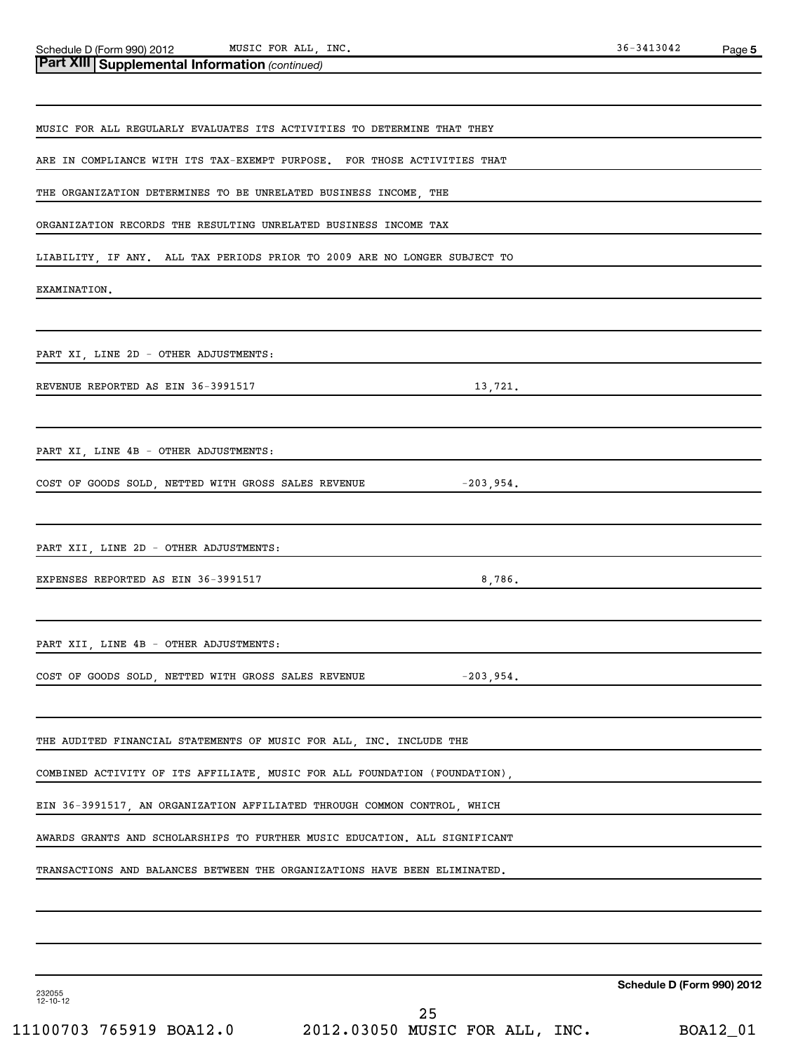## Part XIII Supplemental Information *(continued)*

MUSIC FOR ALL REGULARLY EVALUATES ITS ACTIVITIES TO DETERMINE THAT THEY ARE IN COMPLIANCE WITH ITS TAX-EXEMPT PURPOSE. FOR THOSE ACTIVITIES THAT THE ORGANIZATION DETERMINES TO BE UNRELATED BUSINESS INCOME, THE ORGANIZATION RECORDS THE RESULTING UNRELATED BUSINESS INCOME TAX LIABILITY, IF ANY. ALL TAX PERIODS PRIOR TO 2009 ARE NO LONGER SUBJECT TO EXAMINATION.

PART XI, LINE 2D - OTHER ADJUSTMENTS:

| | |
|---|---|
| REVENUE REPORTED AS EIN 36-3991517 | 13,721. |

PART XI, LINE 4B - OTHER ADJUSTMENTS:

| | |
|---|---|
| COST OF GOODS SOLD, NETTED WITH GROSS SALES REVENUE | -203,954. |

PART XII, LINE 2D - OTHER ADJUSTMENTS:

| | |
|---|---|
| EXPENSES REPORTED AS EIN 36-3991517 | 8,786. |

PART XII, LINE 4B - OTHER ADJUSTMENTS:

| | |
|---|---|
| COST OF GOODS SOLD, NETTED WITH GROSS SALES REVENUE | -203,954. |

THE AUDITED FINANCIAL STATEMENTS OF MUSIC FOR ALL, INC. INCLUDE THE COMBINED ACTIVITY OF ITS AFFILIATE, MUSIC FOR ALL FOUNDATION (FOUNDATION), EIN 36-3991517, AN ORGANIZATION AFFILIATED THROUGH COMMON CONTROL, WHICH AWARDS GRANTS AND SCHOLARSHIPS TO FURTHER MUSIC EDUCATION. ALL SIGNIFICANT TRANSACTIONS AND BALANCES BETWEEN THE ORGANIZATIONS HAVE BEEN ELIMINATED.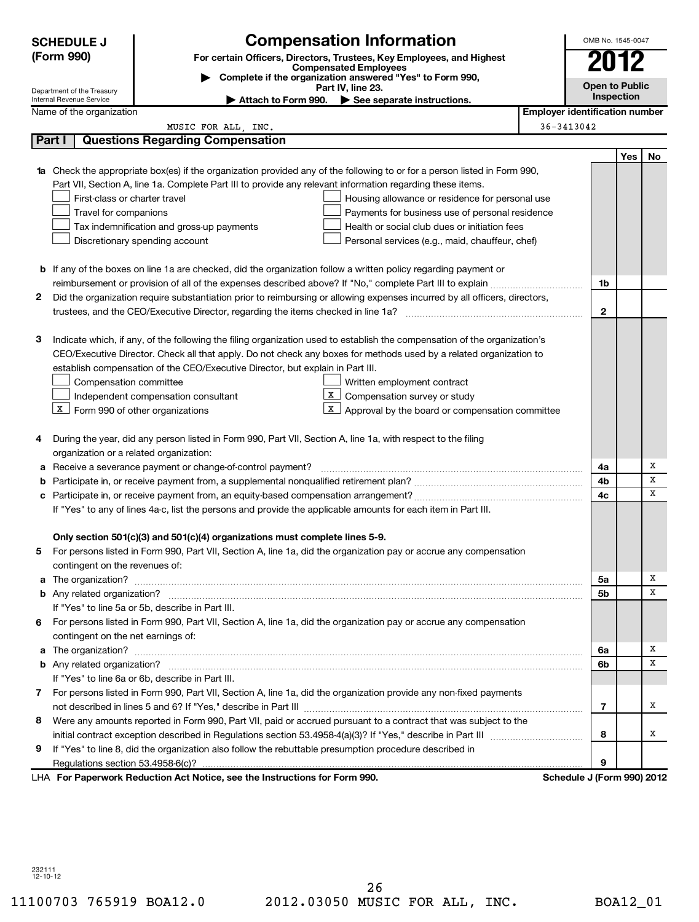# SCHEDULE J (Form 990)

## Compensation Information

**For certain Officers, Directors, Trustees, Key Employees, and Highest Compensated Employees**

▶ Complete if the organization answered "Yes" to Form 990, Part IV, line 23.

▶ Attach to Form 990. ▶ See separate instructions.

OMB No. 1545-0047

**2012**

**Open to Public Inspection**

Department of the Treasury
Internal Revenue Service

| Name of the organization | Employer identification number |
|---|---|
| MUSIC FOR ALL, INC. | 36-3413042 |

## Part I Questions Regarding Compensation

| | | | Yes | No |
|---|---|---|---|---|
| **1a** | Check the appropriate box(es) if the organization provided any of the following to or for a person listed in Form 990, Part VII, Section A, line 1a. Complete Part III to provide any relevant information regarding these items.<br>☐ First-class or charter travel<br>☐ Travel for companions<br>☐ Tax indemnification and gross-up payments<br>☐ Discretionary spending account<br>☐ Housing allowance or residence for personal use<br>☐ Payments for business use of personal residence<br>☐ Health or social club dues or initiation fees<br>☐ Personal services (e.g., maid, chauffeur, chef) | | | |
| **b** | If any of the boxes on line 1a are checked, did the organization follow a written policy regarding payment or reimbursement or provision of all of the expenses described above? If "No," complete Part III to explain | 1b | | |
| **2** | Did the organization require substantiation prior to reimbursing or allowing expenses incurred by all officers, directors, trustees, and the CEO/Executive Director, regarding the items checked in line 1a? | 2 | | |
| **3** | Indicate which, if any, of the following the filing organization used to establish the compensation of the organization's CEO/Executive Director. Check all that apply. Do not check any boxes for methods used by a related organization to establish compensation of the CEO/Executive Director, but explain in Part III.<br>☐ Compensation committee<br>☐ Independent compensation consultant<br>☒ Form 990 of other organizations<br>☐ Written employment contract<br>☒ Compensation survey or study<br>☒ Approval by the board or compensation committee | | | |
| **4** | During the year, did any person listed in Form 990, Part VII, Section A, line 1a, with respect to the filing organization or a related organization: | | | |
| **a** | Receive a severance payment or change-of-control payment? | 4a | | X |
| **b** | Participate in, or receive payment from, a supplemental nonqualified retirement plan? | 4b | | X |
| **c** | Participate in, or receive payment from, an equity-based compensation arrangement? | 4c | | X |
| | If "Yes" to any of lines 4a-c, list the persons and provide the applicable amounts for each item in Part III. | | | |
| | **Only section 501(c)(3) and 501(c)(4) organizations must complete lines 5-9.** | | | |
| **5** | For persons listed in Form 990, Part VII, Section A, line 1a, did the organization pay or accrue any compensation contingent on the revenues of: | | | |
| **a** | The organization? | 5a | | X |
| **b** | Any related organization? | 5b | | X |
| | If "Yes" to line 5a or 5b, describe in Part III. | | | |
| **6** | For persons listed in Form 990, Part VII, Section A, line 1a, did the organization pay or accrue any compensation contingent on the net earnings of: | | | |
| **a** | The organization? | 6a | | X |
| **b** | Any related organization? | 6b | | X |
| | If "Yes" to line 6a or 6b, describe in Part III. | | | |
| **7** | For persons listed in Form 990, Part VII, Section A, line 1a, did the organization provide any non-fixed payments not described in lines 5 and 6? If "Yes," describe in Part III | 7 | | X |
| **8** | Were any amounts reported in Form 990, Part VII, paid or accrued pursuant to a contract that was subject to the initial contract exception described in Regulations section 53.4958-4(a)(3)? If "Yes," describe in Part III | 8 | | X |
| **9** | If "Yes" to line 8, did the organization also follow the rebuttable presumption procedure described in Regulations section 53.4958-6(c)? | 9 | | |

LHA **For Paperwork Reduction Act Notice, see the Instructions for Form 990.** **Schedule J (Form 990) 2012**

232111
12-10-12

11100703 765919 BOA12.0 2012.03050 MUSIC FOR ALL, INC. BOA12_01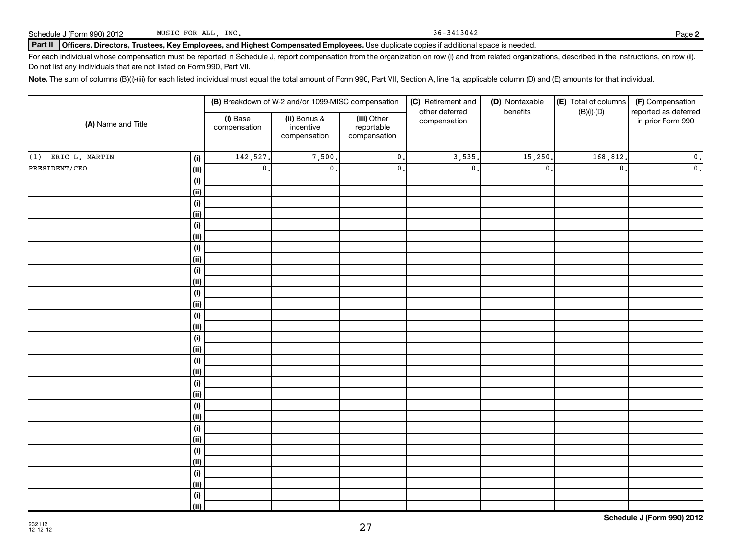Schedule J (Form 990) 2012 MUSIC FOR ALL, INC. 36-3413042 Page **2**

**Part II** **Officers, Directors, Trustees, Key Employees, and Highest Compensated Employees.** Use duplicate copies if additional space is needed.

For each individual whose compensation must be reported in Schedule J, report compensation from the organization on row (i) and from related organizations, described in the instructions, on row (ii). Do not list any individuals that are not listed on Form 990, Part VII.

**Note.** The sum of columns (B)(i)-(iii) for each listed individual must equal the total amount of Form 990, Part VII, Section A, line 1a, applicable column (D) and (E) amounts for that individual.

| (A) Name and Title | | (B) Breakdown of W-2 and/or 1099-MISC compensation | | | (C) Retirement and other deferred compensation | (D) Nontaxable benefits | (E) Total of columns (B)(i)-(D) | (F) Compensation reported as deferred in prior Form 990 |
|---|---|---|---|---|---|---|---|---|
| | | (i) Base compensation | (ii) Bonus & incentive compensation | (iii) Other reportable compensation | | | | |
| (1) ERIC L. MARTIN | (i) | 142,527. | 7,500. | 0. | 3,535. | 15,250. | 168,812. | 0. |
| PRESIDENT/CEO | (ii) | 0. | 0. | 0. | 0. | 0. | 0. | 0. |
| | (i) | | | | | | | |
| | (ii) | | | | | | | |
| | (i) | | | | | | | |
| | (ii) | | | | | | | |
| | (i) | | | | | | | |
| | (ii) | | | | | | | |
| | (i) | | | | | | | |
| | (ii) | | | | | | | |
| | (i) | | | | | | | |
| | (ii) | | | | | | | |
| | (i) | | | | | | | |
| | (ii) | | | | | | | |
| | (i) | | | | | | | |
| | (ii) | | | | | | | |
| | (i) | | | | | | | |
| | (ii) | | | | | | | |
| | (i) | | | | | | | |
| | (ii) | | | | | | | |
| | (i) | | | | | | | |
| | (ii) | | | | | | | |
| | (i) | | | | | | | |
| | (ii) | | | | | | | |
| | (i) | | | | | | | |
| | (ii) | | | | | | | |
| | (i) | | | | | | | |
| | (ii) | | | | | | | |
| | (i) | | | | | | | |
| | (ii) | | | | | | | |
| | (i) | | | | | | | |
| | (ii) | | | | | | | |

232112
12-12-12

**Schedule J (Form 990) 2012**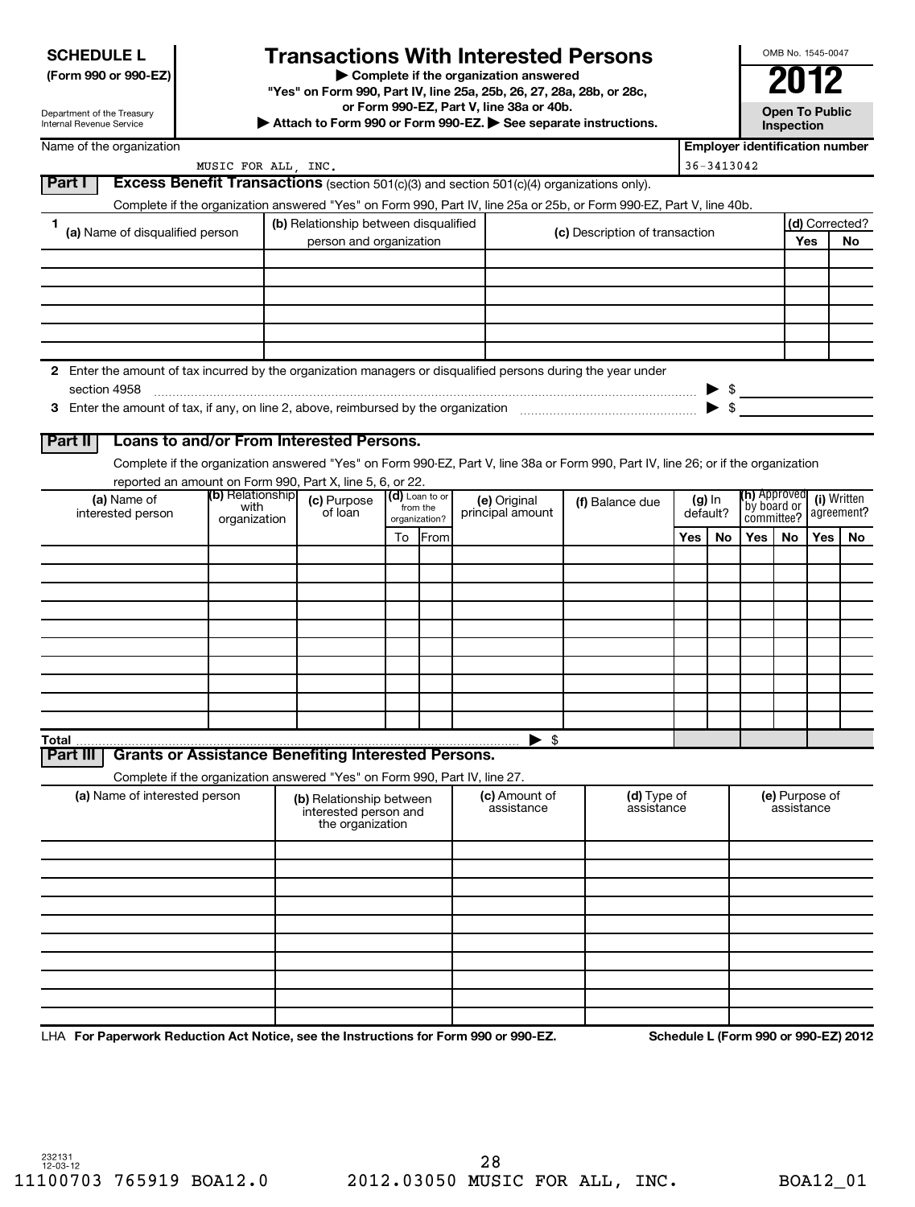**SCHEDULE L**
**(Form 990 or 990-EZ)**

Department of the Treasury
Internal Revenue Service

# Transactions With Interested Persons

▶ **Complete if the organization answered "Yes" on Form 990, Part IV, line 25a, 25b, 26, 27, 28a, 28b, or 28c, or Form 990-EZ, Part V, line 38a or 40b.**
▶ **Attach to Form 990 or Form 990-EZ.** ▶ **See separate instructions.**

OMB No. 1545-0047

**2012**

**Open To Public Inspection**

| Name of the organization | Employer identification number |
|---|---|
| MUSIC FOR ALL, INC. | 36-3413042 |

## Part I — Excess Benefit Transactions (section 501(c)(3) and section 501(c)(4) organizations only).

Complete if the organization answered "Yes" on Form 990, Part IV, line 25a or 25b, or Form 990-EZ, Part V, line 40b.

| 1 (a) Name of disqualified person | (b) Relationship between disqualified person and organization | (c) Description of transaction | (d) Corrected? Yes | No |
|---|---|---|---|---|
| | | | | |
| | | | | |
| | | | | |
| | | | | |
| | | | | |
| | | | | |

**2** Enter the amount of tax incurred by the organization managers or disqualified persons during the year under section 4958 ▶ $

**3** Enter the amount of tax, if any, on line 2, above, reimbursed by the organization ▶ $

## Part II — Loans to and/or From Interested Persons.

Complete if the organization answered "Yes" on Form 990-EZ, Part V, line 38a or Form 990, Part IV, line 26; or if the organization reported an amount on Form 990, Part X, line 5, 6, or 22.

| (a) Name of interested person | (b) Relationship with organization | (c) Purpose of loan | (d) Loan to or from the organization? To | From | (e) Original principal amount | (f) Balance due | (g) In default? Yes | No | (h) Approved by board or committee? Yes | No | (i) Written agreement? Yes | No |
|---|---|---|---|---|---|---|---|---|---|---|---|---|
| | | | | | | | | | | | | |
| | | | | | | | | | | | | |
| | | | | | | | | | | | | |
| | | | | | | | | | | | | |
| | | | | | | | | | | | | |
| | | | | | | | | | | | | |
| | | | | | | | | | | | | |
| | | | | | | | | | | | | |
| | | | | | | | | | | | | |
| | | | | | | | | | | | | |
| **Total** | | | | | | ▶ $ | | | | | | |

## Part III — Grants or Assistance Benefiting Interested Persons.

Complete if the organization answered "Yes" on Form 990, Part IV, line 27.

| (a) Name of interested person | (b) Relationship between interested person and the organization | (c) Amount of assistance | (d) Type of assistance | (e) Purpose of assistance |
|---|---|---|---|---|
| | | | | |
| | | | | |
| | | | | |
| | | | | |
| | | | | |
| | | | | |
| | | | | |
| | | | | |
| | | | | |
| | | | | |

LHA **For Paperwork Reduction Act Notice, see the Instructions for Form 990 or 990-EZ.** **Schedule L (Form 990 or 990-EZ) 2012**

232131
12-03-12

11100703 765919 BOA12.0 2012.03050 MUSIC FOR ALL, INC. BOA12_01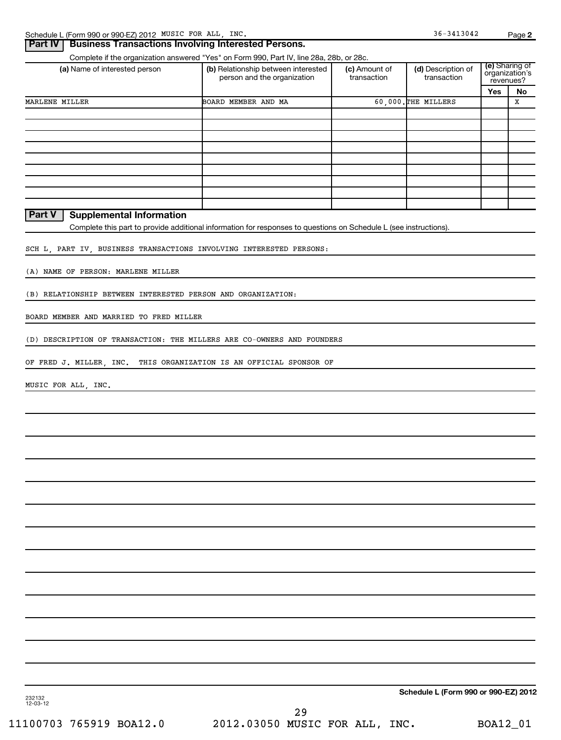Schedule L (Form 990 or 990-EZ) 2012 MUSIC FOR ALL, INC. 36-3413042 Page **2**

## Part IV Business Transactions Involving Interested Persons.

Complete if the organization answered "Yes" on Form 990, Part IV, line 28a, 28b, or 28c.

| (a) Name of interested person | (b) Relationship between interested person and the organization | (c) Amount of transaction | (d) Description of transaction | (e) Sharing of organization's revenues? | |
|---|---|---|---|---|---|
| | | | | Yes | No |
| MARLENE MILLER | BOARD MEMBER AND MA | 60,000. | THE MILLERS | | X |
| | | | | | |
| | | | | | |
| | | | | | |
| | | | | | |
| | | | | | |
| | | | | | |
| | | | | | |
| | | | | | |

## Part V Supplemental Information

Complete this part to provide additional information for responses to questions on Schedule L (see instructions).

SCH L, PART IV, BUSINESS TRANSACTIONS INVOLVING INTERESTED PERSONS:

(A) NAME OF PERSON: MARLENE MILLER

(B) RELATIONSHIP BETWEEN INTERESTED PERSON AND ORGANIZATION:

BOARD MEMBER AND MARRIED TO FRED MILLER

(D) DESCRIPTION OF TRANSACTION: THE MILLERS ARE CO-OWNERS AND FOUNDERS

OF FRED J. MILLER, INC. THIS ORGANIZATION IS AN OFFICIAL SPONSOR OF

MUSIC FOR ALL, INC.

232132
12-03-12

**Schedule L (Form 990 or 990-EZ) 2012**

11100703 765919 BOA12.0 2012.03050 MUSIC FOR ALL, INC. BOA12_01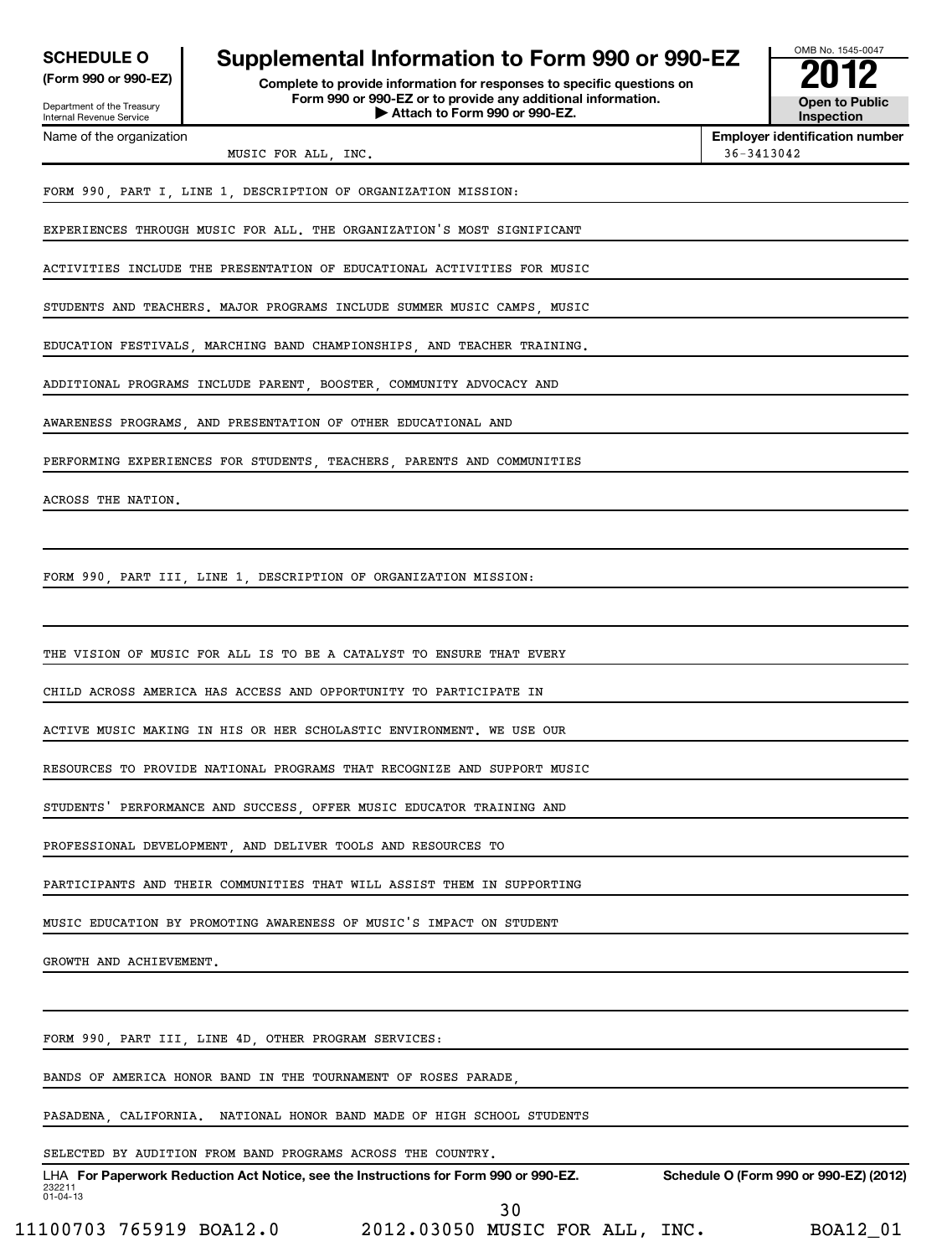**SCHEDULE O (Form 990 or 990-EZ)**

Department of the Treasury
Internal Revenue Service

# Supplemental Information to Form 990 or 990-EZ

**Complete to provide information for responses to specific questions on Form 990 or 990-EZ or to provide any additional information.**
**▶ Attach to Form 990 or 990-EZ.**

OMB No. 1545-0047

**2012**

**Open to Public Inspection**

| Name of the organization | Employer identification number |
| --- | --- |
| MUSIC FOR ALL, INC. | 36-3413042 |

FORM 990, PART I, LINE 1, DESCRIPTION OF ORGANIZATION MISSION:

EXPERIENCES THROUGH MUSIC FOR ALL. THE ORGANIZATION'S MOST SIGNIFICANT ACTIVITIES INCLUDE THE PRESENTATION OF EDUCATIONAL ACTIVITIES FOR MUSIC STUDENTS AND TEACHERS. MAJOR PROGRAMS INCLUDE SUMMER MUSIC CAMPS, MUSIC EDUCATION FESTIVALS, MARCHING BAND CHAMPIONSHIPS, AND TEACHER TRAINING. ADDITIONAL PROGRAMS INCLUDE PARENT, BOOSTER, COMMUNITY ADVOCACY AND AWARENESS PROGRAMS, AND PRESENTATION OF OTHER EDUCATIONAL AND PERFORMING EXPERIENCES FOR STUDENTS, TEACHERS, PARENTS AND COMMUNITIES ACROSS THE NATION.

FORM 990, PART III, LINE 1, DESCRIPTION OF ORGANIZATION MISSION:

THE VISION OF MUSIC FOR ALL IS TO BE A CATALYST TO ENSURE THAT EVERY CHILD ACROSS AMERICA HAS ACCESS AND OPPORTUNITY TO PARTICIPATE IN ACTIVE MUSIC MAKING IN HIS OR HER SCHOLASTIC ENVIRONMENT. WE USE OUR RESOURCES TO PROVIDE NATIONAL PROGRAMS THAT RECOGNIZE AND SUPPORT MUSIC STUDENTS' PERFORMANCE AND SUCCESS, OFFER MUSIC EDUCATOR TRAINING AND PROFESSIONAL DEVELOPMENT, AND DELIVER TOOLS AND RESOURCES TO PARTICIPANTS AND THEIR COMMUNITIES THAT WILL ASSIST THEM IN SUPPORTING MUSIC EDUCATION BY PROMOTING AWARENESS OF MUSIC'S IMPACT ON STUDENT GROWTH AND ACHIEVEMENT.

FORM 990, PART III, LINE 4D, OTHER PROGRAM SERVICES:

BANDS OF AMERICA HONOR BAND IN THE TOURNAMENT OF ROSES PARADE, PASADENA, CALIFORNIA. NATIONAL HONOR BAND MADE OF HIGH SCHOOL STUDENTS SELECTED BY AUDITION FROM BAND PROGRAMS ACROSS THE COUNTRY.

LHA **For Paperwork Reduction Act Notice, see the Instructions for Form 990 or 990-EZ.** **Schedule O (Form 990 or 990-EZ) (2012)**

232211
01-04-13

11100703 765919 BOA12.0 2012.03050 MUSIC FOR ALL, INC. BOA12_01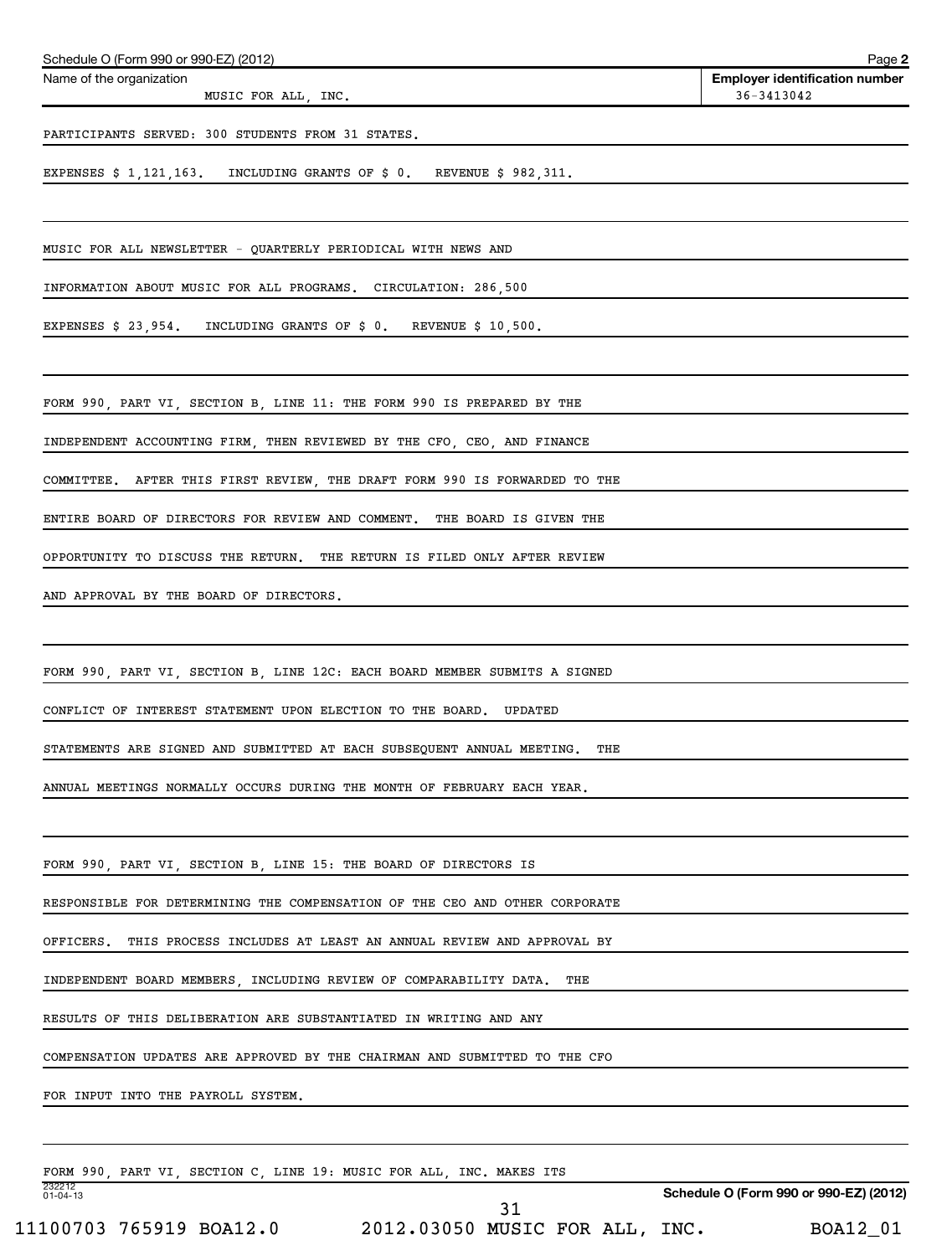Name of the organization: MUSIC FOR ALL, INC.

**Employer identification number:** 36-3413042

PARTICIPANTS SERVED: 300 STUDENTS FROM 31 STATES.

EXPENSES $ 1,121,163. INCLUDING GRANTS OF $ 0. REVENUE $ 982,311.

MUSIC FOR ALL NEWSLETTER - QUARTERLY PERIODICAL WITH NEWS AND INFORMATION ABOUT MUSIC FOR ALL PROGRAMS. CIRCULATION: 286,500

EXPENSES $ 23,954. INCLUDING GRANTS OF $ 0. REVENUE $ 10,500.

FORM 990, PART VI, SECTION B, LINE 11: THE FORM 990 IS PREPARED BY THE INDEPENDENT ACCOUNTING FIRM, THEN REVIEWED BY THE CFO, CEO, AND FINANCE COMMITTEE. AFTER THIS FIRST REVIEW, THE DRAFT FORM 990 IS FORWARDED TO THE ENTIRE BOARD OF DIRECTORS FOR REVIEW AND COMMENT. THE BOARD IS GIVEN THE OPPORTUNITY TO DISCUSS THE RETURN. THE RETURN IS FILED ONLY AFTER REVIEW AND APPROVAL BY THE BOARD OF DIRECTORS.

FORM 990, PART VI, SECTION B, LINE 12C: EACH BOARD MEMBER SUBMITS A SIGNED CONFLICT OF INTEREST STATEMENT UPON ELECTION TO THE BOARD. UPDATED STATEMENTS ARE SIGNED AND SUBMITTED AT EACH SUBSEQUENT ANNUAL MEETING. THE ANNUAL MEETINGS NORMALLY OCCURS DURING THE MONTH OF FEBRUARY EACH YEAR.

FORM 990, PART VI, SECTION B, LINE 15: THE BOARD OF DIRECTORS IS RESPONSIBLE FOR DETERMINING THE COMPENSATION OF THE CEO AND OTHER CORPORATE OFFICERS. THIS PROCESS INCLUDES AT LEAST AN ANNUAL REVIEW AND APPROVAL BY INDEPENDENT BOARD MEMBERS, INCLUDING REVIEW OF COMPARABILITY DATA. THE RESULTS OF THIS DELIBERATION ARE SUBSTANTIATED IN WRITING AND ANY COMPENSATION UPDATES ARE APPROVED BY THE CHAIRMAN AND SUBMITTED TO THE CFO FOR INPUT INTO THE PAYROLL SYSTEM.

FORM 990, PART VI, SECTION C, LINE 19: MUSIC FOR ALL, INC. MAKES ITS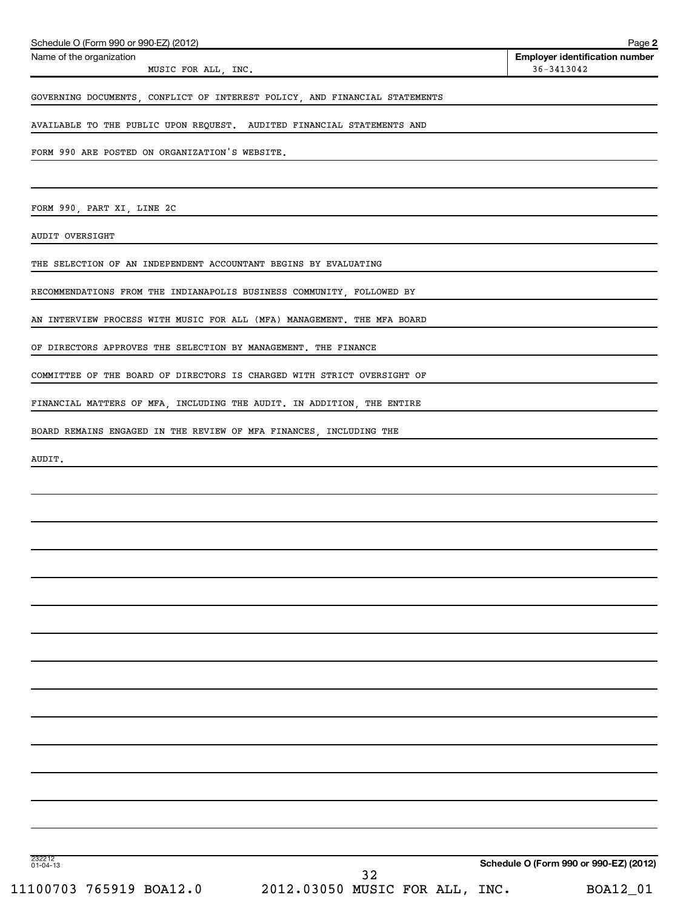Schedule O (Form 990 or 990-EZ) (2012) Page **2**

| Name of the organization | Employer identification number |
|---|---|
| MUSIC FOR ALL, INC. | 36-3413042 |

GOVERNING DOCUMENTS, CONFLICT OF INTEREST POLICY, AND FINANCIAL STATEMENTS AVAILABLE TO THE PUBLIC UPON REQUEST. AUDITED FINANCIAL STATEMENTS AND FORM 990 ARE POSTED ON ORGANIZATION'S WEBSITE.

FORM 990, PART XI, LINE 2C

AUDIT OVERSIGHT

THE SELECTION OF AN INDEPENDENT ACCOUNTANT BEGINS BY EVALUATING RECOMMENDATIONS FROM THE INDIANAPOLIS BUSINESS COMMUNITY, FOLLOWED BY AN INTERVIEW PROCESS WITH MUSIC FOR ALL (MFA) MANAGEMENT. THE MFA BOARD OF DIRECTORS APPROVES THE SELECTION BY MANAGEMENT. THE FINANCE COMMITTEE OF THE BOARD OF DIRECTORS IS CHARGED WITH STRICT OVERSIGHT OF FINANCIAL MATTERS OF MFA, INCLUDING THE AUDIT. IN ADDITION, THE ENTIRE BOARD REMAINS ENGAGED IN THE REVIEW OF MFA FINANCES, INCLUDING THE AUDIT.

**Schedule O (Form 990 or 990-EZ) (2012)**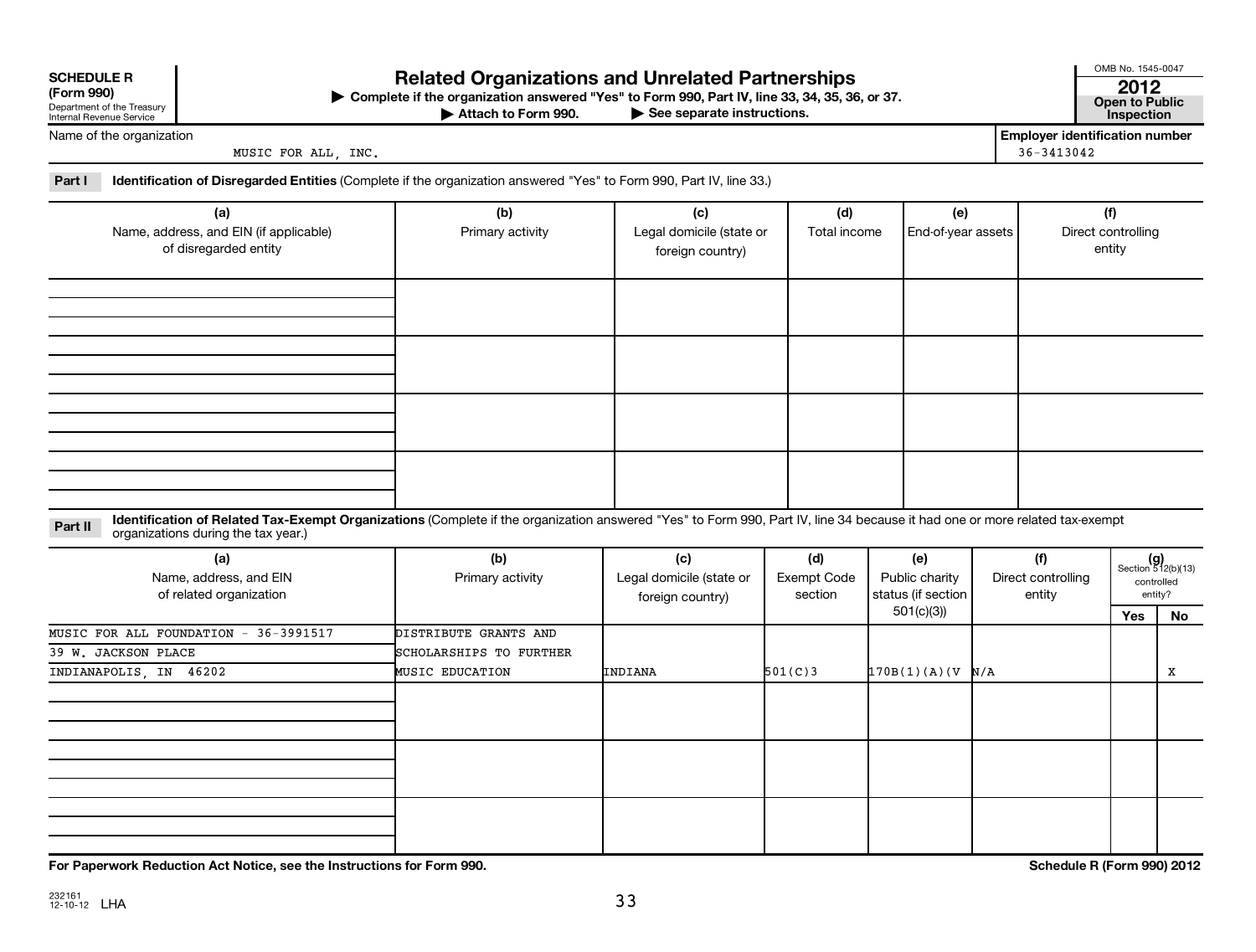**SCHEDULE R (Form 990)**
Department of the Treasury
Internal Revenue Service

# Related Organizations and Unrelated Partnerships

▶ Complete if the organization answered "Yes" to Form 990, Part IV, line 33, 34, 35, 36, or 37.
▶ Attach to Form 990. ▶ See separate instructions.

OMB No. 1545-0047
**2012**
**Open to Public Inspection**

Name of the organization: MUSIC FOR ALL, INC.

**Employer identification number:** 36-3413042

**Part I** **Identification of Disregarded Entities** (Complete if the organization answered "Yes" to Form 990, Part IV, line 33.)

| (a) Name, address, and EIN (if applicable) of disregarded entity | (b) Primary activity | (c) Legal domicile (state or foreign country) | (d) Total income | (e) End-of-year assets | (f) Direct controlling entity |
|---|---|---|---|---|---|
| | | | | | |
| | | | | | |
| | | | | | |
| | | | | | |

**Part II** **Identification of Related Tax-Exempt Organizations** (Complete if the organization answered "Yes" to Form 990, Part IV, line 34 because it had one or more related tax-exempt organizations during the tax year.)

| (a) Name, address, and EIN of related organization | (b) Primary activity | (c) Legal domicile (state or foreign country) | (d) Exempt Code section | (e) Public charity status (if section 501(c)(3)) | (f) Direct controlling entity | (g) Section 512(b)(13) controlled entity? Yes | No |
|---|---|---|---|---|---|---|---|
| MUSIC FOR ALL FOUNDATION - 36-3991517<br>39 W. JACKSON PLACE<br>INDIANAPOLIS, IN 46202 | DISTRIBUTE GRANTS AND SCHOLARSHIPS TO FURTHER MUSIC EDUCATION | INDIANA | 501(C)3 | 170B(1)(A)(V | N/A | | X |
| | | | | | | | |
| | | | | | | | |
| | | | | | | | |

**For Paperwork Reduction Act Notice, see the Instructions for Form 990.** **Schedule R (Form 990) 2012**

232161 12-10-12 LHA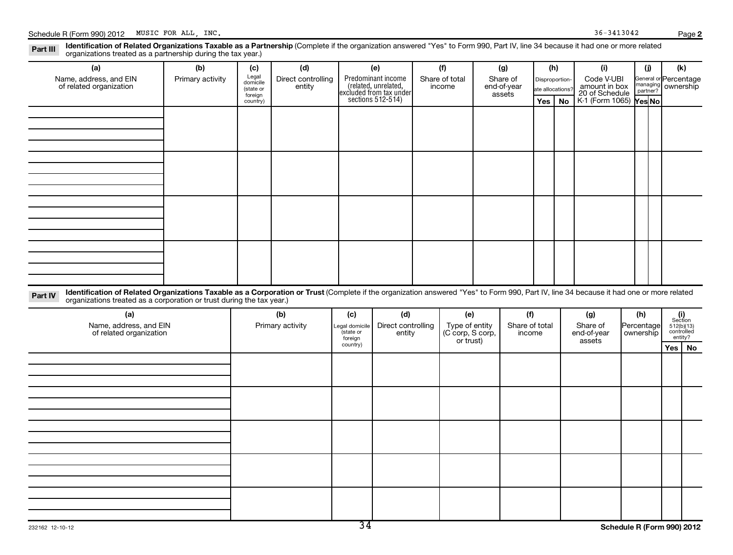Schedule R (Form 990) 2012 MUSIC FOR ALL, INC. 36-3413042

**Part III** **Identification of Related Organizations Taxable as a Partnership** (Complete if the organization answered "Yes" to Form 990, Part IV, line 34 because it had one or more related organizations treated as a partnership during the tax year.)

| (a) Name, address, and EIN of related organization | (b) Primary activity | (c) Legal domicile (state or foreign country) | (d) Direct controlling entity | (e) Predominant income (related, unrelated, excluded from tax under sections 512-514) | (f) Share of total income | (g) Share of end-of-year assets | (h) Disproportionate allocations? Yes | (h) No | (i) Code V-UBI amount in box 20 of Schedule K-1 (Form 1065) | (j) General or managing partner? Yes | (j) No | (k) Percentage ownership |
|---|---|---|---|---|---|---|---|---|---|---|---|---|
| | | | | | | | | | | | | |
| | | | | | | | | | | | | |
| | | | | | | | | | | | | |
| | | | | | | | | | | | | |

**Part IV** **Identification of Related Organizations Taxable as a Corporation or Trust** (Complete if the organization answered "Yes" to Form 990, Part IV, line 34 because it had one or more related organizations treated as a corporation or trust during the tax year.)

| (a) Name, address, and EIN of related organization | (b) Primary activity | (c) Legal domicile (state or foreign country) | (d) Direct controlling entity | (e) Type of entity (C corp, S corp, or trust) | (f) Share of total income | (g) Share of end-of-year assets | (h) Percentage ownership | (i) Section 512(b)(13) controlled entity? Yes | (i) No |
|---|---|---|---|---|---|---|---|---|---|
| | | | | | | | | | |
| | | | | | | | | | |
| | | | | | | | | | |
| | | | | | | | | | |
| | | | | | | | | | |

232162 12-10-12

Schedule R (Form 990) 2012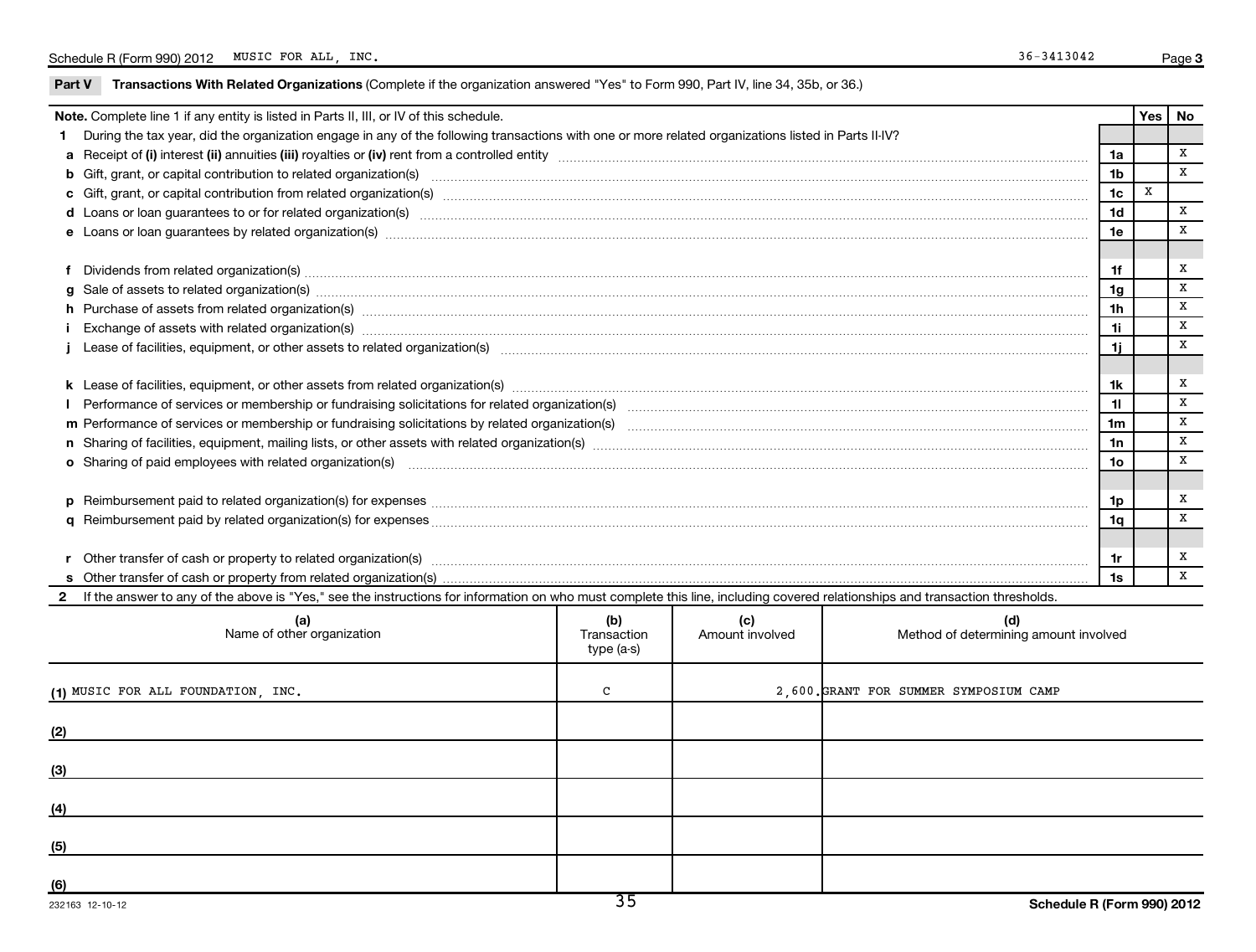Schedule R (Form 990) 2012 MUSIC FOR ALL, INC. 36-3413042

## Part V Transactions With Related Organizations (Complete if the organization answered "Yes" to Form 990, Part IV, line 34, 35b, or 36.)

| Note. Complete line 1 if any entity is listed in Parts II, III, or IV of this schedule. | | Yes | No |
|---|---|---|---|
| **1** During the tax year, did the organization engage in any of the following transactions with one or more related organizations listed in Parts II-IV? | | | |
| **a** Receipt of **(i)** interest **(ii)** annuities **(iii)** royalties or **(iv)** rent from a controlled entity | 1a | | X |
| **b** Gift, grant, or capital contribution to related organization(s) | 1b | | X |
| **c** Gift, grant, or capital contribution from related organization(s) | 1c | X | |
| **d** Loans or loan guarantees to or for related organization(s) | 1d | | X |
| **e** Loans or loan guarantees by related organization(s) | 1e | | X |
| **f** Dividends from related organization(s) | 1f | | X |
| **g** Sale of assets to related organization(s) | 1g | | X |
| **h** Purchase of assets from related organization(s) | 1h | | X |
| **i** Exchange of assets with related organization(s) | 1i | | X |
| **j** Lease of facilities, equipment, or other assets to related organization(s) | 1j | | X |
| **k** Lease of facilities, equipment, or other assets from related organization(s) | 1k | | X |
| **l** Performance of services or membership or fundraising solicitations for related organization(s) | 1l | | X |
| **m** Performance of services or membership or fundraising solicitations by related organization(s) | 1m | | X |
| **n** Sharing of facilities, equipment, mailing lists, or other assets with related organization(s) | 1n | | X |
| **o** Sharing of paid employees with related organization(s) | 1o | | X |
| **p** Reimbursement paid to related organization(s) for expenses | 1p | | X |
| **q** Reimbursement paid by related organization(s) for expenses | 1q | | X |
| **r** Other transfer of cash or property to related organization(s) | 1r | | X |
| **s** Other transfer of cash or property from related organization(s) | 1s | | X |

**2** If the answer to any of the above is "Yes," see the instructions for information on who must complete this line, including covered relationships and transaction thresholds.

| (a) Name of other organization | (b) Transaction type (a-s) | (c) Amount involved | (d) Method of determining amount involved |
|---|---|---|---|
| (1) MUSIC FOR ALL FOUNDATION, INC. | C | 2,600. | GRANT FOR SUMMER SYMPOSIUM CAMP |
| (2) | | | |
| (3) | | | |
| (4) | | | |
| (5) | | | |
| (6) | | | |

232163 12-10-12 Schedule R (Form 990) 2012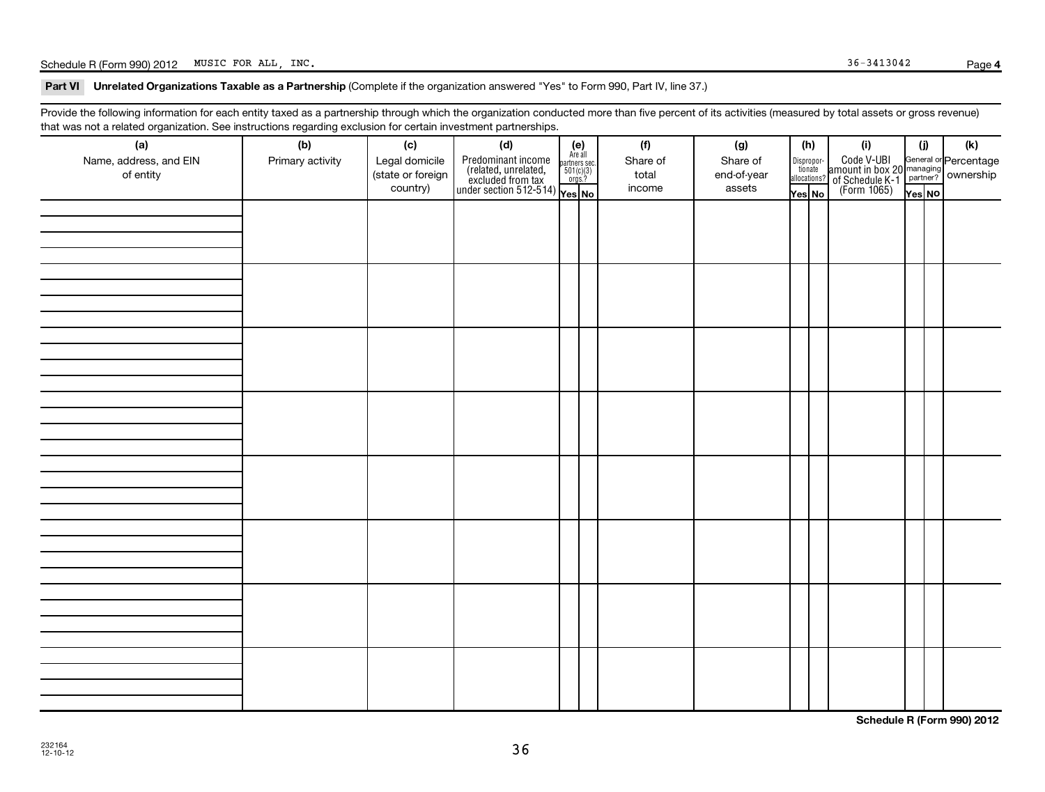**Part VI Unrelated Organizations Taxable as a Partnership** (Complete if the organization answered "Yes" to Form 990, Part IV, line 37.)

Provide the following information for each entity taxed as a partnership through which the organization conducted more than five percent of its activities (measured by total assets or gross revenue) that was not a related organization. See instructions regarding exclusion for certain investment partnerships.

| (a) Name, address, and EIN of entity | (b) Primary activity | (c) Legal domicile (state or foreign country) | (d) Predominant income (related, unrelated, excluded from tax under section 512-514) | (e) Are all partners sec. 501(c)(3) orgs.? Yes | (e) No | (f) Share of total income | (g) Share of end-of-year assets | (h) Disproportionate allocations? Yes | (h) No | (i) Code V-UBI amount in box 20 of Schedule K-1 (Form 1065) | (j) General or managing partner? Yes | (j) No | (k) Percentage ownership |
|---|---|---|---|---|---|---|---|---|---|---|---|---|---|
| | | | | | | | | | | | | | |
| | | | | | | | | | | | | | |
| | | | | | | | | | | | | | |
| | | | | | | | | | | | | | |
| | | | | | | | | | | | | | |
| | | | | | | | | | | | | | |
| | | | | | | | | | | | | | |
| | | | | | | | | | | | | | |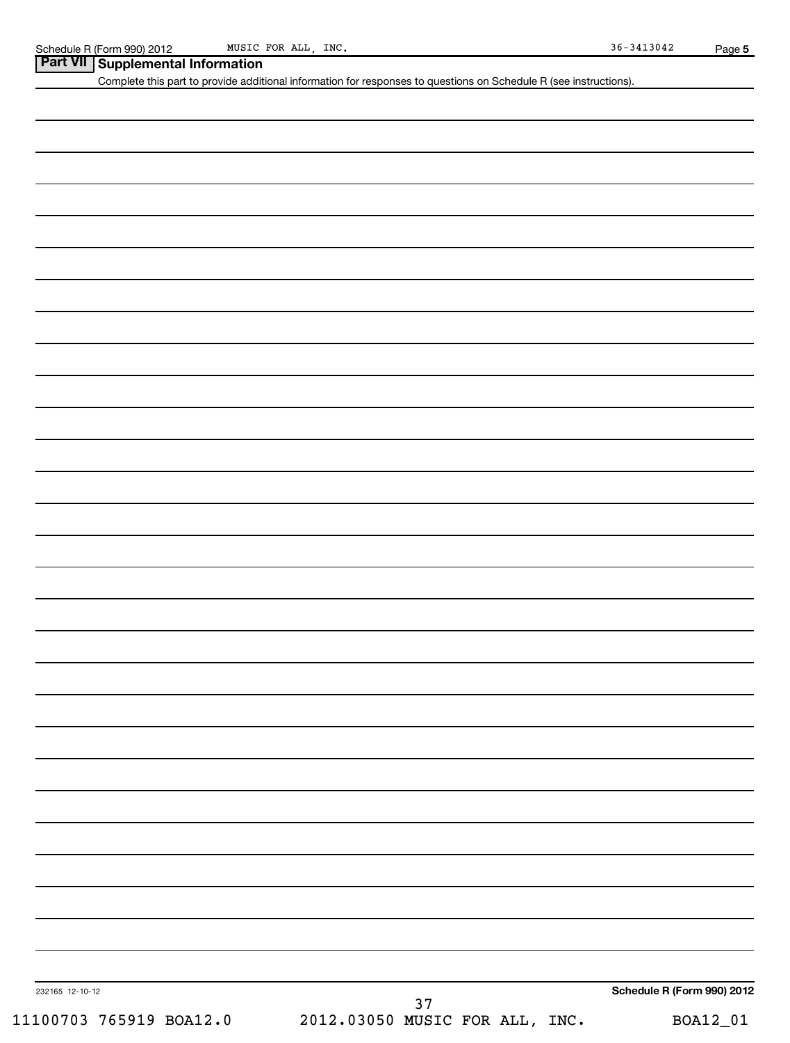Schedule R (Form 990) 2012 MUSIC FOR ALL, INC. 36-3413042

## Part VII Supplemental Information

Complete this part to provide additional information for responses to questions on Schedule R (see instructions).